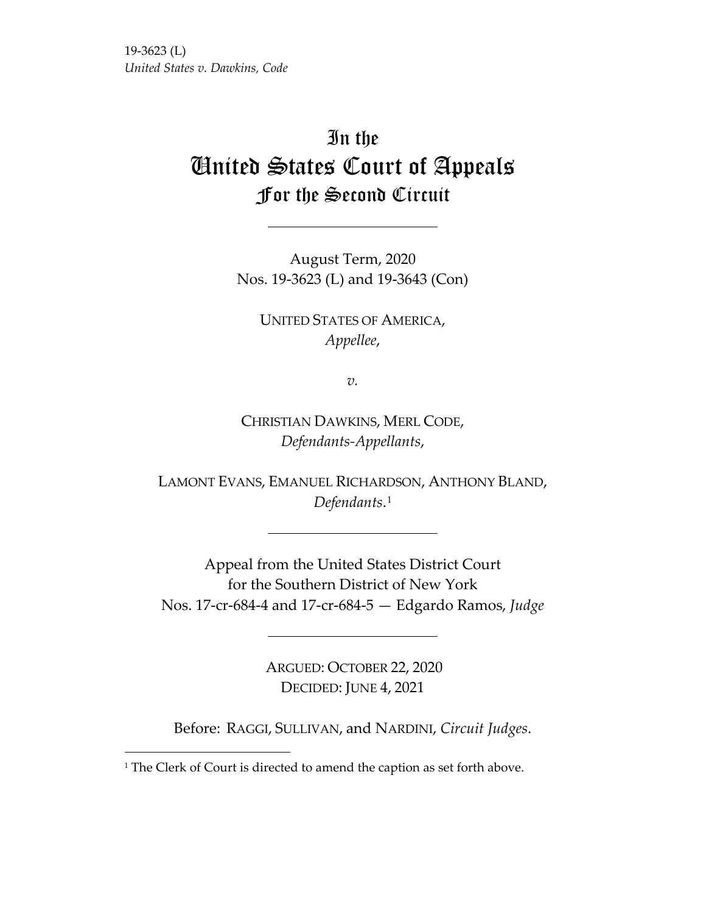19-3623 (L)
*United States v. Dawkins, Code*

# In the United States Court of Appeals For the Second Circuit

August Term, 2020
Nos. 19-3623 (L) and 19-3643 (Con)

UNITED STATES OF AMERICA,
*Appellee*,

*v.*

CHRISTIAN DAWKINS, MERL CODE,
*Defendants-Appellants*,

LAMONT EVANS, EMANUEL RICHARDSON, ANTHONY BLAND,
*Defendants*.[1]

Appeal from the United States District Court
for the Southern District of New York
Nos. 17-cr-684-4 and 17-cr-684-5 — Edgardo Ramos, *Judge*

ARGUED: OCTOBER 22, 2020
DECIDED: JUNE 4, 2021

Before: RAGGI, SULLIVAN, and NARDINI, *Circuit Judges*.

[1] The Clerk of Court is directed to amend the caption as set forth above.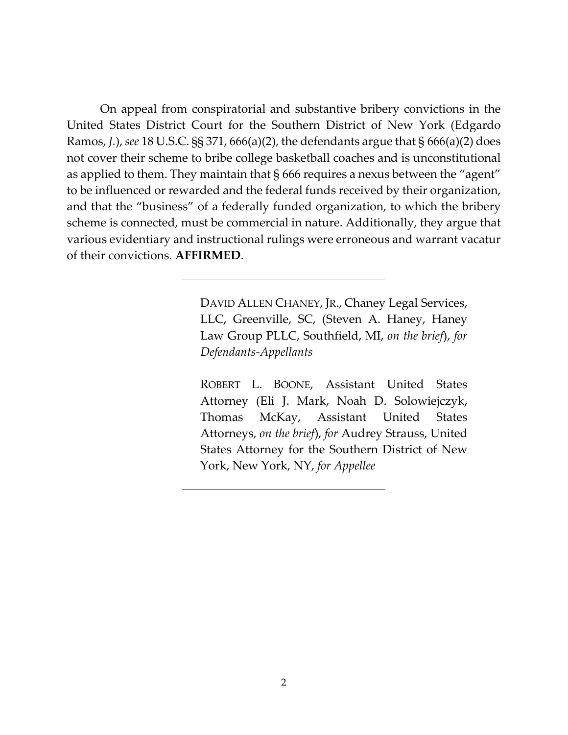On appeal from conspiratorial and substantive bribery convictions in the United States District Court for the Southern District of New York (Edgardo Ramos, *J.*), *see* 18 U.S.C. §§ 371, 666(a)(2), the defendants argue that § 666(a)(2) does not cover their scheme to bribe college basketball coaches and is unconstitutional as applied to them. They maintain that § 666 requires a nexus between the "agent" to be influenced or rewarded and the federal funds received by their organization, and that the "business" of a federally funded organization, to which the bribery scheme is connected, must be commercial in nature. Additionally, they argue that various evidentiary and instructional rulings were erroneous and warrant vacatur of their convictions. **AFFIRMED**.

---

DAVID ALLEN CHANEY, JR., Chaney Legal Services, LLC, Greenville, SC, (Steven A. Haney, Haney Law Group PLLC, Southfield, MI, *on the brief*), *for Defendants-Appellants*

ROBERT L. BOONE, Assistant United States Attorney (Eli J. Mark, Noah D. Solowiejczyk, Thomas McKay, Assistant United States Attorneys, *on the brief*), *for* Audrey Strauss, United States Attorney for the Southern District of New York, New York, NY, *for Appellee*

---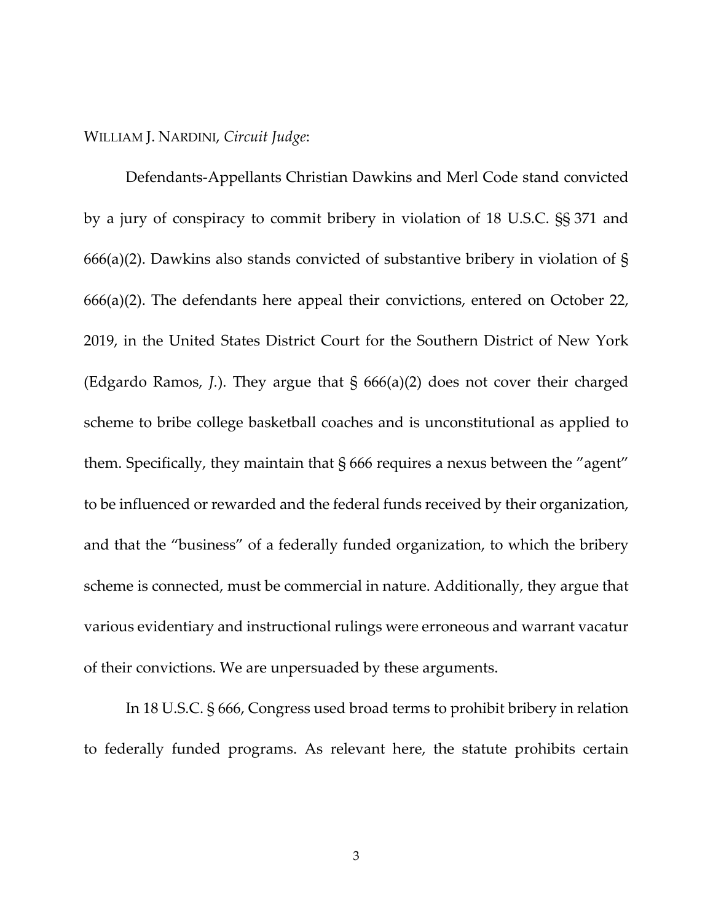WILLIAM J. NARDINI, *Circuit Judge*:

Defendants-Appellants Christian Dawkins and Merl Code stand convicted by a jury of conspiracy to commit bribery in violation of 18 U.S.C. §§ 371 and 666(a)(2). Dawkins also stands convicted of substantive bribery in violation of § 666(a)(2). The defendants here appeal their convictions, entered on October 22, 2019, in the United States District Court for the Southern District of New York (Edgardo Ramos, *J.*). They argue that § 666(a)(2) does not cover their charged scheme to bribe college basketball coaches and is unconstitutional as applied to them. Specifically, they maintain that § 666 requires a nexus between the "agent" to be influenced or rewarded and the federal funds received by their organization, and that the "business" of a federally funded organization, to which the bribery scheme is connected, must be commercial in nature. Additionally, they argue that various evidentiary and instructional rulings were erroneous and warrant vacatur of their convictions. We are unpersuaded by these arguments.

In 18 U.S.C. § 666, Congress used broad terms to prohibit bribery in relation to federally funded programs. As relevant here, the statute prohibits certain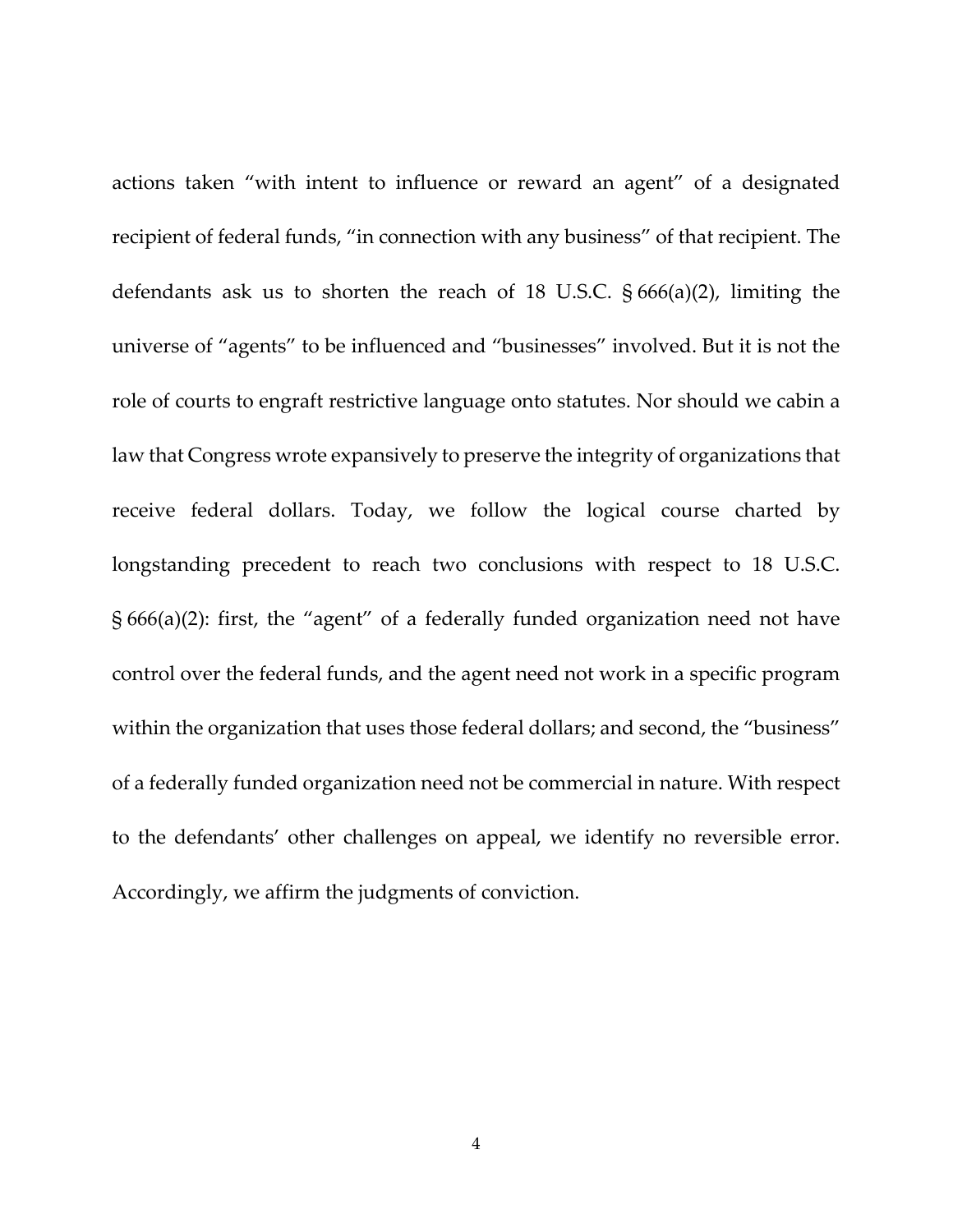actions taken "with intent to influence or reward an agent" of a designated recipient of federal funds, "in connection with any business" of that recipient. The defendants ask us to shorten the reach of 18 U.S.C. § 666(a)(2), limiting the universe of "agents" to be influenced and "businesses" involved. But it is not the role of courts to engraft restrictive language onto statutes. Nor should we cabin a law that Congress wrote expansively to preserve the integrity of organizations that receive federal dollars. Today, we follow the logical course charted by longstanding precedent to reach two conclusions with respect to 18 U.S.C. § 666(a)(2): first, the "agent" of a federally funded organization need not have control over the federal funds, and the agent need not work in a specific program within the organization that uses those federal dollars; and second, the "business" of a federally funded organization need not be commercial in nature. With respect to the defendants' other challenges on appeal, we identify no reversible error. Accordingly, we affirm the judgments of conviction.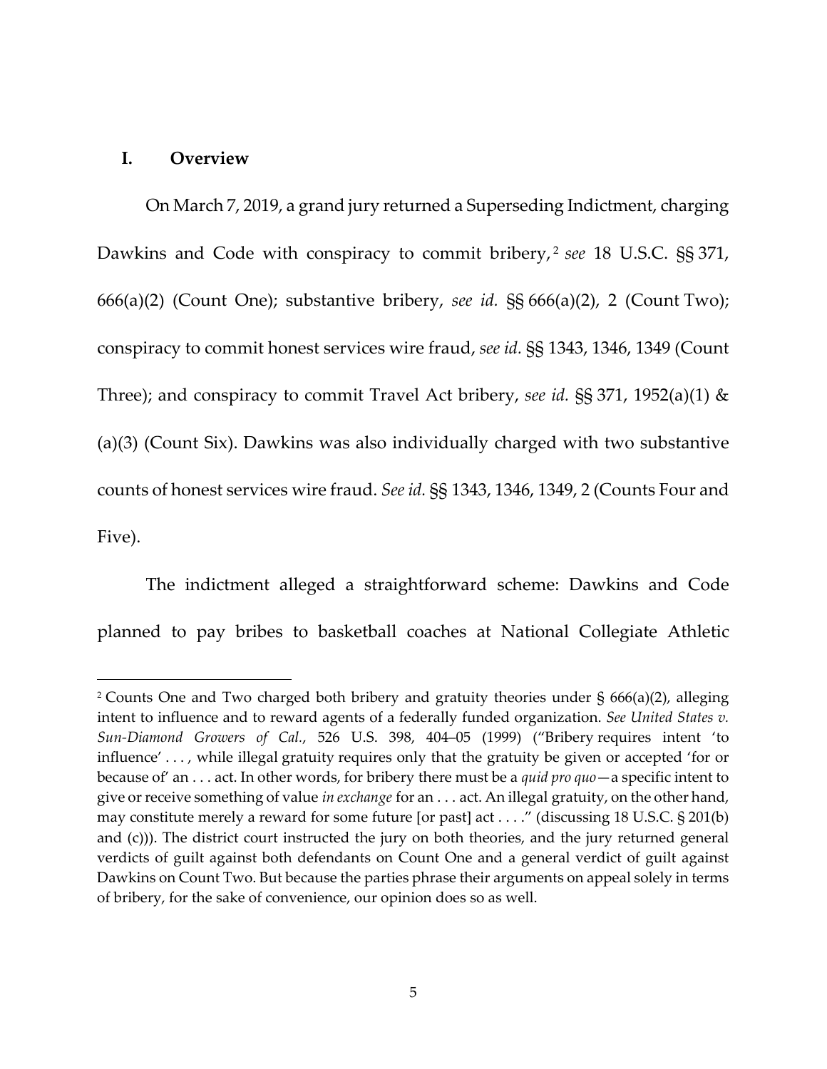## I. Overview

On March 7, 2019, a grand jury returned a Superseding Indictment, charging Dawkins and Code with conspiracy to commit bribery,[2] *see* 18 U.S.C. §§ 371, 666(a)(2) (Count One); substantive bribery, *see id.* §§ 666(a)(2), 2 (Count Two); conspiracy to commit honest services wire fraud, *see id.* §§ 1343, 1346, 1349 (Count Three); and conspiracy to commit Travel Act bribery, *see id.* §§ 371, 1952(a)(1) & (a)(3) (Count Six). Dawkins was also individually charged with two substantive counts of honest services wire fraud. *See id.* §§ 1343, 1346, 1349, 2 (Counts Four and Five).

The indictment alleged a straightforward scheme: Dawkins and Code planned to pay bribes to basketball coaches at National Collegiate Athletic

---

[2] Counts One and Two charged both bribery and gratuity theories under § 666(a)(2), alleging intent to influence and to reward agents of a federally funded organization. *See United States v. Sun-Diamond Growers of Cal.*, 526 U.S. 398, 404–05 (1999) ("Bribery requires intent 'to influence' . . . , while illegal gratuity requires only that the gratuity be given or accepted 'for or because of' an . . . act. In other words, for bribery there must be a *quid pro quo*—a specific intent to give or receive something of value *in exchange* for an . . . act. An illegal gratuity, on the other hand, may constitute merely a reward for some future [or past] act . . . ." (discussing 18 U.S.C. § 201(b) and (c))). The district court instructed the jury on both theories, and the jury returned general verdicts of guilt against both defendants on Count One and a general verdict of guilt against Dawkins on Count Two. But because the parties phrase their arguments on appeal solely in terms of bribery, for the sake of convenience, our opinion does so as well.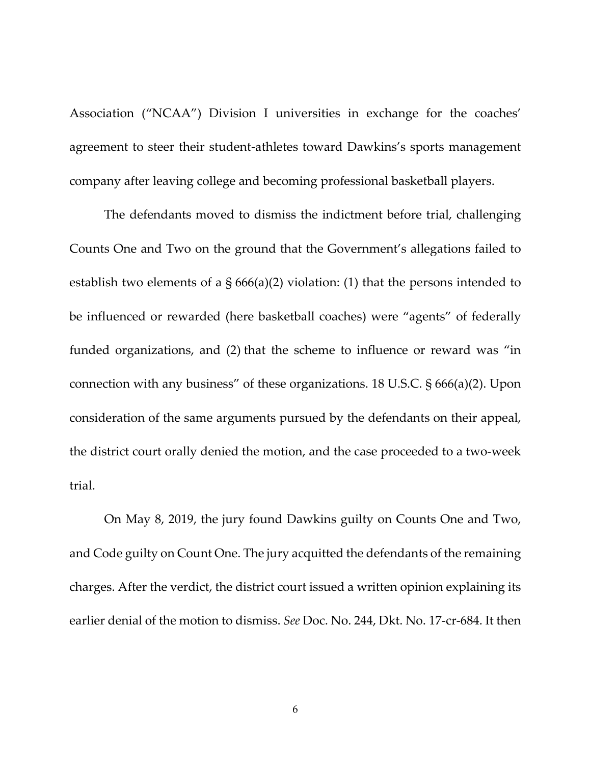Association ("NCAA") Division I universities in exchange for the coaches' agreement to steer their student-athletes toward Dawkins's sports management company after leaving college and becoming professional basketball players.

The defendants moved to dismiss the indictment before trial, challenging Counts One and Two on the ground that the Government's allegations failed to establish two elements of a § 666(a)(2) violation: (1) that the persons intended to be influenced or rewarded (here basketball coaches) were "agents" of federally funded organizations, and (2) that the scheme to influence or reward was "in connection with any business" of these organizations. 18 U.S.C. § 666(a)(2). Upon consideration of the same arguments pursued by the defendants on their appeal, the district court orally denied the motion, and the case proceeded to a two-week trial.

On May 8, 2019, the jury found Dawkins guilty on Counts One and Two, and Code guilty on Count One. The jury acquitted the defendants of the remaining charges. After the verdict, the district court issued a written opinion explaining its earlier denial of the motion to dismiss. *See* Doc. No. 244, Dkt. No. 17-cr-684. It then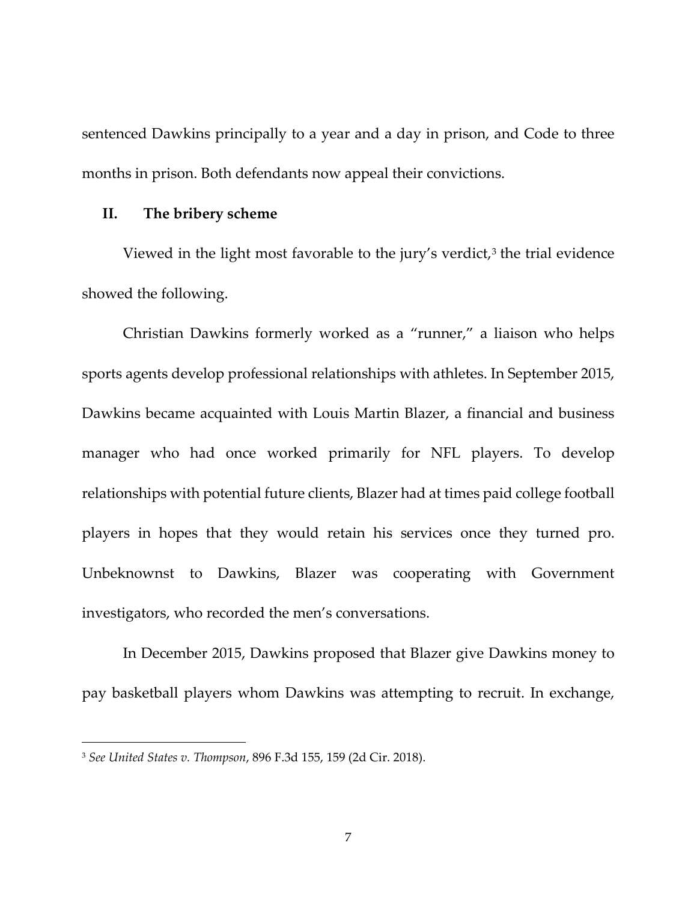sentenced Dawkins principally to a year and a day in prison, and Code to three months in prison. Both defendants now appeal their convictions.

## II. The bribery scheme

Viewed in the light most favorable to the jury's verdict,[3] the trial evidence showed the following.

Christian Dawkins formerly worked as a "runner," a liaison who helps sports agents develop professional relationships with athletes. In September 2015, Dawkins became acquainted with Louis Martin Blazer, a financial and business manager who had once worked primarily for NFL players. To develop relationships with potential future clients, Blazer had at times paid college football players in hopes that they would retain his services once they turned pro. Unbeknownst to Dawkins, Blazer was cooperating with Government investigators, who recorded the men's conversations.

In December 2015, Dawkins proposed that Blazer give Dawkins money to pay basketball players whom Dawkins was attempting to recruit. In exchange,

---

[3] *See United States v. Thompson*, 896 F.3d 155, 159 (2d Cir. 2018).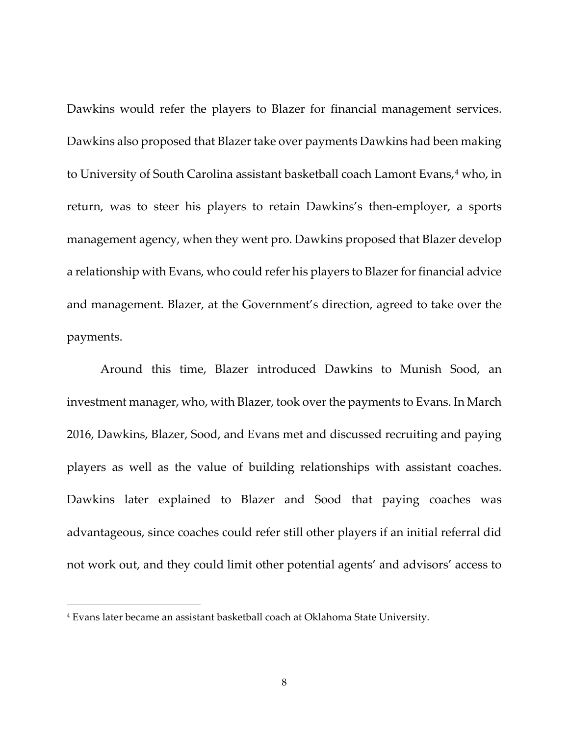Dawkins would refer the players to Blazer for financial management services. Dawkins also proposed that Blazer take over payments Dawkins had been making to University of South Carolina assistant basketball coach Lamont Evans,[4] who, in return, was to steer his players to retain Dawkins's then-employer, a sports management agency, when they went pro. Dawkins proposed that Blazer develop a relationship with Evans, who could refer his players to Blazer for financial advice and management. Blazer, at the Government's direction, agreed to take over the payments.

Around this time, Blazer introduced Dawkins to Munish Sood, an investment manager, who, with Blazer, took over the payments to Evans. In March 2016, Dawkins, Blazer, Sood, and Evans met and discussed recruiting and paying players as well as the value of building relationships with assistant coaches. Dawkins later explained to Blazer and Sood that paying coaches was advantageous, since coaches could refer still other players if an initial referral did not work out, and they could limit other potential agents' and advisors' access to

[4] Evans later became an assistant basketball coach at Oklahoma State University.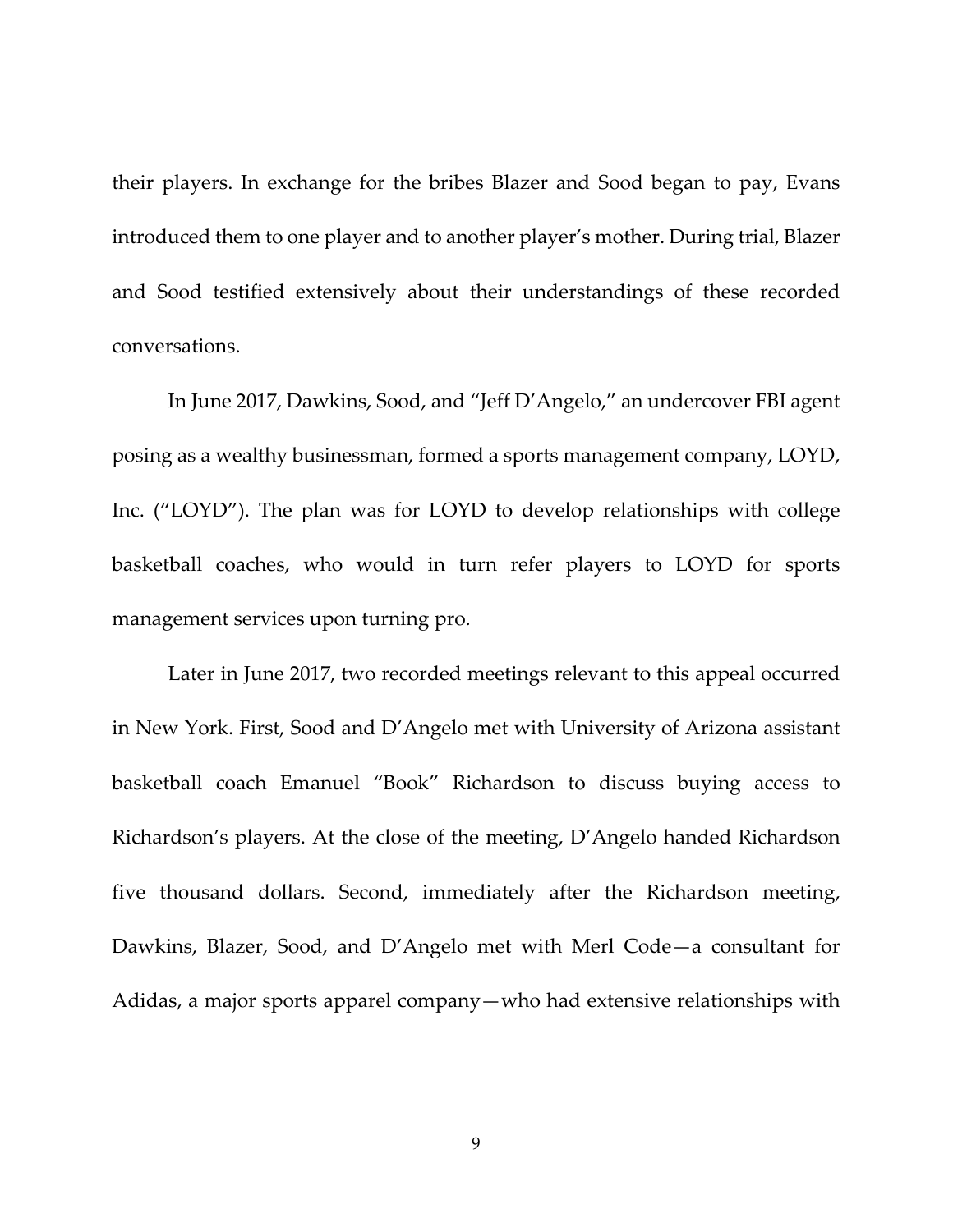their players. In exchange for the bribes Blazer and Sood began to pay, Evans introduced them to one player and to another player's mother. During trial, Blazer and Sood testified extensively about their understandings of these recorded conversations.

In June 2017, Dawkins, Sood, and "Jeff D'Angelo," an undercover FBI agent posing as a wealthy businessman, formed a sports management company, LOYD, Inc. ("LOYD"). The plan was for LOYD to develop relationships with college basketball coaches, who would in turn refer players to LOYD for sports management services upon turning pro.

Later in June 2017, two recorded meetings relevant to this appeal occurred in New York. First, Sood and D'Angelo met with University of Arizona assistant basketball coach Emanuel "Book" Richardson to discuss buying access to Richardson's players. At the close of the meeting, D'Angelo handed Richardson five thousand dollars. Second, immediately after the Richardson meeting, Dawkins, Blazer, Sood, and D'Angelo met with Merl Code—a consultant for Adidas, a major sports apparel company—who had extensive relationships with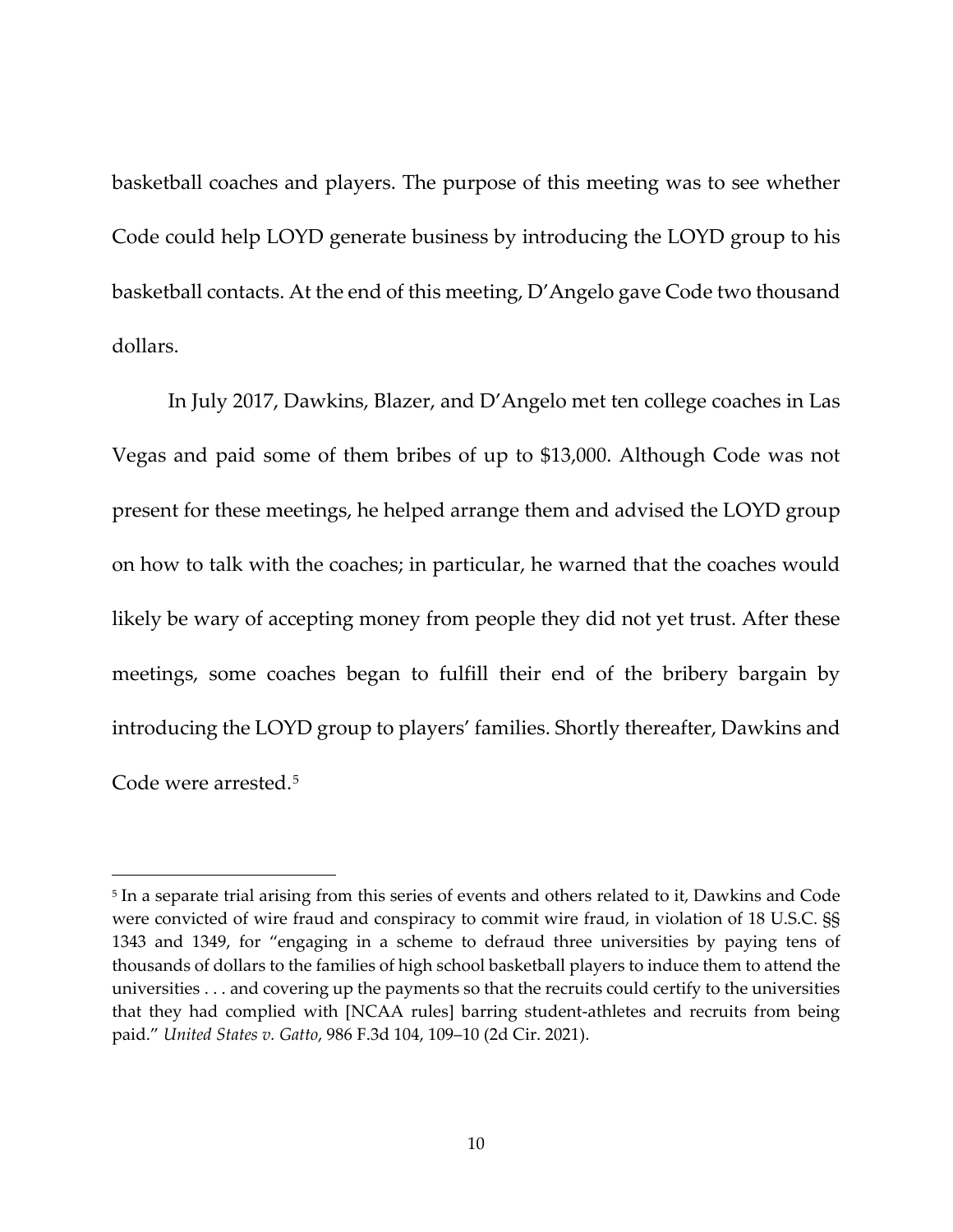basketball coaches and players. The purpose of this meeting was to see whether Code could help LOYD generate business by introducing the LOYD group to his basketball contacts. At the end of this meeting, D'Angelo gave Code two thousand dollars.

In July 2017, Dawkins, Blazer, and D'Angelo met ten college coaches in Las Vegas and paid some of them bribes of up to $13,000. Although Code was not present for these meetings, he helped arrange them and advised the LOYD group on how to talk with the coaches; in particular, he warned that the coaches would likely be wary of accepting money from people they did not yet trust. After these meetings, some coaches began to fulfill their end of the bribery bargain by introducing the LOYD group to players' families. Shortly thereafter, Dawkins and Code were arrested.[5]

---

[5] In a separate trial arising from this series of events and others related to it, Dawkins and Code were convicted of wire fraud and conspiracy to commit wire fraud, in violation of 18 U.S.C. §§ 1343 and 1349, for "engaging in a scheme to defraud three universities by paying tens of thousands of dollars to the families of high school basketball players to induce them to attend the universities . . . and covering up the payments so that the recruits could certify to the universities that they had complied with [NCAA rules] barring student-athletes and recruits from being paid." *United States v. Gatto*, 986 F.3d 104, 109–10 (2d Cir. 2021).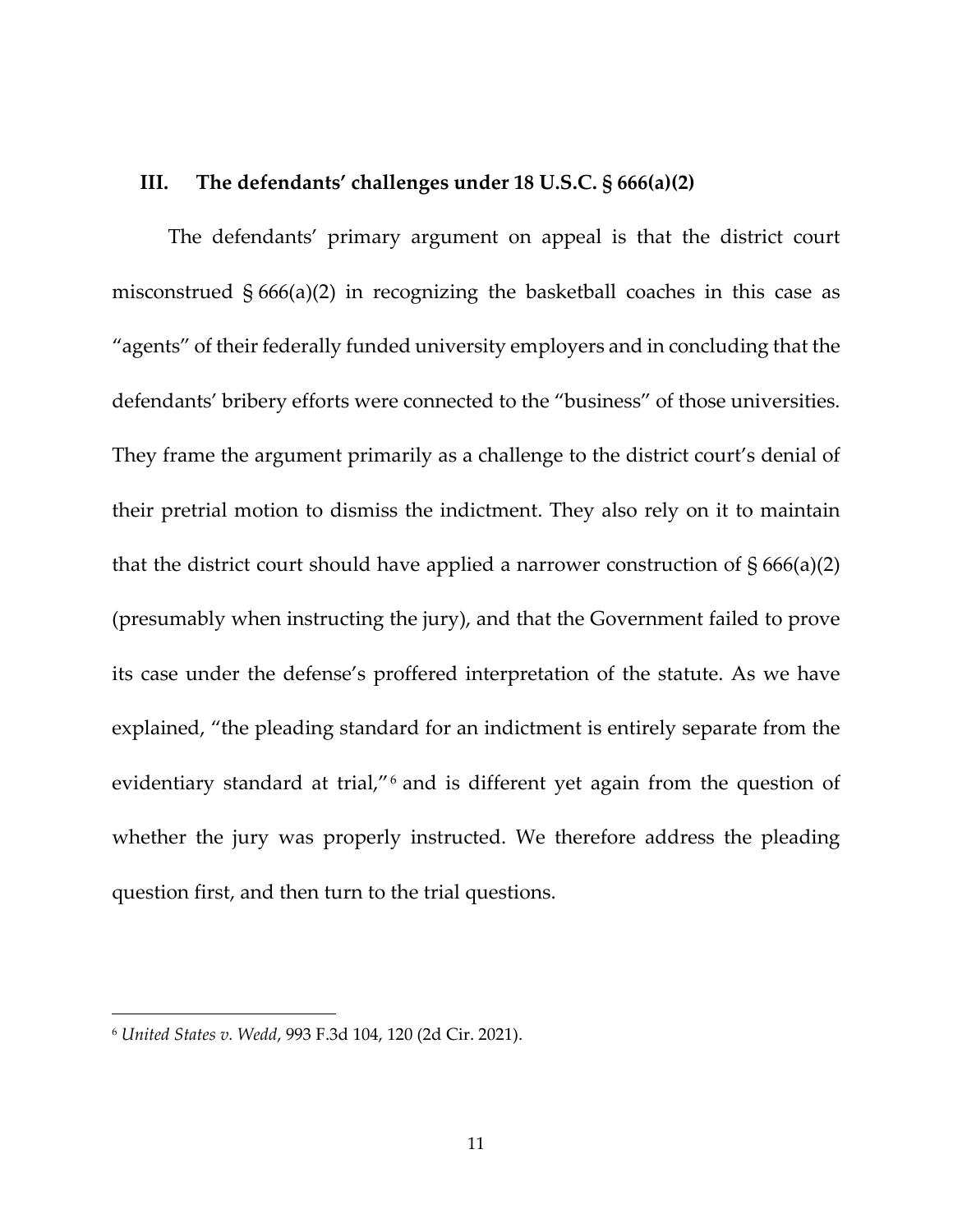## III. The defendants' challenges under 18 U.S.C. § 666(a)(2)

The defendants' primary argument on appeal is that the district court misconstrued § 666(a)(2) in recognizing the basketball coaches in this case as "agents" of their federally funded university employers and in concluding that the defendants' bribery efforts were connected to the "business" of those universities. They frame the argument primarily as a challenge to the district court's denial of their pretrial motion to dismiss the indictment. They also rely on it to maintain that the district court should have applied a narrower construction of § 666(a)(2) (presumably when instructing the jury), and that the Government failed to prove its case under the defense's proffered interpretation of the statute. As we have explained, "the pleading standard for an indictment is entirely separate from the evidentiary standard at trial,"[6] and is different yet again from the question of whether the jury was properly instructed. We therefore address the pleading question first, and then turn to the trial questions.

---

[6] *United States v. Wedd*, 993 F.3d 104, 120 (2d Cir. 2021).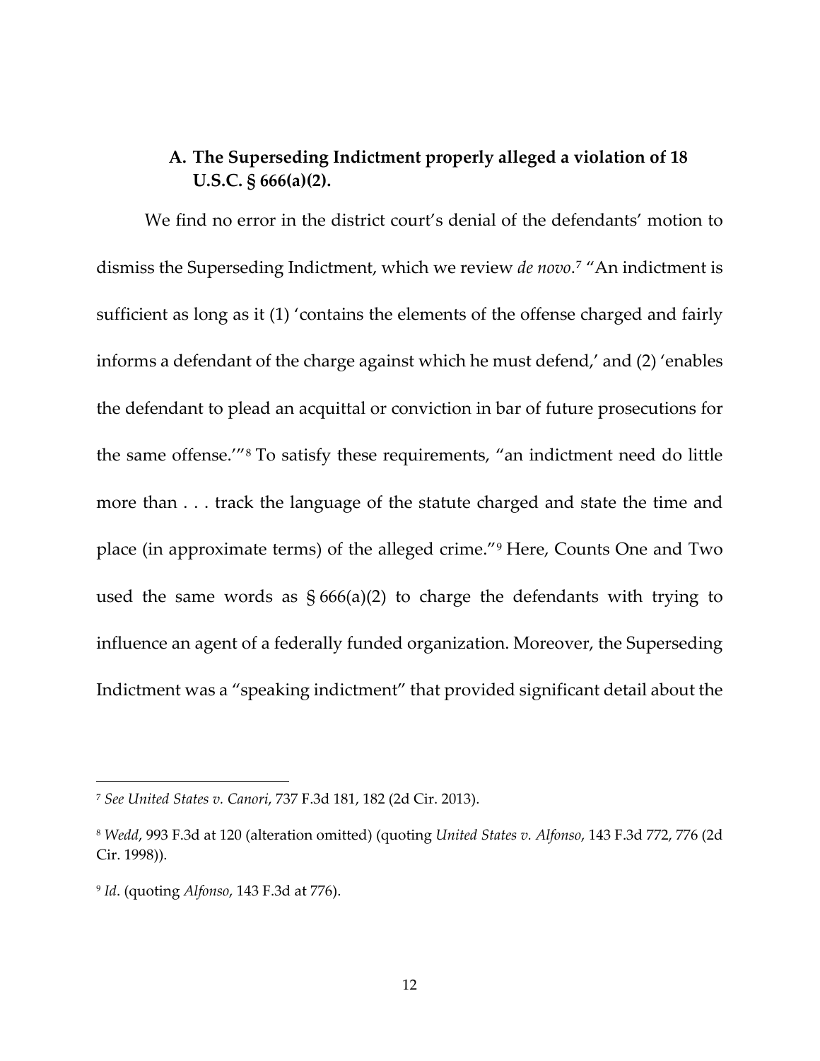### A. The Superseding Indictment properly alleged a violation of 18 U.S.C. § 666(a)(2).

We find no error in the district court's denial of the defendants' motion to dismiss the Superseding Indictment, which we review *de novo*.[7] "An indictment is sufficient as long as it (1) 'contains the elements of the offense charged and fairly informs a defendant of the charge against which he must defend,' and (2) 'enables the defendant to plead an acquittal or conviction in bar of future prosecutions for the same offense.'"[8] To satisfy these requirements, "an indictment need do little more than . . . track the language of the statute charged and state the time and place (in approximate terms) of the alleged crime."[9] Here, Counts One and Two used the same words as § 666(a)(2) to charge the defendants with trying to influence an agent of a federally funded organization. Moreover, the Superseding Indictment was a "speaking indictment" that provided significant detail about the

---

[7] *See United States v. Canori*, 737 F.3d 181, 182 (2d Cir. 2013).

[8] *Wedd*, 993 F.3d at 120 (alteration omitted) (quoting *United States v. Alfonso*, 143 F.3d 772, 776 (2d Cir. 1998)).

[9] *Id*. (quoting *Alfonso*, 143 F.3d at 776).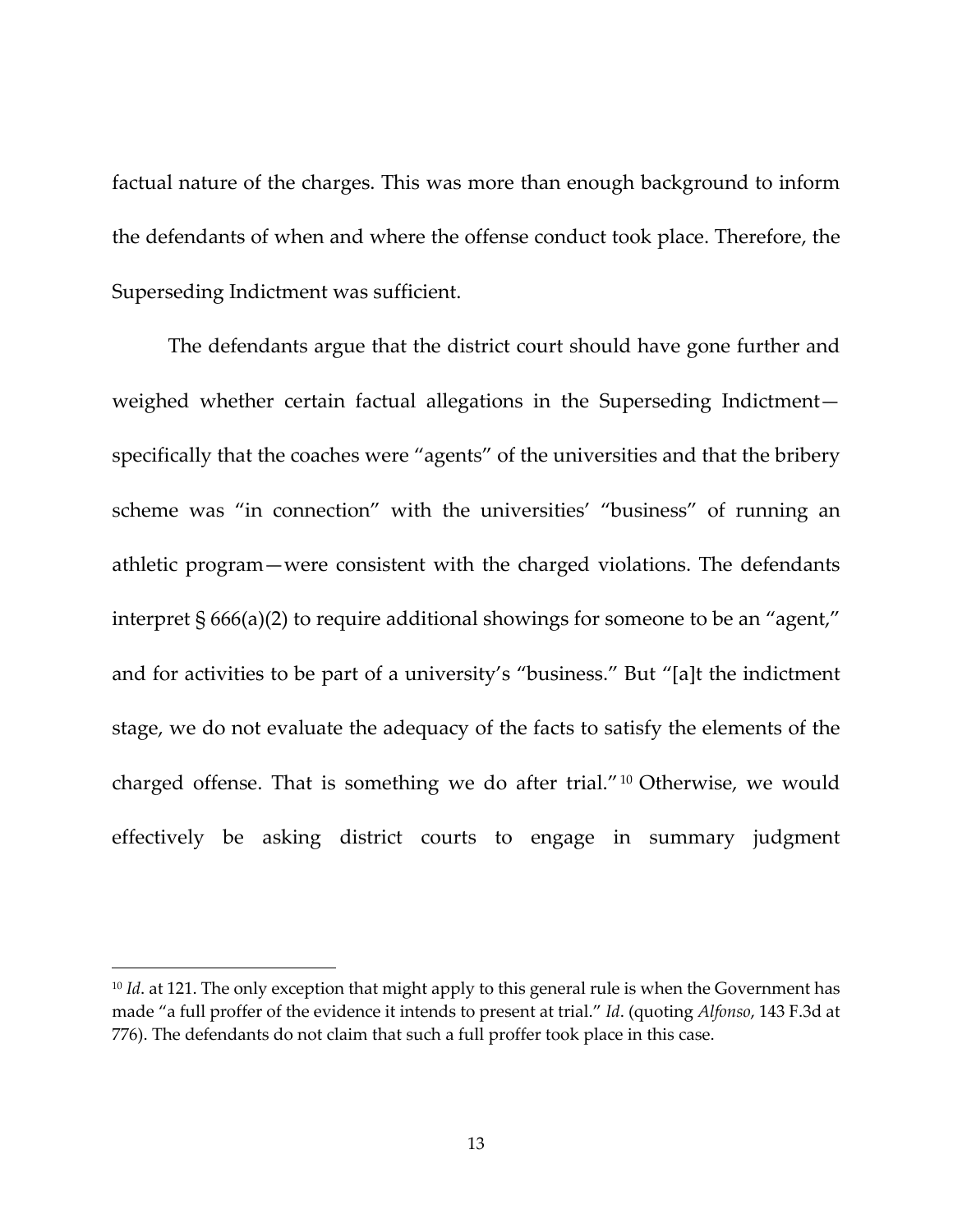factual nature of the charges. This was more than enough background to inform the defendants of when and where the offense conduct took place. Therefore, the Superseding Indictment was sufficient.

The defendants argue that the district court should have gone further and weighed whether certain factual allegations in the Superseding Indictment—specifically that the coaches were "agents" of the universities and that the bribery scheme was "in connection" with the universities' "business" of running an athletic program—were consistent with the charged violations. The defendants interpret § 666(a)(2) to require additional showings for someone to be an "agent," and for activities to be part of a university's "business." But "[a]t the indictment stage, we do not evaluate the adequacy of the facts to satisfy the elements of the charged offense. That is something we do after trial."[10] Otherwise, we would effectively be asking district courts to engage in summary judgment

---

[10] *Id*. at 121. The only exception that might apply to this general rule is when the Government has made "a full proffer of the evidence it intends to present at trial." *Id*. (quoting *Alfonso*, 143 F.3d at 776). The defendants do not claim that such a full proffer took place in this case.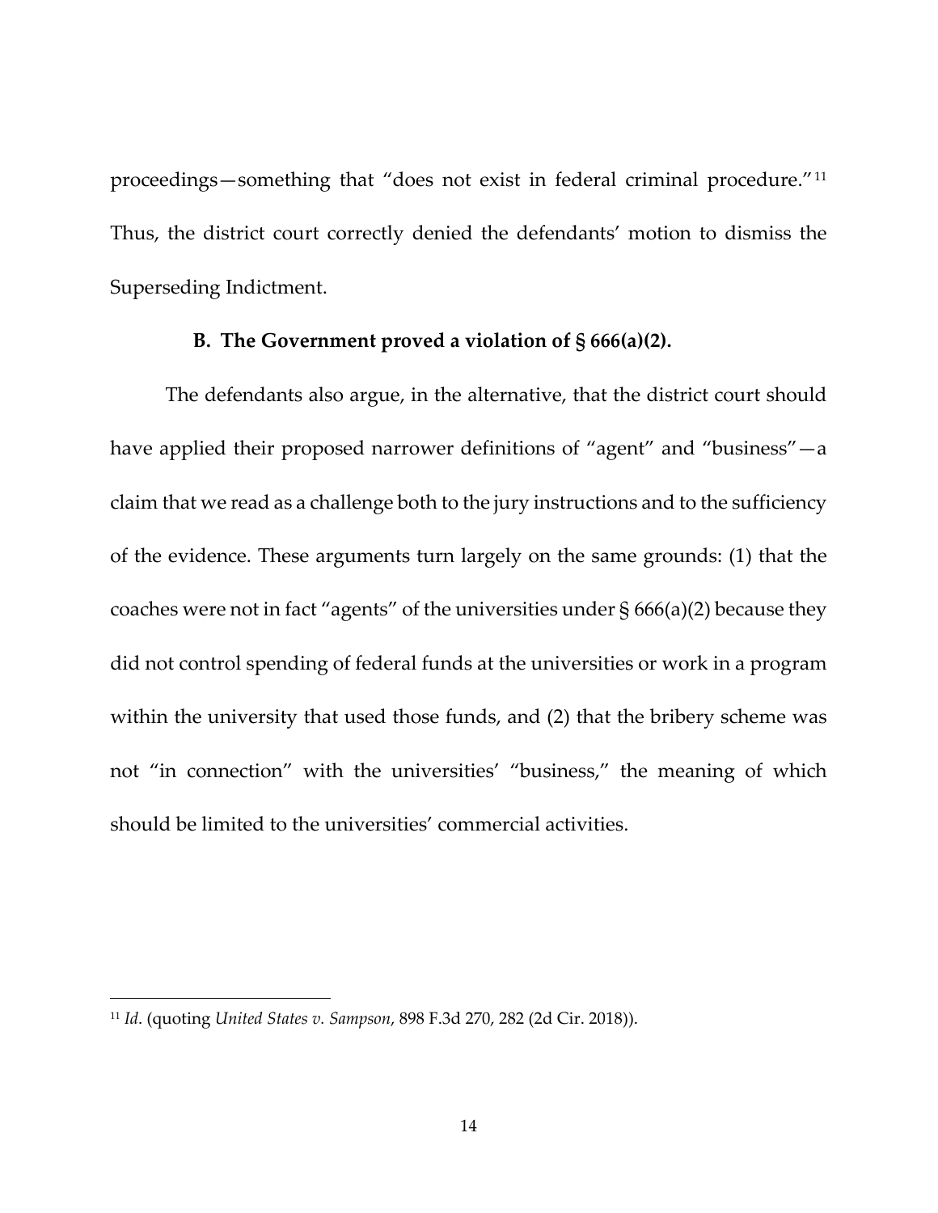proceedings—something that "does not exist in federal criminal procedure."[11] Thus, the district court correctly denied the defendants' motion to dismiss the Superseding Indictment.

### B. The Government proved a violation of § 666(a)(2).

The defendants also argue, in the alternative, that the district court should have applied their proposed narrower definitions of "agent" and "business"—a claim that we read as a challenge both to the jury instructions and to the sufficiency of the evidence. These arguments turn largely on the same grounds: (1) that the coaches were not in fact "agents" of the universities under § 666(a)(2) because they did not control spending of federal funds at the universities or work in a program within the university that used those funds, and (2) that the bribery scheme was not "in connection" with the universities' "business," the meaning of which should be limited to the universities' commercial activities.

---

[11] *Id*. (quoting *United States v. Sampson*, 898 F.3d 270, 282 (2d Cir. 2018)).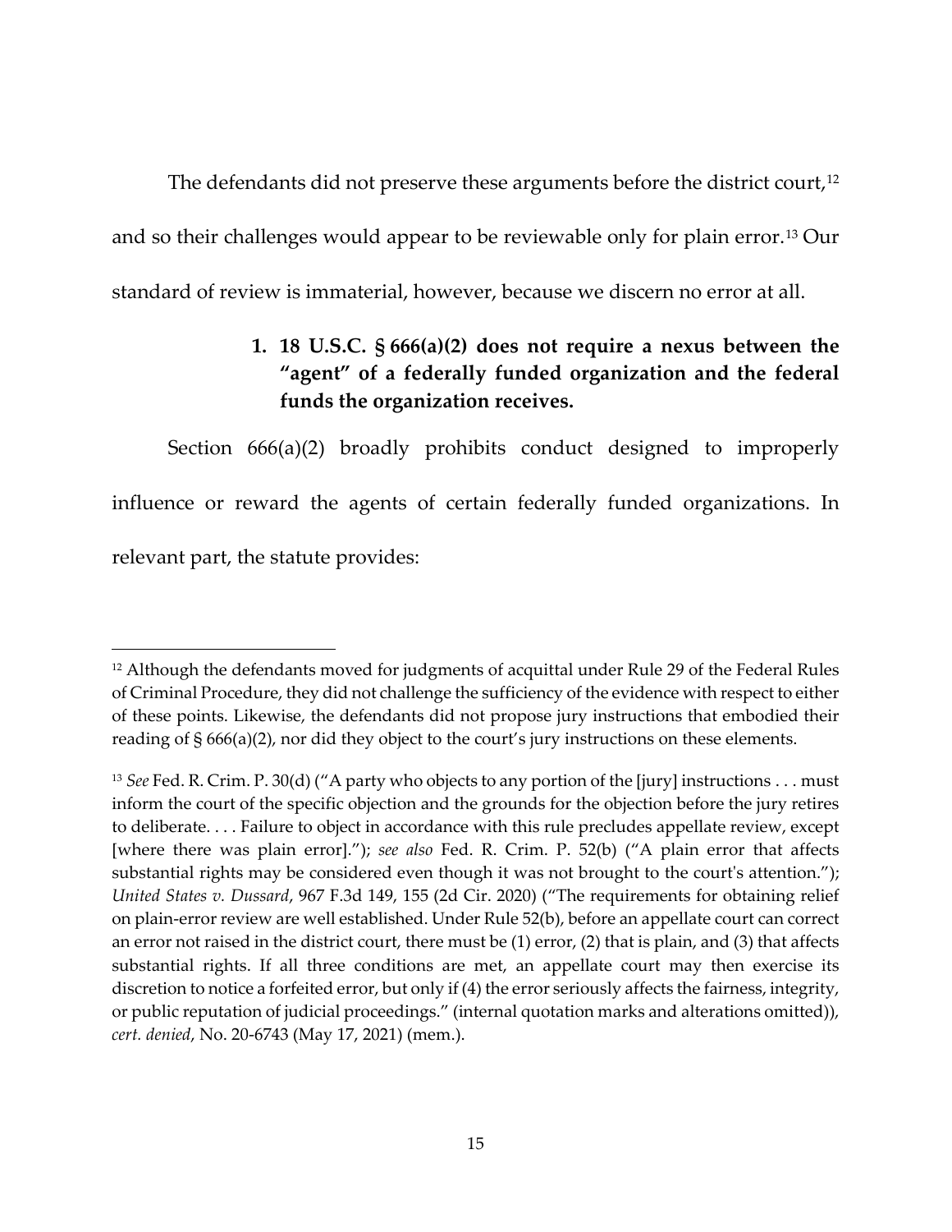The defendants did not preserve these arguments before the district court,[12] and so their challenges would appear to be reviewable only for plain error.[13] Our standard of review is immaterial, however, because we discern no error at all.

### 1. 18 U.S.C. § 666(a)(2) does not require a nexus between the "agent" of a federally funded organization and the federal funds the organization receives.

Section 666(a)(2) broadly prohibits conduct designed to improperly influence or reward the agents of certain federally funded organizations. In relevant part, the statute provides:

---

[12] Although the defendants moved for judgments of acquittal under Rule 29 of the Federal Rules of Criminal Procedure, they did not challenge the sufficiency of the evidence with respect to either of these points. Likewise, the defendants did not propose jury instructions that embodied their reading of § 666(a)(2), nor did they object to the court's jury instructions on these elements.

[13] *See* Fed. R. Crim. P. 30(d) ("A party who objects to any portion of the [jury] instructions . . . must inform the court of the specific objection and the grounds for the objection before the jury retires to deliberate. . . . Failure to object in accordance with this rule precludes appellate review, except [where there was plain error]."); *see also* Fed. R. Crim. P. 52(b) ("A plain error that affects substantial rights may be considered even though it was not brought to the court's attention."); *United States v. Dussard*, 967 F.3d 149, 155 (2d Cir. 2020) ("The requirements for obtaining relief on plain-error review are well established. Under Rule 52(b), before an appellate court can correct an error not raised in the district court, there must be (1) error, (2) that is plain, and (3) that affects substantial rights. If all three conditions are met, an appellate court may then exercise its discretion to notice a forfeited error, but only if (4) the error seriously affects the fairness, integrity, or public reputation of judicial proceedings." (internal quotation marks and alterations omitted)), *cert. denied*, No. 20-6743 (May 17, 2021) (mem.).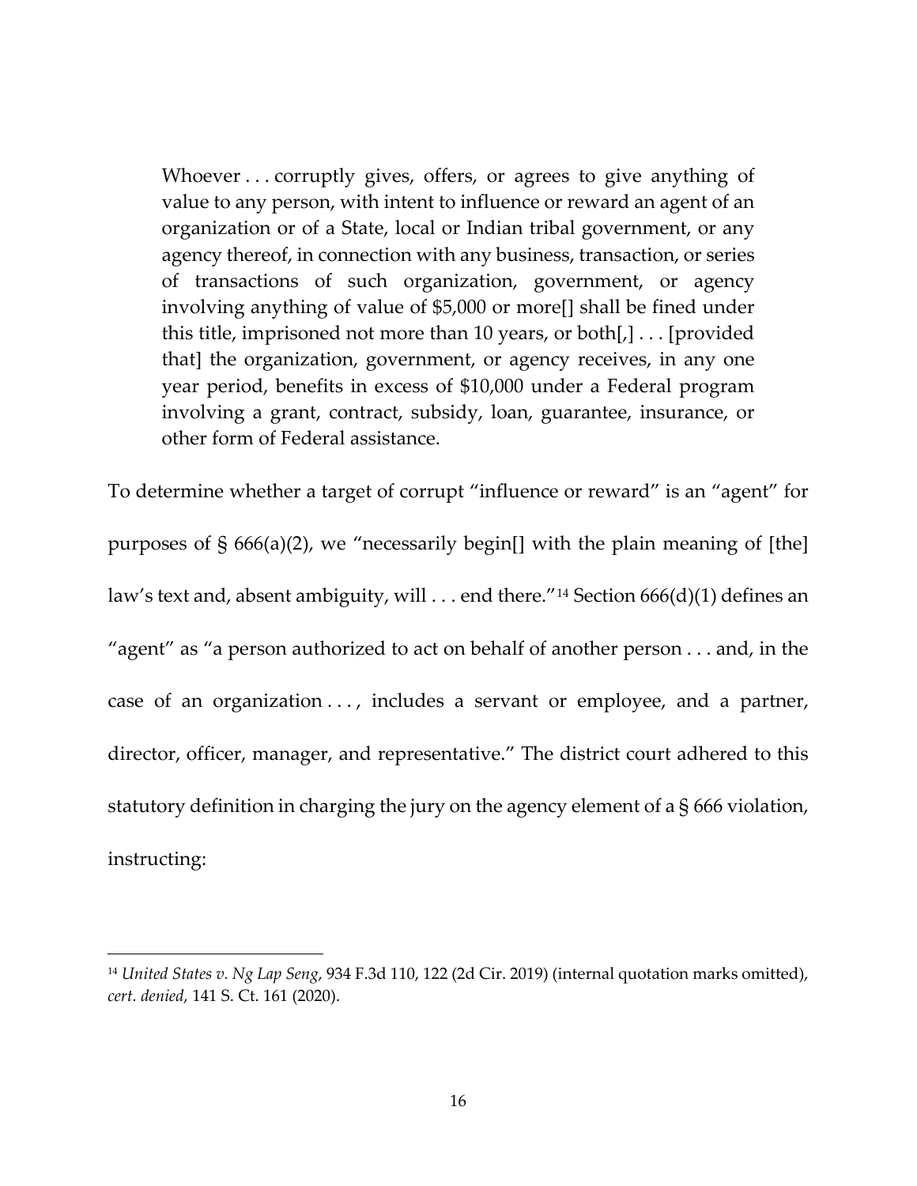> Whoever . . . corruptly gives, offers, or agrees to give anything of value to any person, with intent to influence or reward an agent of an organization or of a State, local or Indian tribal government, or any agency thereof, in connection with any business, transaction, or series of transactions of such organization, government, or agency involving anything of value of $5,000 or more[] shall be fined under this title, imprisoned not more than 10 years, or both[,] . . . [provided that] the organization, government, or agency receives, in any one year period, benefits in excess of $10,000 under a Federal program involving a grant, contract, subsidy, loan, guarantee, insurance, or other form of Federal assistance.

To determine whether a target of corrupt "influence or reward" is an "agent" for purposes of § 666(a)(2), we "necessarily begin[] with the plain meaning of [the] law's text and, absent ambiguity, will . . . end there."[14] Section 666(d)(1) defines an "agent" as "a person authorized to act on behalf of another person . . . and, in the case of an organization . . . , includes a servant or employee, and a partner, director, officer, manager, and representative." The district court adhered to this statutory definition in charging the jury on the agency element of a § 666 violation, instructing:

---

[14] *United States v. Ng Lap Seng*, 934 F.3d 110, 122 (2d Cir. 2019) (internal quotation marks omitted), *cert. denied*, 141 S. Ct. 161 (2020).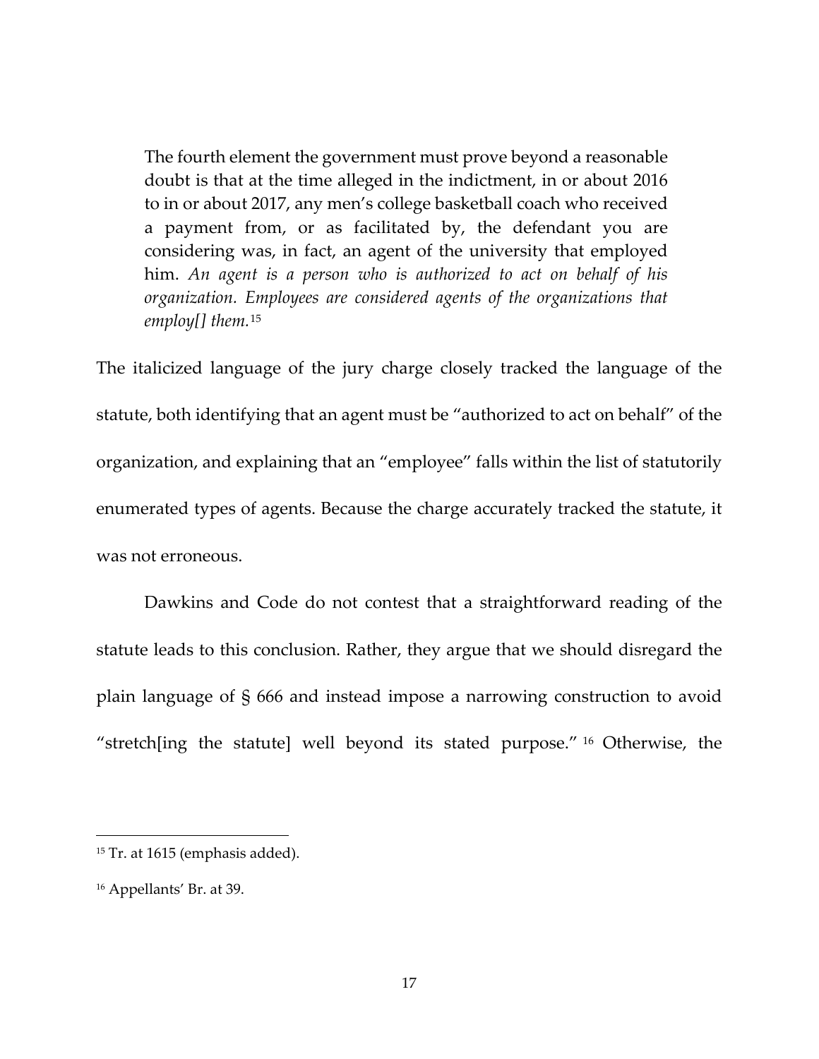> The fourth element the government must prove beyond a reasonable doubt is that at the time alleged in the indictment, in or about 2016 to in or about 2017, any men's college basketball coach who received a payment from, or as facilitated by, the defendant you are considering was, in fact, an agent of the university that employed him. *An agent is a person who is authorized to act on behalf of his organization. Employees are considered agents of the organizations that employ[] them.*[15]

The italicized language of the jury charge closely tracked the language of the statute, both identifying that an agent must be "authorized to act on behalf" of the organization, and explaining that an "employee" falls within the list of statutorily enumerated types of agents. Because the charge accurately tracked the statute, it was not erroneous.

Dawkins and Code do not contest that a straightforward reading of the statute leads to this conclusion. Rather, they argue that we should disregard the plain language of § 666 and instead impose a narrowing construction to avoid "stretch[ing the statute] well beyond its stated purpose."[16] Otherwise, the

---

[15] Tr. at 1615 (emphasis added).

[16] Appellants' Br. at 39.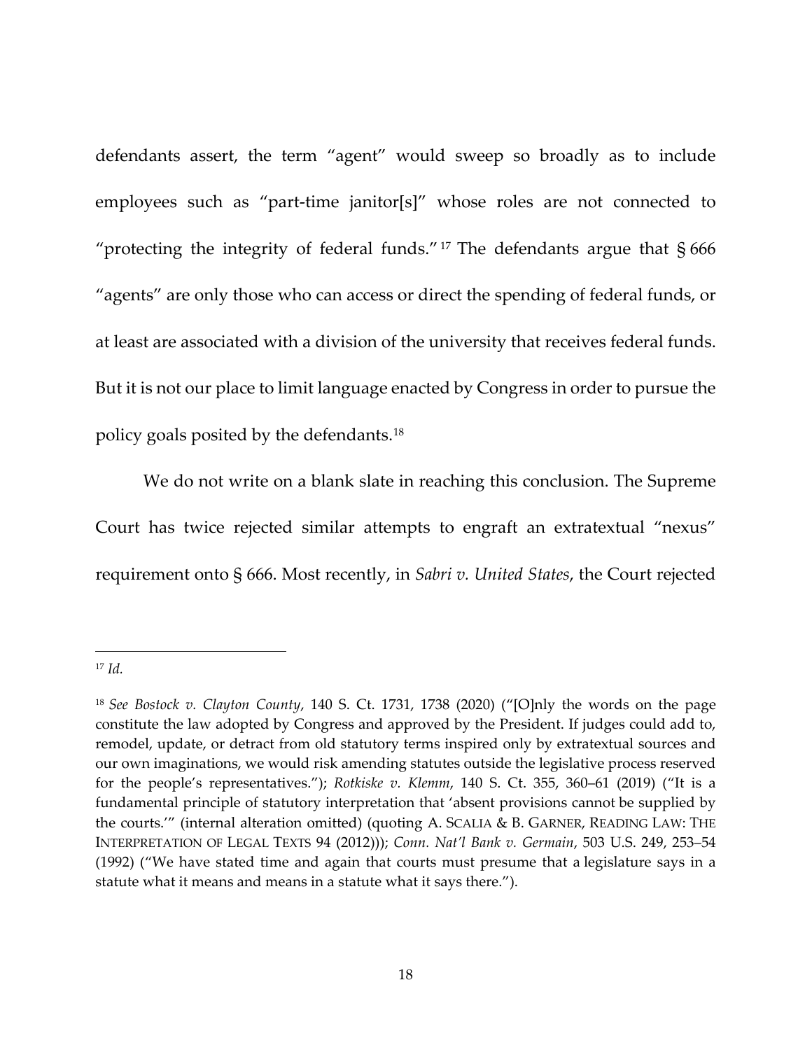defendants assert, the term "agent" would sweep so broadly as to include employees such as "part-time janitor[s]" whose roles are not connected to "protecting the integrity of federal funds."[17] The defendants argue that § 666 "agents" are only those who can access or direct the spending of federal funds, or at least are associated with a division of the university that receives federal funds. But it is not our place to limit language enacted by Congress in order to pursue the policy goals posited by the defendants.[18]

We do not write on a blank slate in reaching this conclusion. The Supreme Court has twice rejected similar attempts to engraft an extratextual "nexus" requirement onto § 666. Most recently, in *Sabri v. United States*, the Court rejected

---

[17] *Id.*

[18] *See Bostock v. Clayton County*, 140 S. Ct. 1731, 1738 (2020) ("[O]nly the words on the page constitute the law adopted by Congress and approved by the President. If judges could add to, remodel, update, or detract from old statutory terms inspired only by extratextual sources and our own imaginations, we would risk amending statutes outside the legislative process reserved for the people's representatives."); *Rotkiske v. Klemm*, 140 S. Ct. 355, 360–61 (2019) ("It is a fundamental principle of statutory interpretation that 'absent provisions cannot be supplied by the courts.'" (internal alteration omitted) (quoting A. SCALIA & B. GARNER, READING LAW: THE INTERPRETATION OF LEGAL TEXTS 94 (2012))); *Conn. Nat'l Bank v. Germain*, 503 U.S. 249, 253–54 (1992) ("We have stated time and again that courts must presume that a legislature says in a statute what it means and means in a statute what it says there.").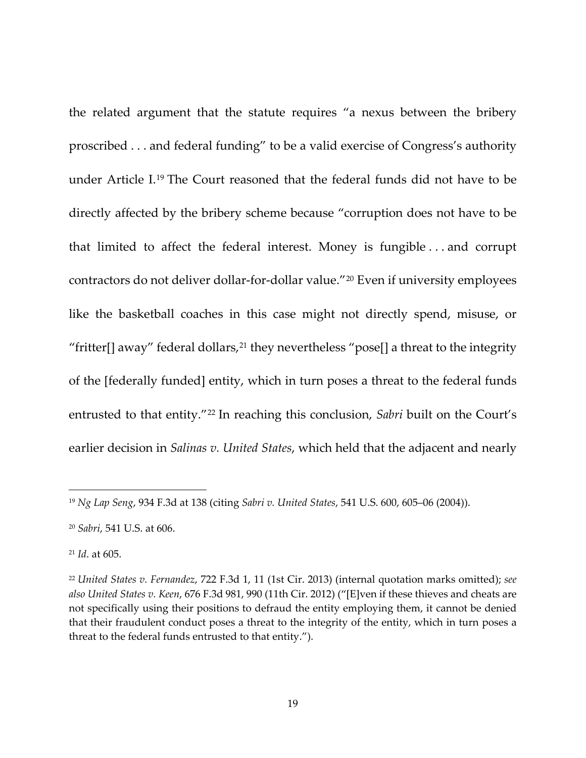the related argument that the statute requires "a nexus between the bribery proscribed . . . and federal funding" to be a valid exercise of Congress's authority under Article I.[19] The Court reasoned that the federal funds did not have to be directly affected by the bribery scheme because "corruption does not have to be that limited to affect the federal interest. Money is fungible . . . and corrupt contractors do not deliver dollar-for-dollar value."[20] Even if university employees like the basketball coaches in this case might not directly spend, misuse, or "fritter[] away" federal dollars,[21] they nevertheless "pose[] a threat to the integrity of the [federally funded] entity, which in turn poses a threat to the federal funds entrusted to that entity."[22] In reaching this conclusion, *Sabri* built on the Court's earlier decision in *Salinas v. United States*, which held that the adjacent and nearly

---

[19] *Ng Lap Seng*, 934 F.3d at 138 (citing *Sabri v. United States*, 541 U.S. 600, 605–06 (2004)).

[20] *Sabri*, 541 U.S. at 606.

[21] *Id*. at 605.

[22] *United States v. Fernandez*, 722 F.3d 1, 11 (1st Cir. 2013) (internal quotation marks omitted); *see also United States v. Keen*, 676 F.3d 981, 990 (11th Cir. 2012) ("[E]ven if these thieves and cheats are not specifically using their positions to defraud the entity employing them, it cannot be denied that their fraudulent conduct poses a threat to the integrity of the entity, which in turn poses a threat to the federal funds entrusted to that entity.").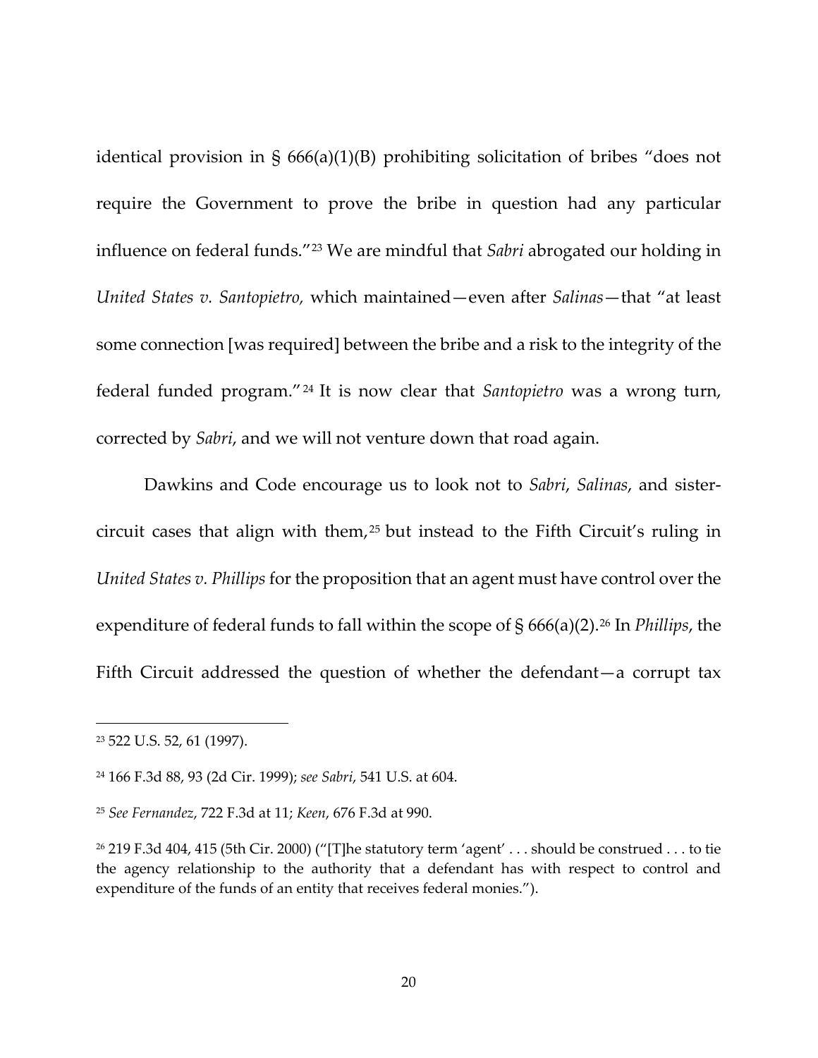identical provision in § 666(a)(1)(B) prohibiting solicitation of bribes "does not require the Government to prove the bribe in question had any particular influence on federal funds."[23] We are mindful that *Sabri* abrogated our holding in *United States v. Santopietro,* which maintained—even after *Salinas*—that "at least some connection [was required] between the bribe and a risk to the integrity of the federal funded program."[24] It is now clear that *Santopietro* was a wrong turn, corrected by *Sabri*, and we will not venture down that road again.

Dawkins and Code encourage us to look not to *Sabri*, *Salinas*, and sister-circuit cases that align with them,[25] but instead to the Fifth Circuit's ruling in *United States v. Phillips* for the proposition that an agent must have control over the expenditure of federal funds to fall within the scope of § 666(a)(2).[26] In *Phillips*, the Fifth Circuit addressed the question of whether the defendant—a corrupt tax

---

[23] 522 U.S. 52, 61 (1997).

[24] 166 F.3d 88, 93 (2d Cir. 1999); *see Sabri*, 541 U.S. at 604.

[25] *See Fernandez*, 722 F.3d at 11; *Keen*, 676 F.3d at 990.

[26] 219 F.3d 404, 415 (5th Cir. 2000) ("[T]he statutory term 'agent' . . . should be construed . . . to tie the agency relationship to the authority that a defendant has with respect to control and expenditure of the funds of an entity that receives federal monies.").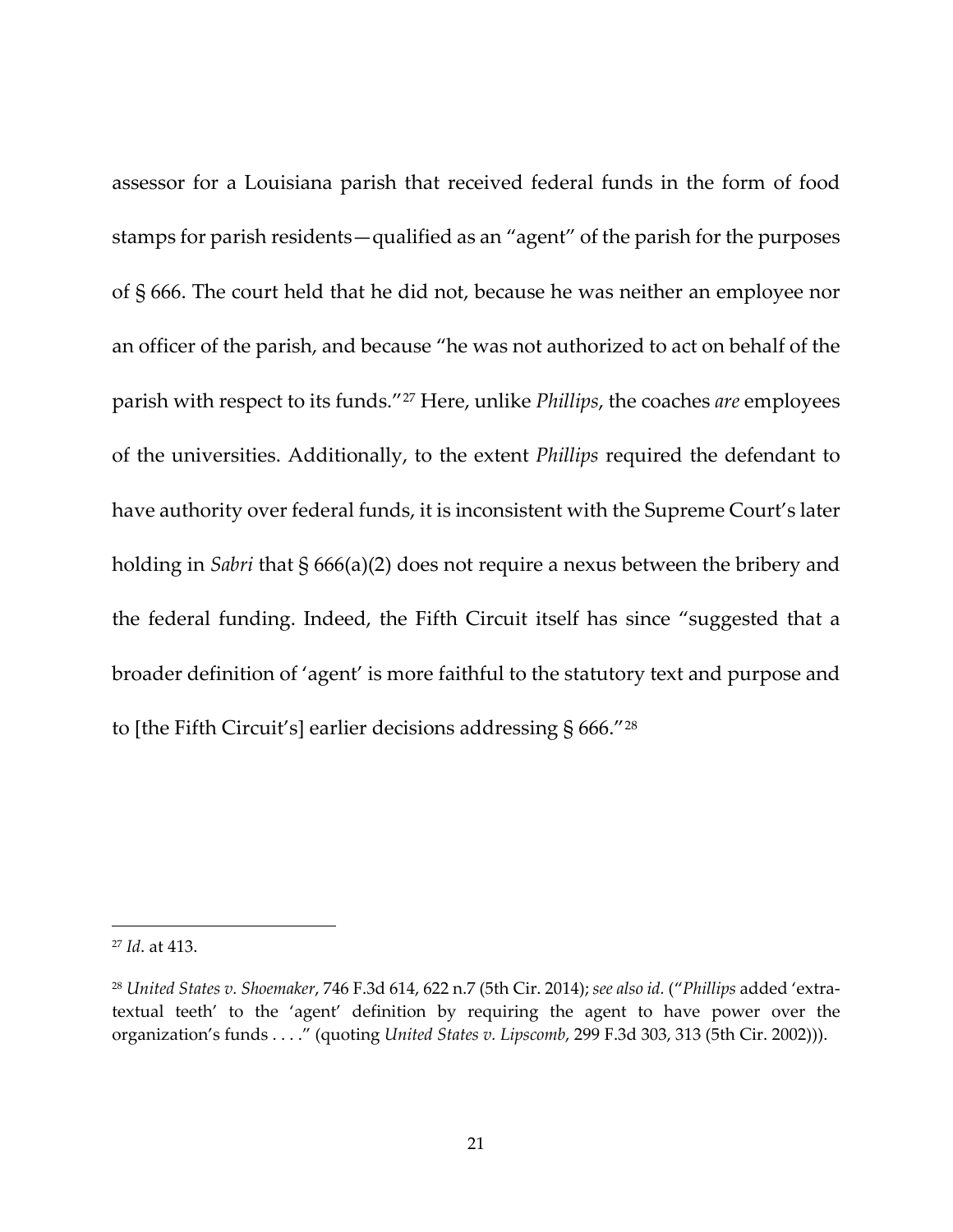assessor for a Louisiana parish that received federal funds in the form of food stamps for parish residents—qualified as an "agent" of the parish for the purposes of § 666. The court held that he did not, because he was neither an employee nor an officer of the parish, and because "he was not authorized to act on behalf of the parish with respect to its funds."[27] Here, unlike *Phillips*, the coaches *are* employees of the universities. Additionally, to the extent *Phillips* required the defendant to have authority over federal funds, it is inconsistent with the Supreme Court's later holding in *Sabri* that § 666(a)(2) does not require a nexus between the bribery and the federal funding. Indeed, the Fifth Circuit itself has since "suggested that a broader definition of 'agent' is more faithful to the statutory text and purpose and to [the Fifth Circuit's] earlier decisions addressing § 666."[28]

---

[27] *Id*. at 413.

[28] *United States v. Shoemaker*, 746 F.3d 614, 622 n.7 (5th Cir. 2014); *see also id.* ("*Phillips* added 'extra-textual teeth' to the 'agent' definition by requiring the agent to have power over the organization's funds . . . ." (quoting *United States v. Lipscomb*, 299 F.3d 303, 313 (5th Cir. 2002))).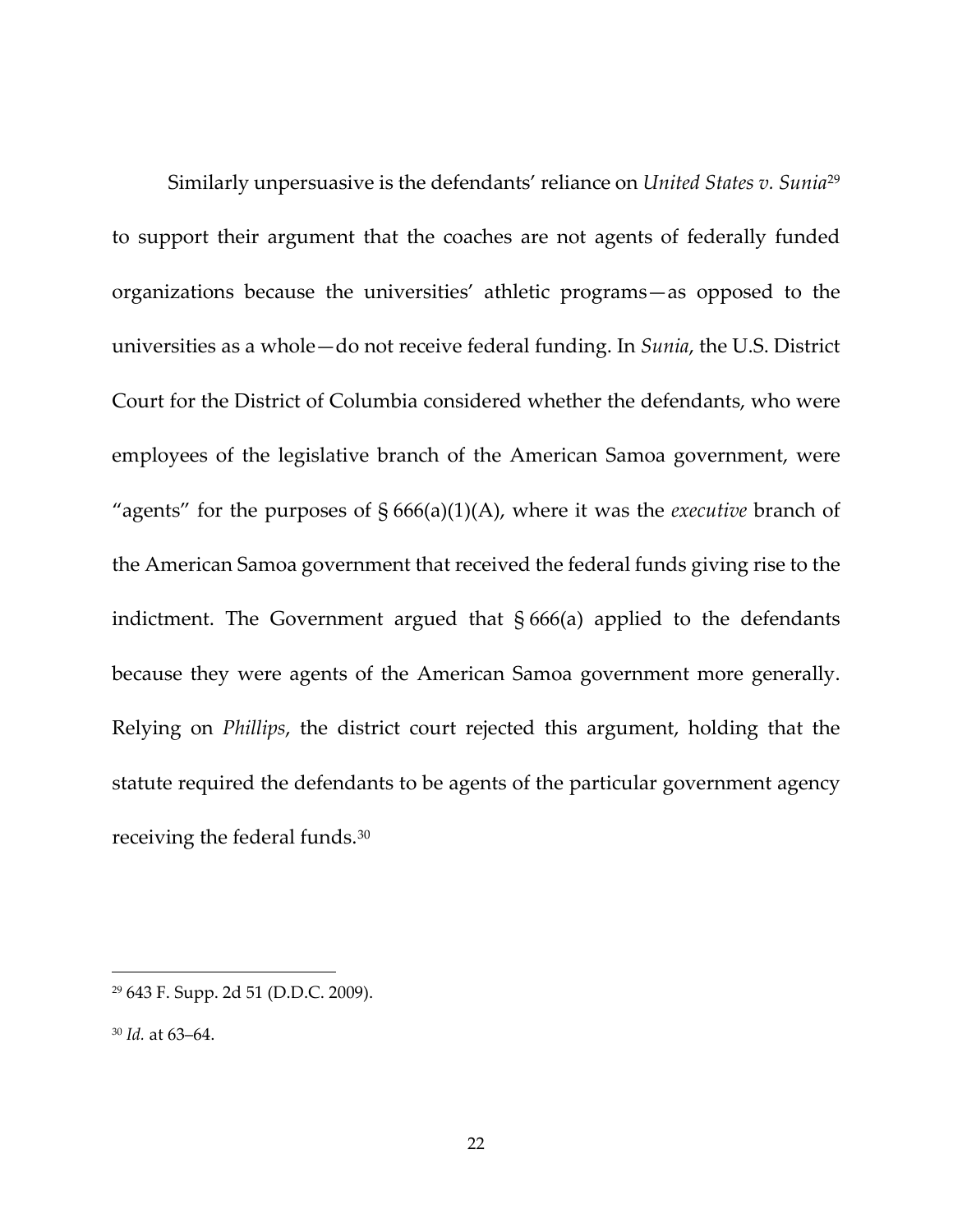Similarly unpersuasive is the defendants' reliance on *United States v. Sunia*[29] to support their argument that the coaches are not agents of federally funded organizations because the universities' athletic programs—as opposed to the universities as a whole—do not receive federal funding. In *Sunia*, the U.S. District Court for the District of Columbia considered whether the defendants, who were employees of the legislative branch of the American Samoa government, were "agents" for the purposes of § 666(a)(1)(A), where it was the *executive* branch of the American Samoa government that received the federal funds giving rise to the indictment. The Government argued that § 666(a) applied to the defendants because they were agents of the American Samoa government more generally. Relying on *Phillips*, the district court rejected this argument, holding that the statute required the defendants to be agents of the particular government agency receiving the federal funds.[30]

---

[29] 643 F. Supp. 2d 51 (D.D.C. 2009).

[30] *Id.* at 63–64.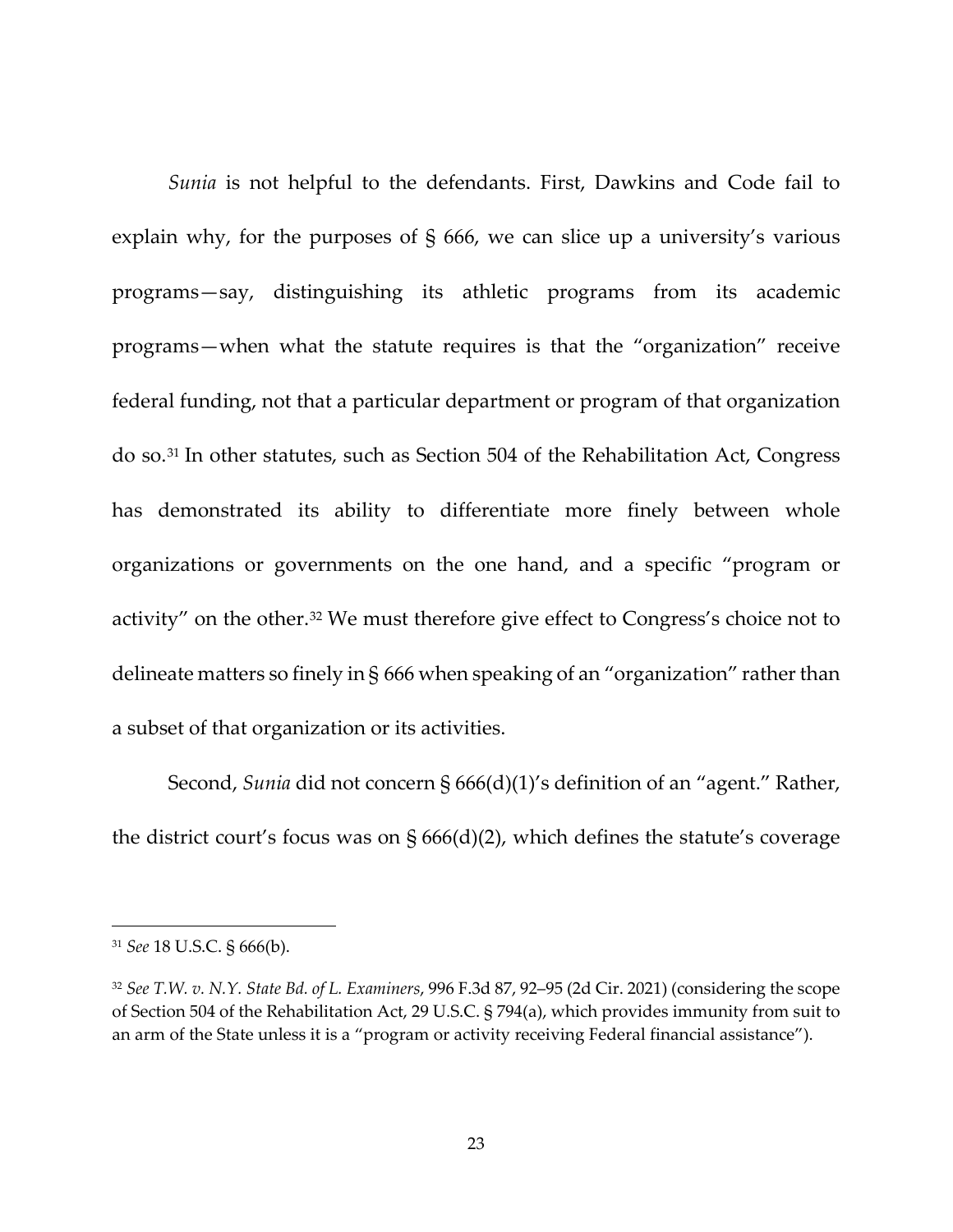*Sunia* is not helpful to the defendants. First, Dawkins and Code fail to explain why, for the purposes of § 666, we can slice up a university's various programs—say, distinguishing its athletic programs from its academic programs—when what the statute requires is that the "organization" receive federal funding, not that a particular department or program of that organization do so.[31] In other statutes, such as Section 504 of the Rehabilitation Act, Congress has demonstrated its ability to differentiate more finely between whole organizations or governments on the one hand, and a specific "program or activity" on the other.[32] We must therefore give effect to Congress's choice not to delineate matters so finely in § 666 when speaking of an "organization" rather than a subset of that organization or its activities.

Second, *Sunia* did not concern § 666(d)(1)'s definition of an "agent." Rather, the district court's focus was on § 666(d)(2), which defines the statute's coverage

---

[31] *See* 18 U.S.C. § 666(b).

[32] *See T.W. v. N.Y. State Bd. of L. Examiners*, 996 F.3d 87, 92–95 (2d Cir. 2021) (considering the scope of Section 504 of the Rehabilitation Act, 29 U.S.C. § 794(a), which provides immunity from suit to an arm of the State unless it is a "program or activity receiving Federal financial assistance").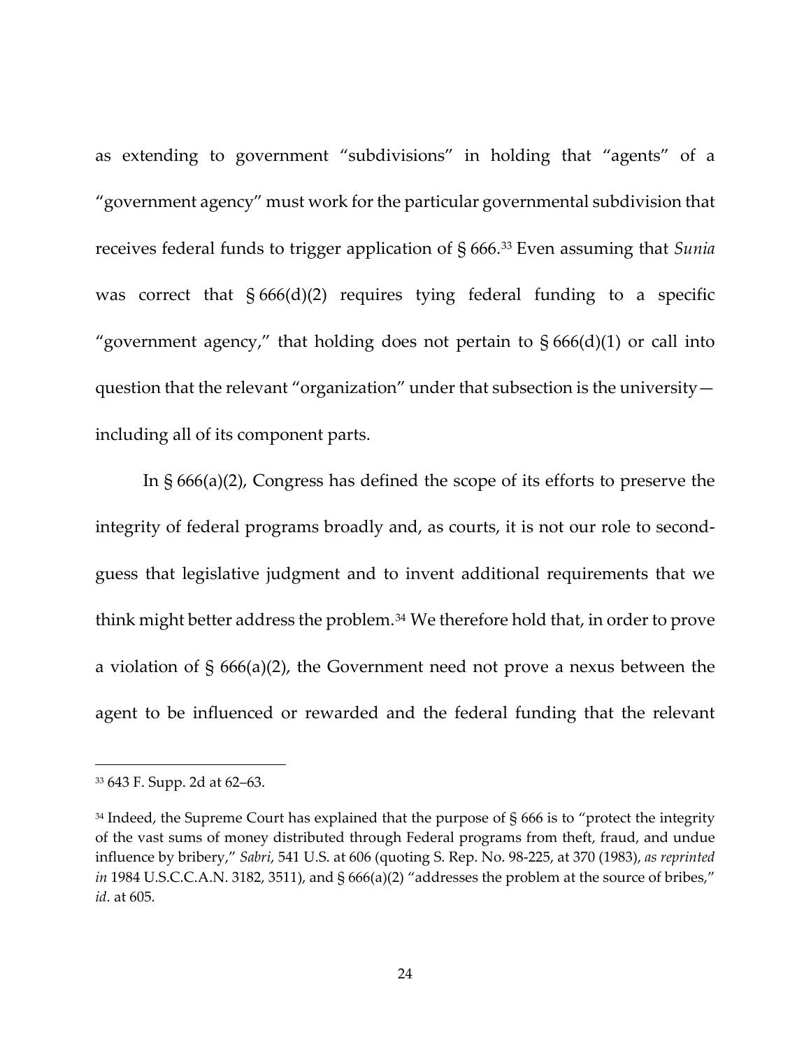as extending to government "subdivisions" in holding that "agents" of a "government agency" must work for the particular governmental subdivision that receives federal funds to trigger application of § 666.[33] Even assuming that *Sunia* was correct that § 666(d)(2) requires tying federal funding to a specific "government agency," that holding does not pertain to § 666(d)(1) or call into question that the relevant "organization" under that subsection is the university—including all of its component parts.

In § 666(a)(2), Congress has defined the scope of its efforts to preserve the integrity of federal programs broadly and, as courts, it is not our role to second-guess that legislative judgment and to invent additional requirements that we think might better address the problem.[34] We therefore hold that, in order to prove a violation of § 666(a)(2), the Government need not prove a nexus between the agent to be influenced or rewarded and the federal funding that the relevant

---

[33] 643 F. Supp. 2d at 62–63.

[34] Indeed, the Supreme Court has explained that the purpose of § 666 is to "protect the integrity of the vast sums of money distributed through Federal programs from theft, fraud, and undue influence by bribery," *Sabri*, 541 U.S. at 606 (quoting S. Rep. No. 98-225, at 370 (1983), *as reprinted in* 1984 U.S.C.C.A.N. 3182, 3511), and § 666(a)(2) "addresses the problem at the source of bribes," *id*. at 605.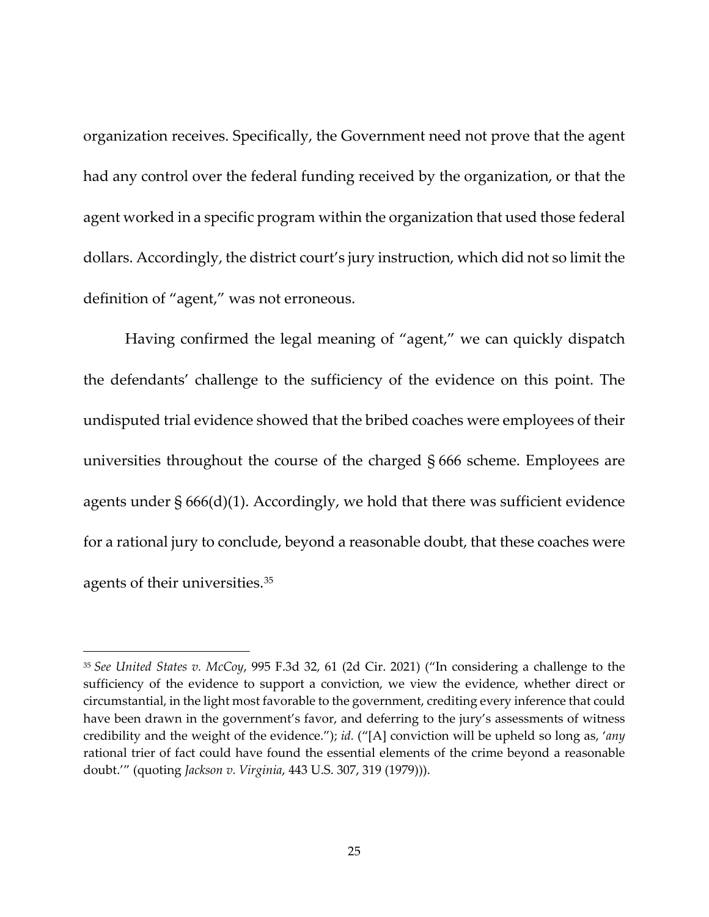organization receives. Specifically, the Government need not prove that the agent had any control over the federal funding received by the organization, or that the agent worked in a specific program within the organization that used those federal dollars. Accordingly, the district court's jury instruction, which did not so limit the definition of "agent," was not erroneous.

Having confirmed the legal meaning of "agent," we can quickly dispatch the defendants' challenge to the sufficiency of the evidence on this point. The undisputed trial evidence showed that the bribed coaches were employees of their universities throughout the course of the charged § 666 scheme. Employees are agents under § 666(d)(1). Accordingly, we hold that there was sufficient evidence for a rational jury to conclude, beyond a reasonable doubt, that these coaches were agents of their universities.[35]

---

[35] *See United States v. McCoy*, 995 F.3d 32, 61 (2d Cir. 2021) ("In considering a challenge to the sufficiency of the evidence to support a conviction, we view the evidence, whether direct or circumstantial, in the light most favorable to the government, crediting every inference that could have been drawn in the government's favor, and deferring to the jury's assessments of witness credibility and the weight of the evidence."); *id.* ("[A] conviction will be upheld so long as, '*any* rational trier of fact could have found the essential elements of the crime beyond a reasonable doubt.'" (quoting *Jackson v. Virginia*, 443 U.S. 307, 319 (1979))).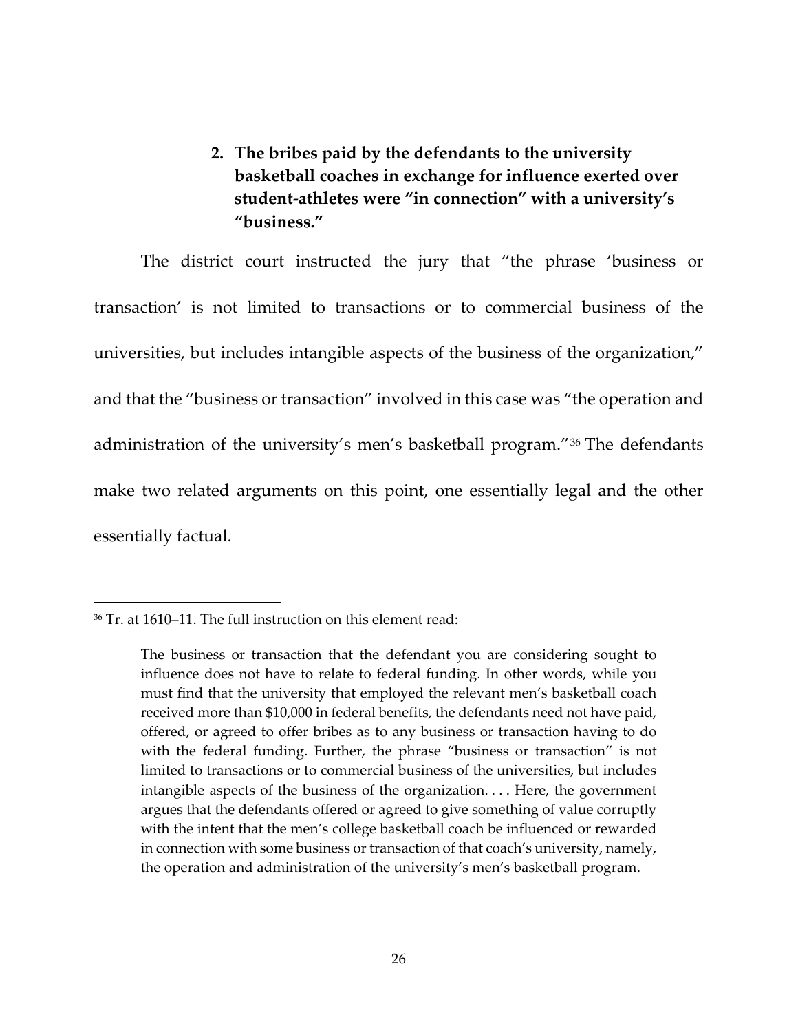### 2. The bribes paid by the defendants to the university basketball coaches in exchange for influence exerted over student-athletes were "in connection" with a university's "business."

The district court instructed the jury that "the phrase 'business or transaction' is not limited to transactions or to commercial business of the universities, but includes intangible aspects of the business of the organization," and that the "business or transaction" involved in this case was "the operation and administration of the university's men's basketball program."[36] The defendants make two related arguments on this point, one essentially legal and the other essentially factual.

---

[36] Tr. at 1610–11. The full instruction on this element read:

> The business or transaction that the defendant you are considering sought to influence does not have to relate to federal funding. In other words, while you must find that the university that employed the relevant men's basketball coach received more than $10,000 in federal benefits, the defendants need not have paid, offered, or agreed to offer bribes as to any business or transaction having to do with the federal funding. Further, the phrase "business or transaction" is not limited to transactions or to commercial business of the universities, but includes intangible aspects of the business of the organization. . . . Here, the government argues that the defendants offered or agreed to give something of value corruptly with the intent that the men's college basketball coach be influenced or rewarded in connection with some business or transaction of that coach's university, namely, the operation and administration of the university's men's basketball program.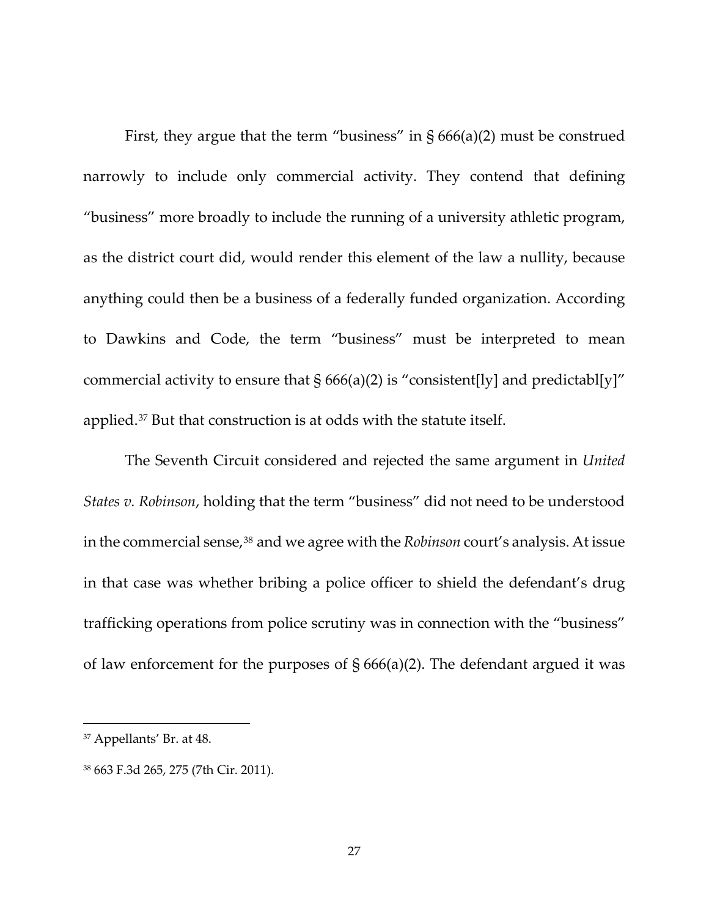First, they argue that the term "business" in § 666(a)(2) must be construed narrowly to include only commercial activity. They contend that defining "business" more broadly to include the running of a university athletic program, as the district court did, would render this element of the law a nullity, because anything could then be a business of a federally funded organization. According to Dawkins and Code, the term "business" must be interpreted to mean commercial activity to ensure that § 666(a)(2) is "consistent[ly] and predictabl[y]" applied.[37] But that construction is at odds with the statute itself.

The Seventh Circuit considered and rejected the same argument in *United States v. Robinson*, holding that the term "business" did not need to be understood in the commercial sense,[38] and we agree with the *Robinson* court's analysis. At issue in that case was whether bribing a police officer to shield the defendant's drug trafficking operations from police scrutiny was in connection with the "business" of law enforcement for the purposes of § 666(a)(2). The defendant argued it was

---

[37] Appellants' Br. at 48.

[38] 663 F.3d 265, 275 (7th Cir. 2011).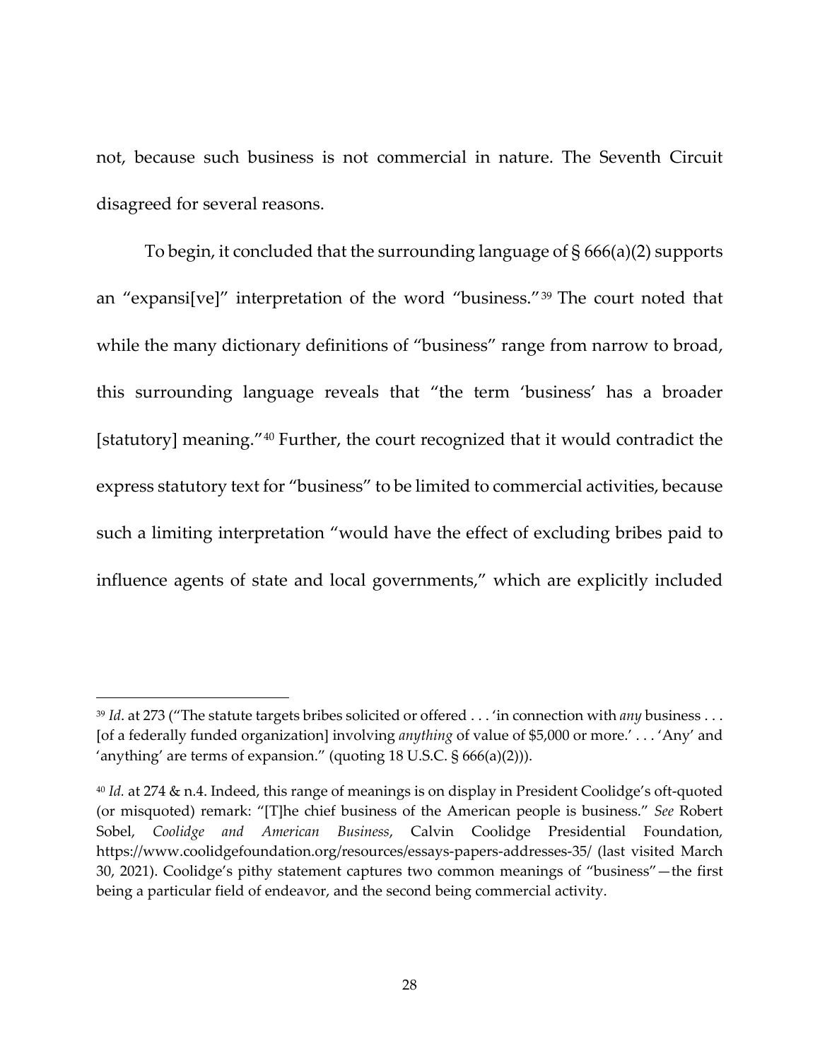not, because such business is not commercial in nature. The Seventh Circuit disagreed for several reasons.

To begin, it concluded that the surrounding language of § 666(a)(2) supports an "expansi[ve]" interpretation of the word "business."[39] The court noted that while the many dictionary definitions of "business" range from narrow to broad, this surrounding language reveals that "the term 'business' has a broader [statutory] meaning."[40] Further, the court recognized that it would contradict the express statutory text for "business" to be limited to commercial activities, because such a limiting interpretation "would have the effect of excluding bribes paid to influence agents of state and local governments," which are explicitly included

---

[39] *Id*. at 273 ("The statute targets bribes solicited or offered . . . 'in connection with *any* business . . . [of a federally funded organization] involving *anything* of value of $5,000 or more.' . . . 'Any' and 'anything' are terms of expansion." (quoting 18 U.S.C. § 666(a)(2))).

[40] *Id.* at 274 & n.4. Indeed, this range of meanings is on display in President Coolidge's oft-quoted (or misquoted) remark: "[T]he chief business of the American people is business." *See* Robert Sobel, *Coolidge and American Business*, Calvin Coolidge Presidential Foundation, https://www.coolidgefoundation.org/resources/essays-papers-addresses-35/ (last visited March 30, 2021). Coolidge's pithy statement captures two common meanings of "business"—the first being a particular field of endeavor, and the second being commercial activity.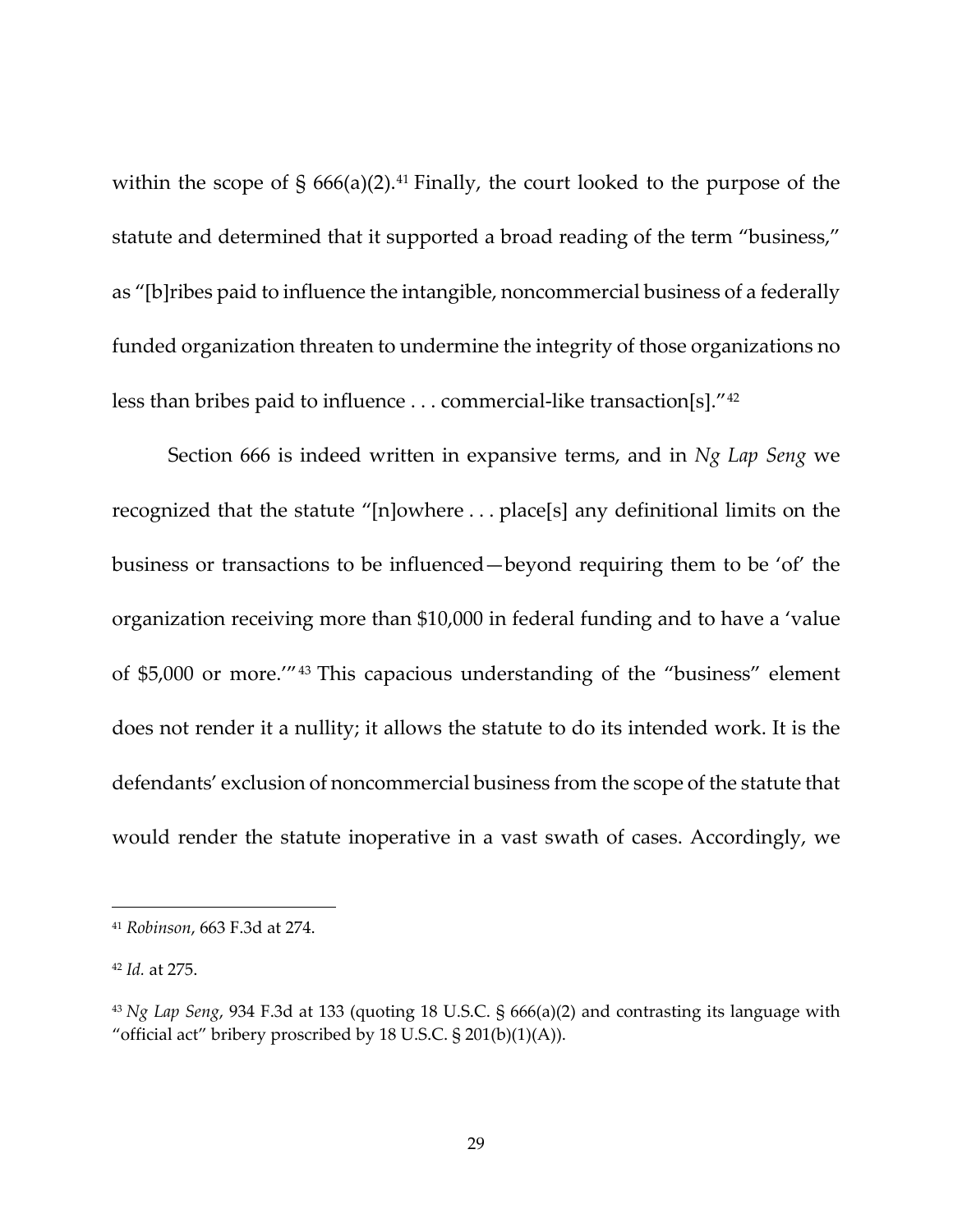within the scope of § 666(a)(2).[41] Finally, the court looked to the purpose of the statute and determined that it supported a broad reading of the term "business," as "[b]ribes paid to influence the intangible, noncommercial business of a federally funded organization threaten to undermine the integrity of those organizations no less than bribes paid to influence . . . commercial-like transaction[s]."[42]

Section 666 is indeed written in expansive terms, and in *Ng Lap Seng* we recognized that the statute "[n]owhere . . . place[s] any definitional limits on the business or transactions to be influenced—beyond requiring them to be 'of' the organization receiving more than $10,000 in federal funding and to have a 'value of $5,000 or more.'"[43] This capacious understanding of the "business" element does not render it a nullity; it allows the statute to do its intended work. It is the defendants' exclusion of noncommercial business from the scope of the statute that would render the statute inoperative in a vast swath of cases. Accordingly, we

---

[41] *Robinson*, 663 F.3d at 274.

[42] *Id.* at 275.

[43] *Ng Lap Seng*, 934 F.3d at 133 (quoting 18 U.S.C. § 666(a)(2) and contrasting its language with "official act" bribery proscribed by 18 U.S.C. § 201(b)(1)(A)).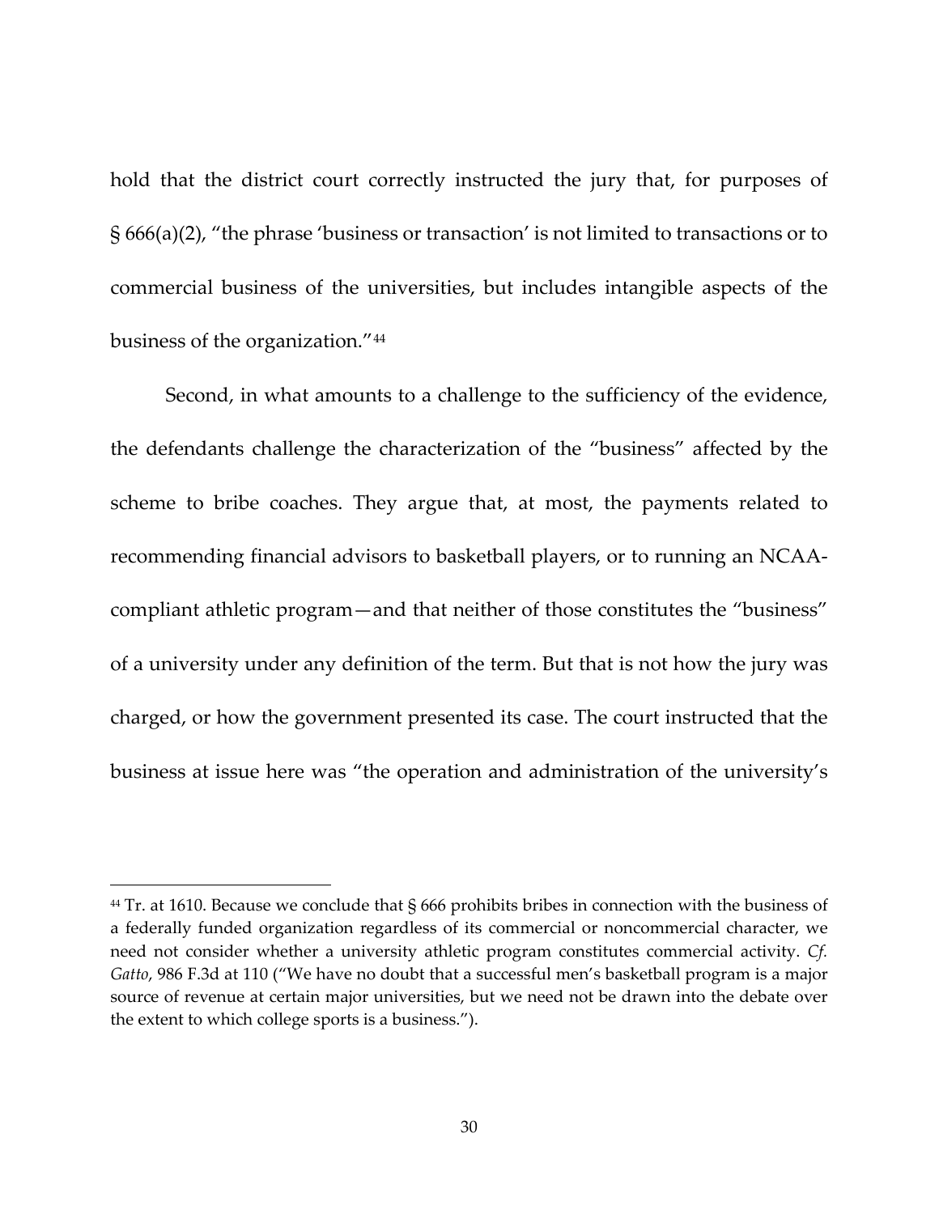hold that the district court correctly instructed the jury that, for purposes of § 666(a)(2), "the phrase 'business or transaction' is not limited to transactions or to commercial business of the universities, but includes intangible aspects of the business of the organization."[44]

Second, in what amounts to a challenge to the sufficiency of the evidence, the defendants challenge the characterization of the "business" affected by the scheme to bribe coaches. They argue that, at most, the payments related to recommending financial advisors to basketball players, or to running an NCAA-compliant athletic program—and that neither of those constitutes the "business" of a university under any definition of the term. But that is not how the jury was charged, or how the government presented its case. The court instructed that the business at issue here was "the operation and administration of the university's

---

[44] Tr. at 1610. Because we conclude that § 666 prohibits bribes in connection with the business of a federally funded organization regardless of its commercial or noncommercial character, we need not consider whether a university athletic program constitutes commercial activity. *Cf. Gatto*, 986 F.3d at 110 ("We have no doubt that a successful men's basketball program is a major source of revenue at certain major universities, but we need not be drawn into the debate over the extent to which college sports is a business.").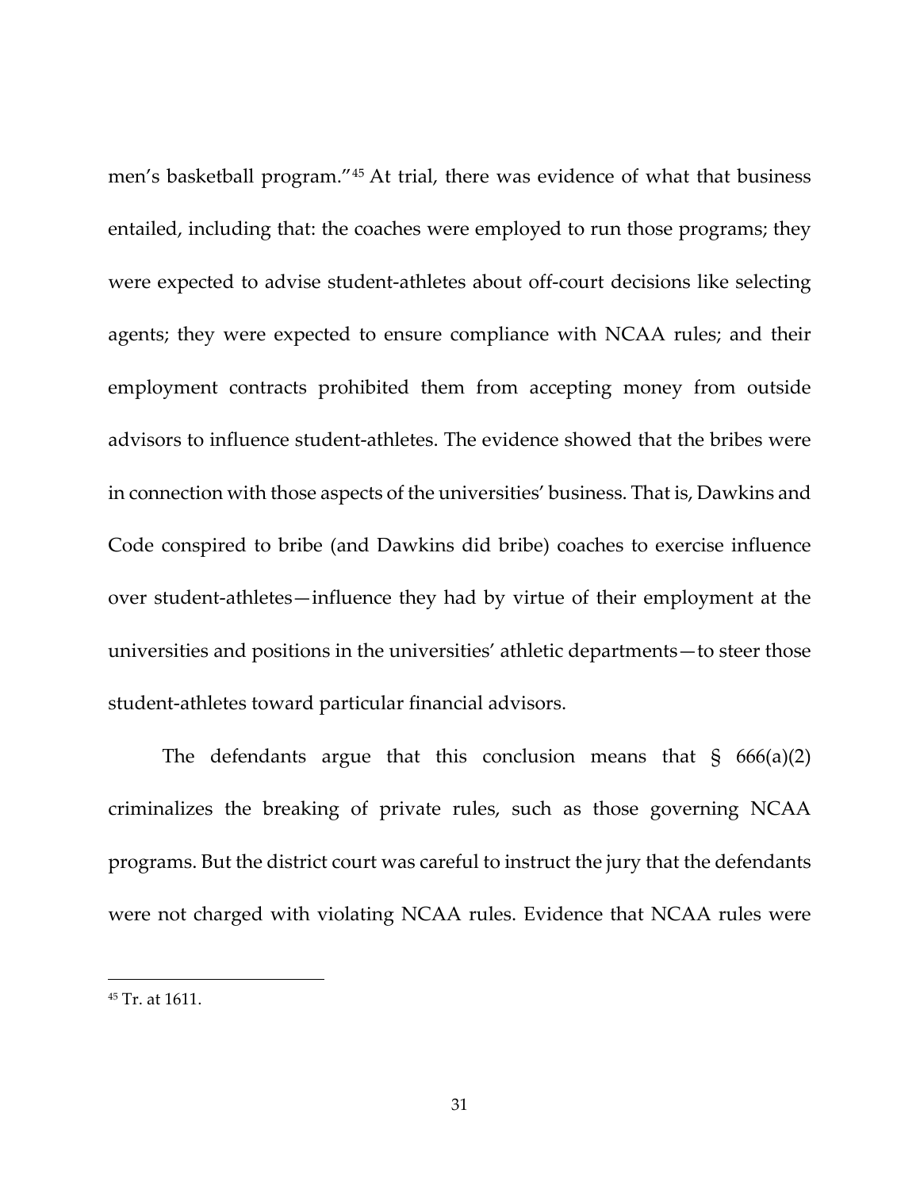men's basketball program."[45] At trial, there was evidence of what that business entailed, including that: the coaches were employed to run those programs; they were expected to advise student-athletes about off-court decisions like selecting agents; they were expected to ensure compliance with NCAA rules; and their employment contracts prohibited them from accepting money from outside advisors to influence student-athletes. The evidence showed that the bribes were in connection with those aspects of the universities' business. That is, Dawkins and Code conspired to bribe (and Dawkins did bribe) coaches to exercise influence over student-athletes—influence they had by virtue of their employment at the universities and positions in the universities' athletic departments—to steer those student-athletes toward particular financial advisors.

The defendants argue that this conclusion means that § 666(a)(2) criminalizes the breaking of private rules, such as those governing NCAA programs. But the district court was careful to instruct the jury that the defendants were not charged with violating NCAA rules. Evidence that NCAA rules were

[45] Tr. at 1611.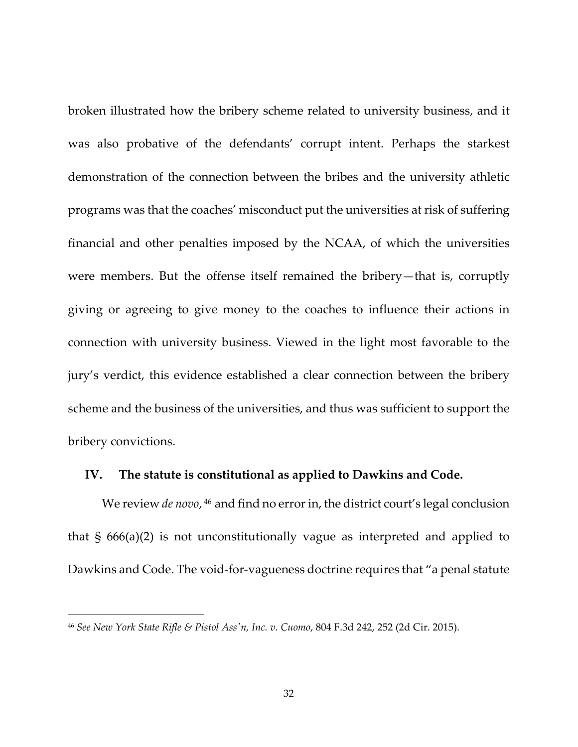broken illustrated how the bribery scheme related to university business, and it was also probative of the defendants' corrupt intent. Perhaps the starkest demonstration of the connection between the bribes and the university athletic programs was that the coaches' misconduct put the universities at risk of suffering financial and other penalties imposed by the NCAA, of which the universities were members. But the offense itself remained the bribery—that is, corruptly giving or agreeing to give money to the coaches to influence their actions in connection with university business. Viewed in the light most favorable to the jury's verdict, this evidence established a clear connection between the bribery scheme and the business of the universities, and thus was sufficient to support the bribery convictions.

## IV. The statute is constitutional as applied to Dawkins and Code.

We review *de novo*, [46] and find no error in, the district court's legal conclusion that § 666(a)(2) is not unconstitutionally vague as interpreted and applied to Dawkins and Code. The void-for-vagueness doctrine requires that "a penal statute

---

[46] *See New York State Rifle & Pistol Ass'n, Inc. v. Cuomo*, 804 F.3d 242, 252 (2d Cir. 2015).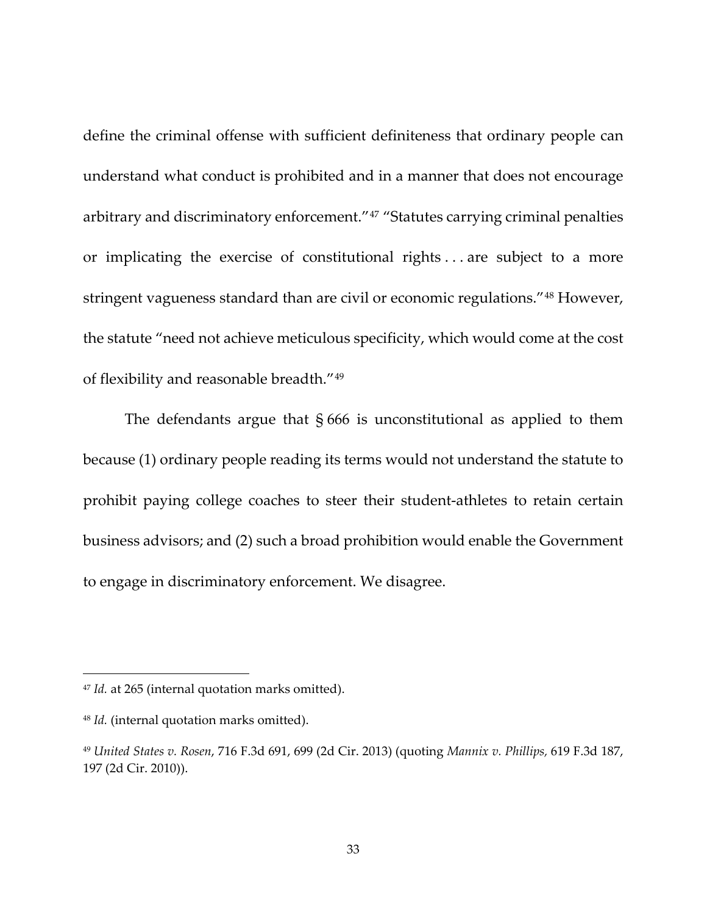define the criminal offense with sufficient definiteness that ordinary people can understand what conduct is prohibited and in a manner that does not encourage arbitrary and discriminatory enforcement."[47] "Statutes carrying criminal penalties or implicating the exercise of constitutional rights . . . are subject to a more stringent vagueness standard than are civil or economic regulations."[48] However, the statute "need not achieve meticulous specificity, which would come at the cost of flexibility and reasonable breadth."[49]

The defendants argue that § 666 is unconstitutional as applied to them because (1) ordinary people reading its terms would not understand the statute to prohibit paying college coaches to steer their student-athletes to retain certain business advisors; and (2) such a broad prohibition would enable the Government to engage in discriminatory enforcement. We disagree.

---

[47] *Id.* at 265 (internal quotation marks omitted).

[48] *Id.* (internal quotation marks omitted).

[49] *United States v. Rosen*, 716 F.3d 691, 699 (2d Cir. 2013) (quoting *Mannix v. Phillips,* 619 F.3d 187, 197 (2d Cir. 2010)).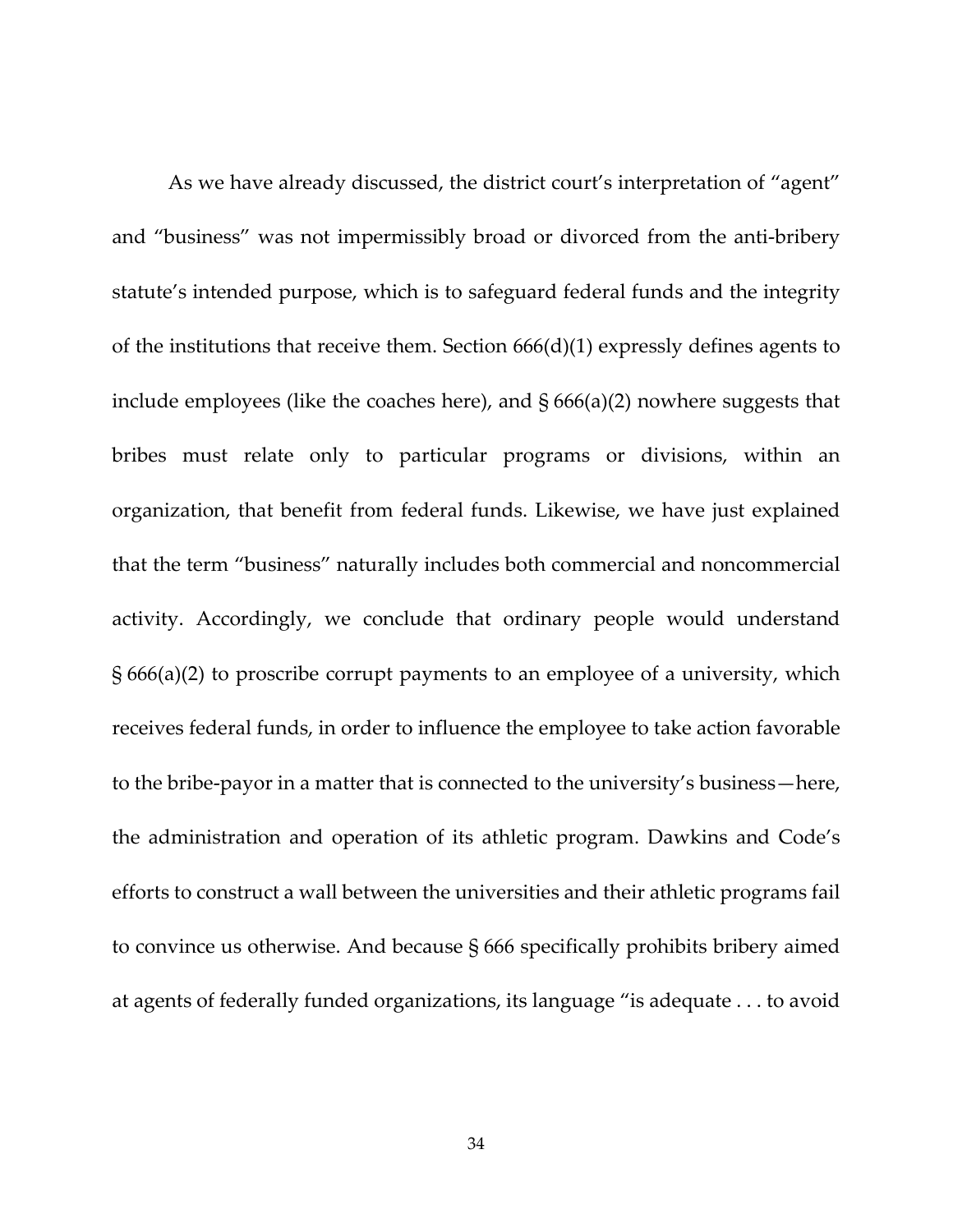As we have already discussed, the district court's interpretation of "agent" and "business" was not impermissibly broad or divorced from the anti-bribery statute's intended purpose, which is to safeguard federal funds and the integrity of the institutions that receive them. Section 666(d)(1) expressly defines agents to include employees (like the coaches here), and § 666(a)(2) nowhere suggests that bribes must relate only to particular programs or divisions, within an organization, that benefit from federal funds. Likewise, we have just explained that the term "business" naturally includes both commercial and noncommercial activity. Accordingly, we conclude that ordinary people would understand § 666(a)(2) to proscribe corrupt payments to an employee of a university, which receives federal funds, in order to influence the employee to take action favorable to the bribe-payor in a matter that is connected to the university's business—here, the administration and operation of its athletic program. Dawkins and Code's efforts to construct a wall between the universities and their athletic programs fail to convince us otherwise. And because § 666 specifically prohibits bribery aimed at agents of federally funded organizations, its language "is adequate . . . to avoid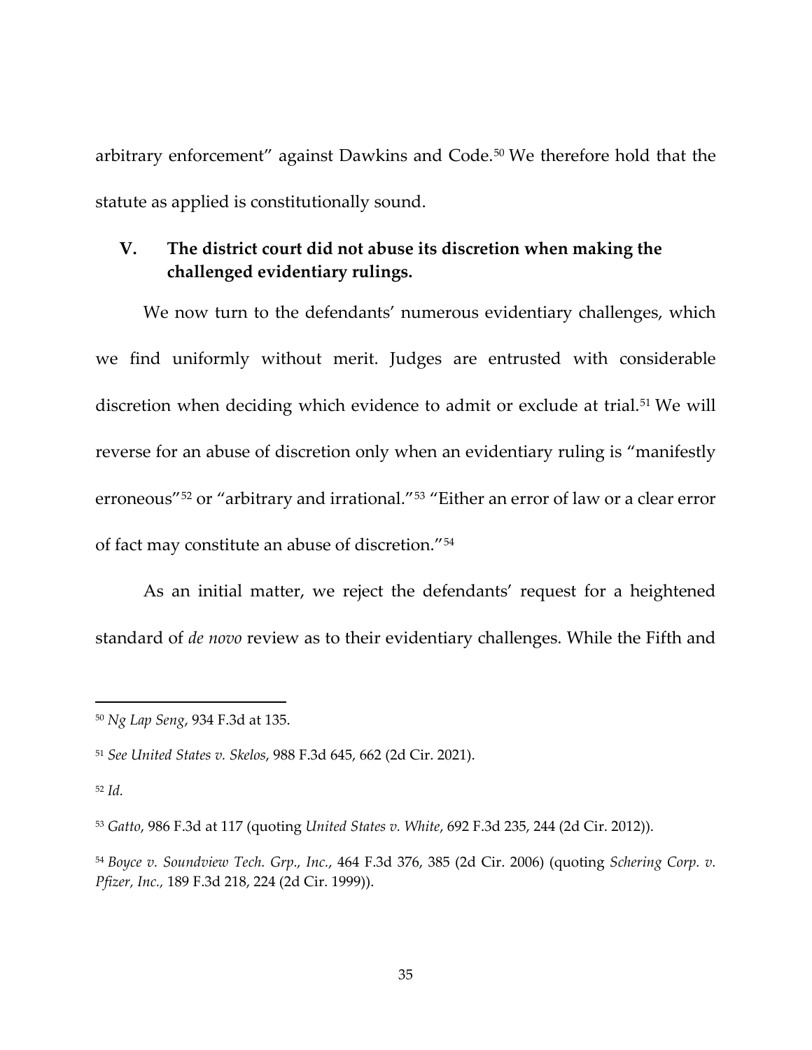arbitrary enforcement" against Dawkins and Code.[50] We therefore hold that the statute as applied is constitutionally sound.

## V. The district court did not abuse its discretion when making the challenged evidentiary rulings.

We now turn to the defendants' numerous evidentiary challenges, which we find uniformly without merit. Judges are entrusted with considerable discretion when deciding which evidence to admit or exclude at trial.[51] We will reverse for an abuse of discretion only when an evidentiary ruling is "manifestly erroneous"[52] or "arbitrary and irrational."[53] "Either an error of law or a clear error of fact may constitute an abuse of discretion."[54]

As an initial matter, we reject the defendants' request for a heightened standard of *de novo* review as to their evidentiary challenges. While the Fifth and

---

[50] *Ng Lap Seng*, 934 F.3d at 135.

[51] *See United States v. Skelos*, 988 F.3d 645, 662 (2d Cir. 2021).

[52] *Id.*

[53] *Gatto*, 986 F.3d at 117 (quoting *United States v. White*, 692 F.3d 235, 244 (2d Cir. 2012)).

[54] *Boyce v. Soundview Tech. Grp., Inc.*, 464 F.3d 376, 385 (2d Cir. 2006) (quoting *Schering Corp. v. Pfizer, Inc.*, 189 F.3d 218, 224 (2d Cir. 1999)).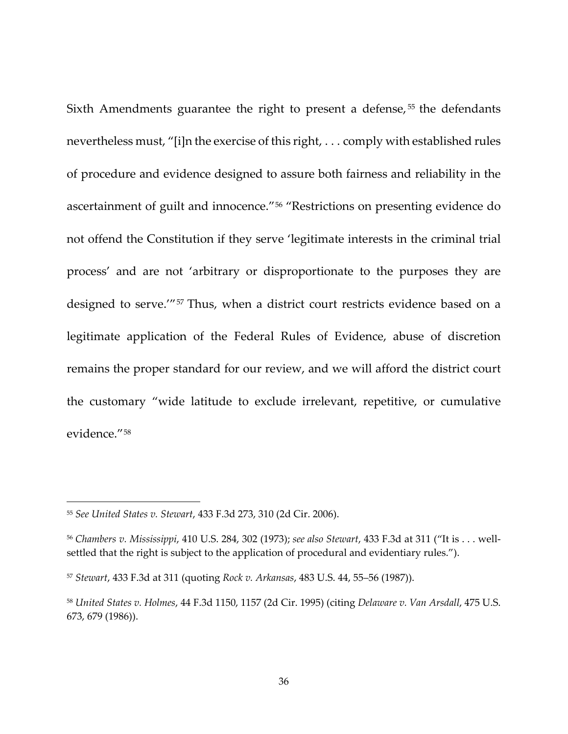Sixth Amendments guarantee the right to present a defense,[55] the defendants nevertheless must, "[i]n the exercise of this right, . . . comply with established rules of procedure and evidence designed to assure both fairness and reliability in the ascertainment of guilt and innocence."[56] "Restrictions on presenting evidence do not offend the Constitution if they serve 'legitimate interests in the criminal trial process' and are not 'arbitrary or disproportionate to the purposes they are designed to serve.'"[57] Thus, when a district court restricts evidence based on a legitimate application of the Federal Rules of Evidence, abuse of discretion remains the proper standard for our review, and we will afford the district court the customary "wide latitude to exclude irrelevant, repetitive, or cumulative evidence."[58]

---

[55] *See United States v. Stewart*, 433 F.3d 273, 310 (2d Cir. 2006).

[56] *Chambers v. Mississippi*, 410 U.S. 284, 302 (1973); *see also Stewart*, 433 F.3d at 311 ("It is . . . well-settled that the right is subject to the application of procedural and evidentiary rules.").

[57] *Stewart*, 433 F.3d at 311 (quoting *Rock v. Arkansas*, 483 U.S. 44, 55–56 (1987)).

[58] *United States v. Holmes*, 44 F.3d 1150, 1157 (2d Cir. 1995) (citing *Delaware v. Van Arsdall*, 475 U.S. 673, 679 (1986)).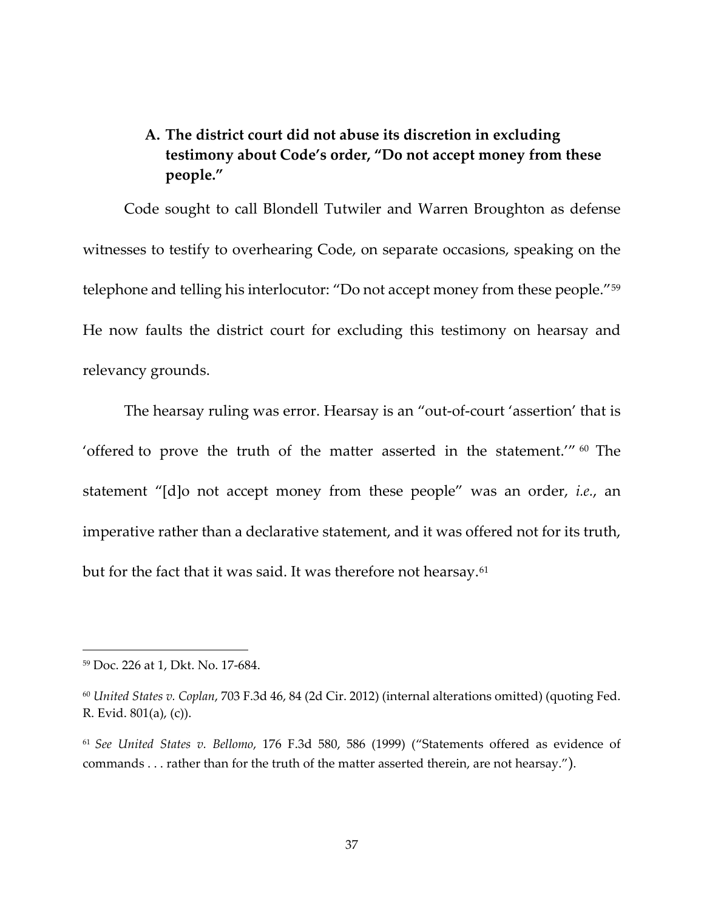### A. The district court did not abuse its discretion in excluding testimony about Code's order, "Do not accept money from these people."

Code sought to call Blondell Tutwiler and Warren Broughton as defense witnesses to testify to overhearing Code, on separate occasions, speaking on the telephone and telling his interlocutor: "Do not accept money from these people."[59] He now faults the district court for excluding this testimony on hearsay and relevancy grounds.

The hearsay ruling was error. Hearsay is an "out-of-court 'assertion' that is 'offered to prove the truth of the matter asserted in the statement.'"[60] The statement "[d]o not accept money from these people" was an order, *i.e.*, an imperative rather than a declarative statement, and it was offered not for its truth, but for the fact that it was said. It was therefore not hearsay.[61]

---

[59] Doc. 226 at 1, Dkt. No. 17-684.

[60] *United States v. Coplan*, 703 F.3d 46, 84 (2d Cir. 2012) (internal alterations omitted) (quoting Fed. R. Evid. 801(a), (c)).

[61] *See United States v. Bellomo*, 176 F.3d 580, 586 (1999) ("Statements offered as evidence of commands . . . rather than for the truth of the matter asserted therein, are not hearsay.").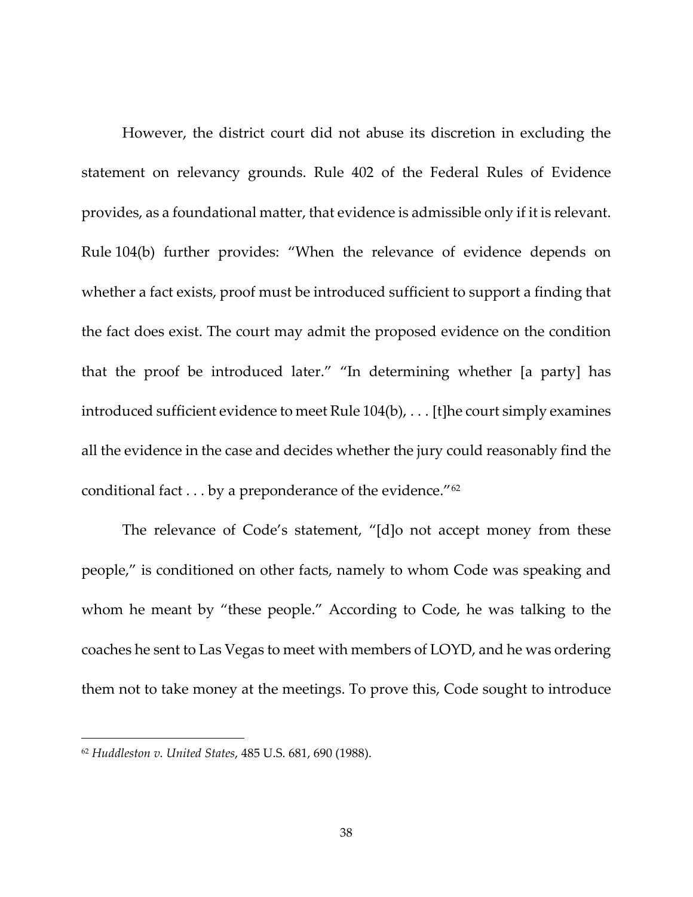However, the district court did not abuse its discretion in excluding the statement on relevancy grounds. Rule 402 of the Federal Rules of Evidence provides, as a foundational matter, that evidence is admissible only if it is relevant. Rule 104(b) further provides: "When the relevance of evidence depends on whether a fact exists, proof must be introduced sufficient to support a finding that the fact does exist. The court may admit the proposed evidence on the condition that the proof be introduced later." "In determining whether [a party] has introduced sufficient evidence to meet Rule 104(b), . . . [t]he court simply examines all the evidence in the case and decides whether the jury could reasonably find the conditional fact . . . by a preponderance of the evidence."[62]

The relevance of Code's statement, "[d]o not accept money from these people," is conditioned on other facts, namely to whom Code was speaking and whom he meant by "these people." According to Code, he was talking to the coaches he sent to Las Vegas to meet with members of LOYD, and he was ordering them not to take money at the meetings. To prove this, Code sought to introduce

---

[62] *Huddleston v. United States*, 485 U.S. 681, 690 (1988).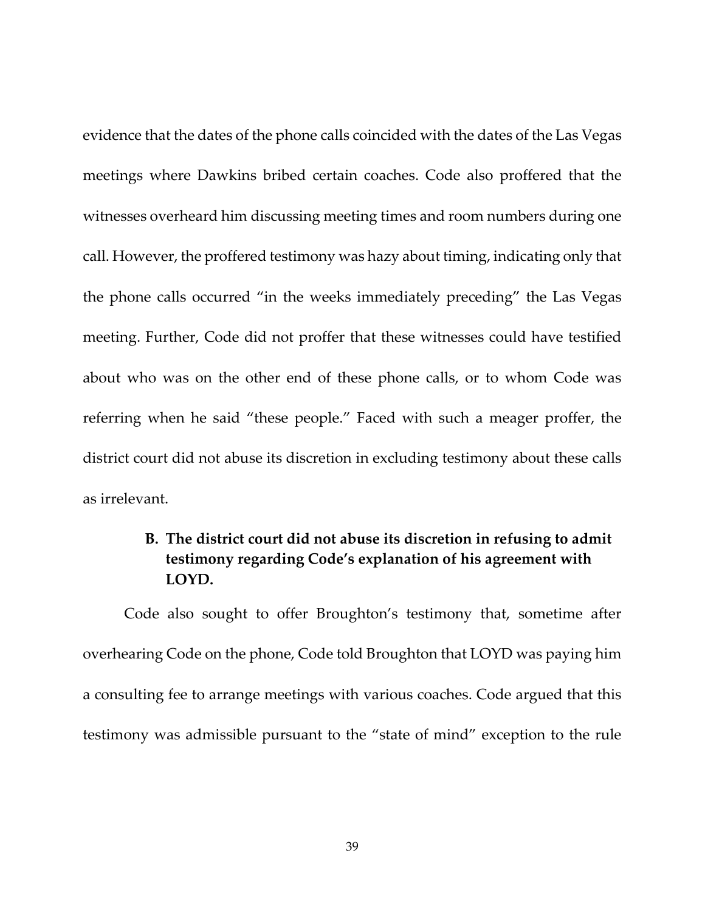evidence that the dates of the phone calls coincided with the dates of the Las Vegas meetings where Dawkins bribed certain coaches. Code also proffered that the witnesses overheard him discussing meeting times and room numbers during one call. However, the proffered testimony was hazy about timing, indicating only that the phone calls occurred "in the weeks immediately preceding" the Las Vegas meeting. Further, Code did not proffer that these witnesses could have testified about who was on the other end of these phone calls, or to whom Code was referring when he said "these people." Faced with such a meager proffer, the district court did not abuse its discretion in excluding testimony about these calls as irrelevant.

### B. The district court did not abuse its discretion in refusing to admit testimony regarding Code's explanation of his agreement with LOYD.

Code also sought to offer Broughton's testimony that, sometime after overhearing Code on the phone, Code told Broughton that LOYD was paying him a consulting fee to arrange meetings with various coaches. Code argued that this testimony was admissible pursuant to the "state of mind" exception to the rule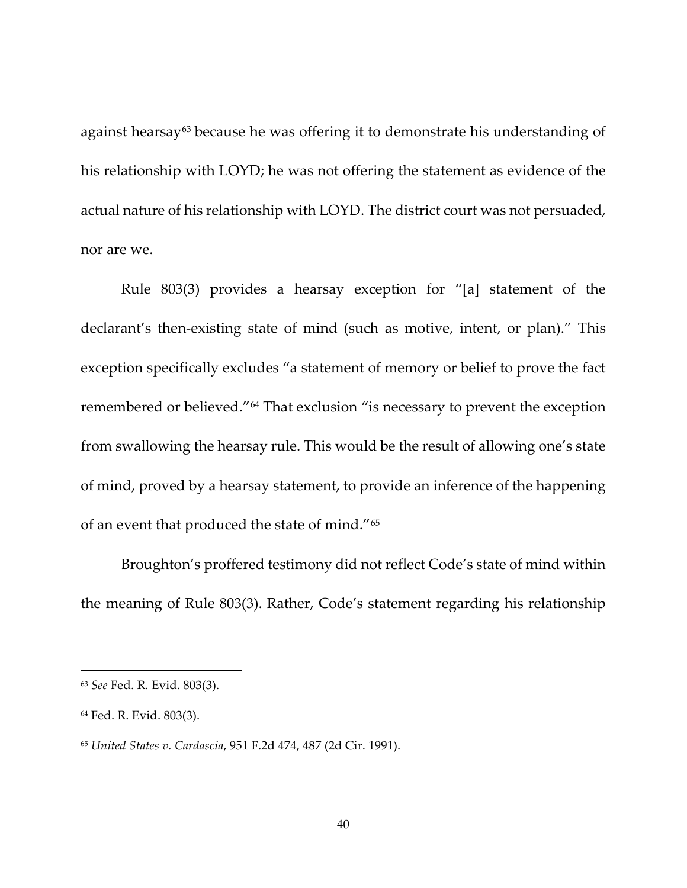against hearsay[63] because he was offering it to demonstrate his understanding of his relationship with LOYD; he was not offering the statement as evidence of the actual nature of his relationship with LOYD. The district court was not persuaded, nor are we.

Rule 803(3) provides a hearsay exception for "[a] statement of the declarant's then-existing state of mind (such as motive, intent, or plan)." This exception specifically excludes "a statement of memory or belief to prove the fact remembered or believed."[64] That exclusion "is necessary to prevent the exception from swallowing the hearsay rule. This would be the result of allowing one's state of mind, proved by a hearsay statement, to provide an inference of the happening of an event that produced the state of mind."[65]

Broughton's proffered testimony did not reflect Code's state of mind within the meaning of Rule 803(3). Rather, Code's statement regarding his relationship

---

[63] *See* Fed. R. Evid. 803(3).

[64] Fed. R. Evid. 803(3).

[65] *United States v. Cardascia*, 951 F.2d 474, 487 (2d Cir. 1991).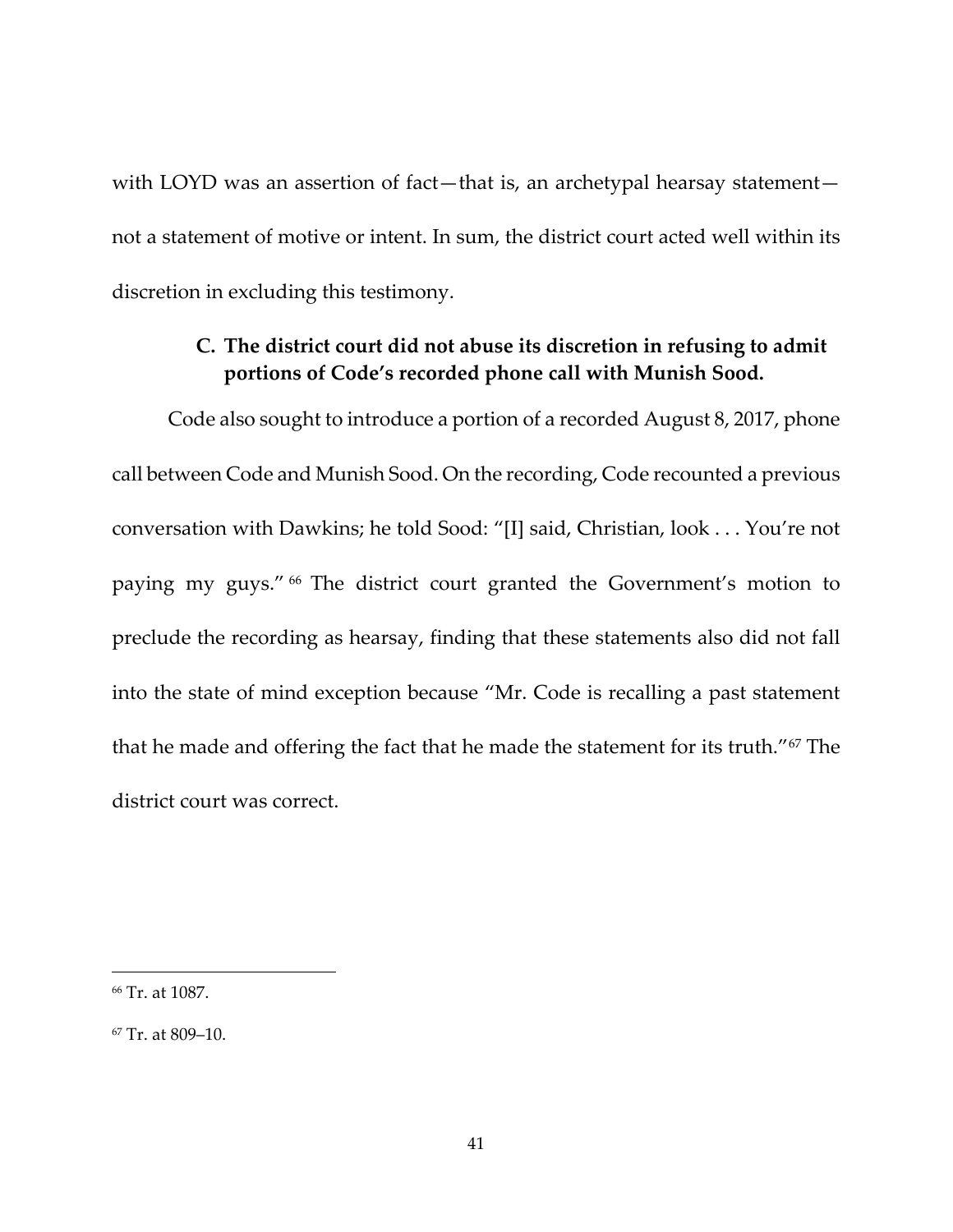with LOYD was an assertion of fact—that is, an archetypal hearsay statement—not a statement of motive or intent. In sum, the district court acted well within its discretion in excluding this testimony.

### C. The district court did not abuse its discretion in refusing to admit portions of Code's recorded phone call with Munish Sood.

Code also sought to introduce a portion of a recorded August 8, 2017, phone call between Code and Munish Sood. On the recording, Code recounted a previous conversation with Dawkins; he told Sood: "[I] said, Christian, look . . . You're not paying my guys." [66] The district court granted the Government's motion to preclude the recording as hearsay, finding that these statements also did not fall into the state of mind exception because "Mr. Code is recalling a past statement that he made and offering the fact that he made the statement for its truth."[67] The district court was correct.

---

[66] Tr. at 1087.

[67] Tr. at 809–10.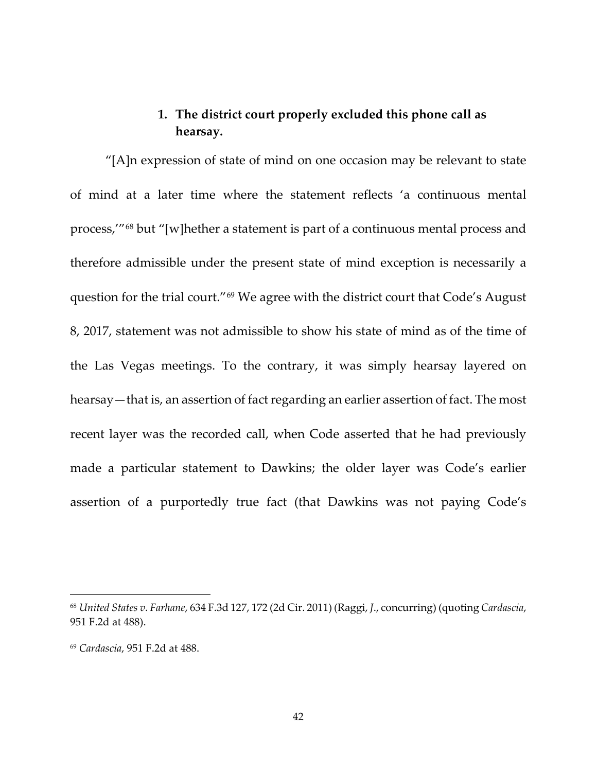### 1. The district court properly excluded this phone call as hearsay.

"[A]n expression of state of mind on one occasion may be relevant to state of mind at a later time where the statement reflects 'a continuous mental process,'"[68] but "[w]hether a statement is part of a continuous mental process and therefore admissible under the present state of mind exception is necessarily a question for the trial court."[69] We agree with the district court that Code's August 8, 2017, statement was not admissible to show his state of mind as of the time of the Las Vegas meetings. To the contrary, it was simply hearsay layered on hearsay—that is, an assertion of fact regarding an earlier assertion of fact. The most recent layer was the recorded call, when Code asserted that he had previously made a particular statement to Dawkins; the older layer was Code's earlier assertion of a purportedly true fact (that Dawkins was not paying Code's

---

[68] *United States v. Farhane*, 634 F.3d 127, 172 (2d Cir. 2011) (Raggi, *J.*, concurring) (quoting *Cardascia*, 951 F.2d at 488).

[69] *Cardascia*, 951 F.2d at 488.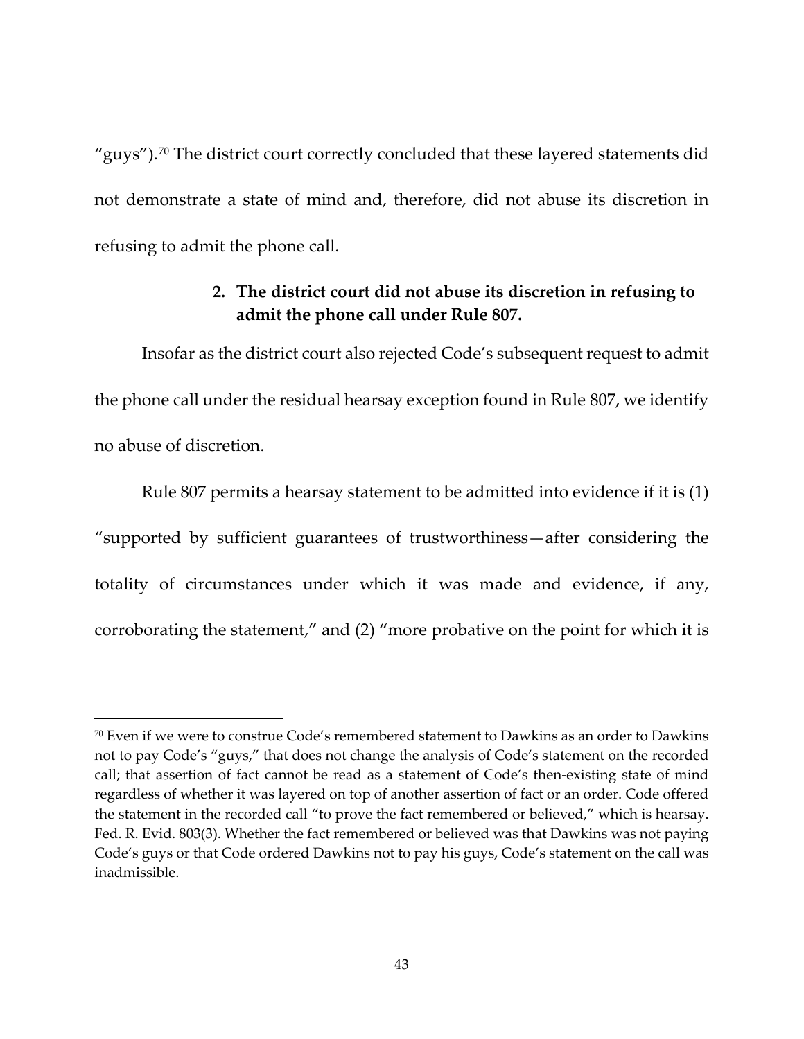"guys").[70] The district court correctly concluded that these layered statements did not demonstrate a state of mind and, therefore, did not abuse its discretion in refusing to admit the phone call.

**2. The district court did not abuse its discretion in refusing to admit the phone call under Rule 807.**

Insofar as the district court also rejected Code's subsequent request to admit the phone call under the residual hearsay exception found in Rule 807, we identify no abuse of discretion.

Rule 807 permits a hearsay statement to be admitted into evidence if it is (1) "supported by sufficient guarantees of trustworthiness—after considering the totality of circumstances under which it was made and evidence, if any, corroborating the statement," and (2) "more probative on the point for which it is

---

[70] Even if we were to construe Code's remembered statement to Dawkins as an order to Dawkins not to pay Code's "guys," that does not change the analysis of Code's statement on the recorded call; that assertion of fact cannot be read as a statement of Code's then-existing state of mind regardless of whether it was layered on top of another assertion of fact or an order. Code offered the statement in the recorded call "to prove the fact remembered or believed," which is hearsay. Fed. R. Evid. 803(3). Whether the fact remembered or believed was that Dawkins was not paying Code's guys or that Code ordered Dawkins not to pay his guys, Code's statement on the call was inadmissible.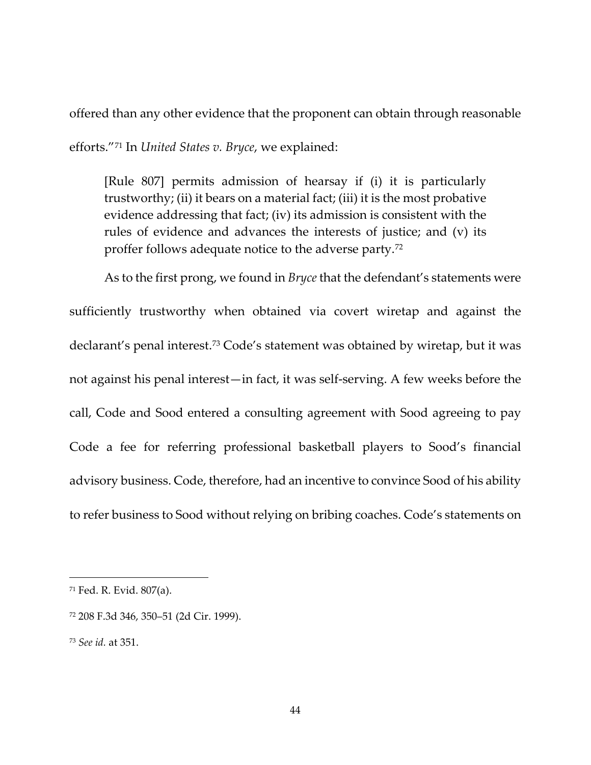offered than any other evidence that the proponent can obtain through reasonable efforts."[71] In *United States v. Bryce*, we explained:

> [Rule 807] permits admission of hearsay if (i) it is particularly trustworthy; (ii) it bears on a material fact; (iii) it is the most probative evidence addressing that fact; (iv) its admission is consistent with the rules of evidence and advances the interests of justice; and (v) its proffer follows adequate notice to the adverse party.[72]

As to the first prong, we found in *Bryce* that the defendant's statements were sufficiently trustworthy when obtained via covert wiretap and against the declarant's penal interest.[73] Code's statement was obtained by wiretap, but it was not against his penal interest—in fact, it was self-serving. A few weeks before the call, Code and Sood entered a consulting agreement with Sood agreeing to pay Code a fee for referring professional basketball players to Sood's financial advisory business. Code, therefore, had an incentive to convince Sood of his ability to refer business to Sood without relying on bribing coaches. Code's statements on

---

[71] Fed. R. Evid. 807(a).

[72] 208 F.3d 346, 350–51 (2d Cir. 1999).

[73] *See id.* at 351.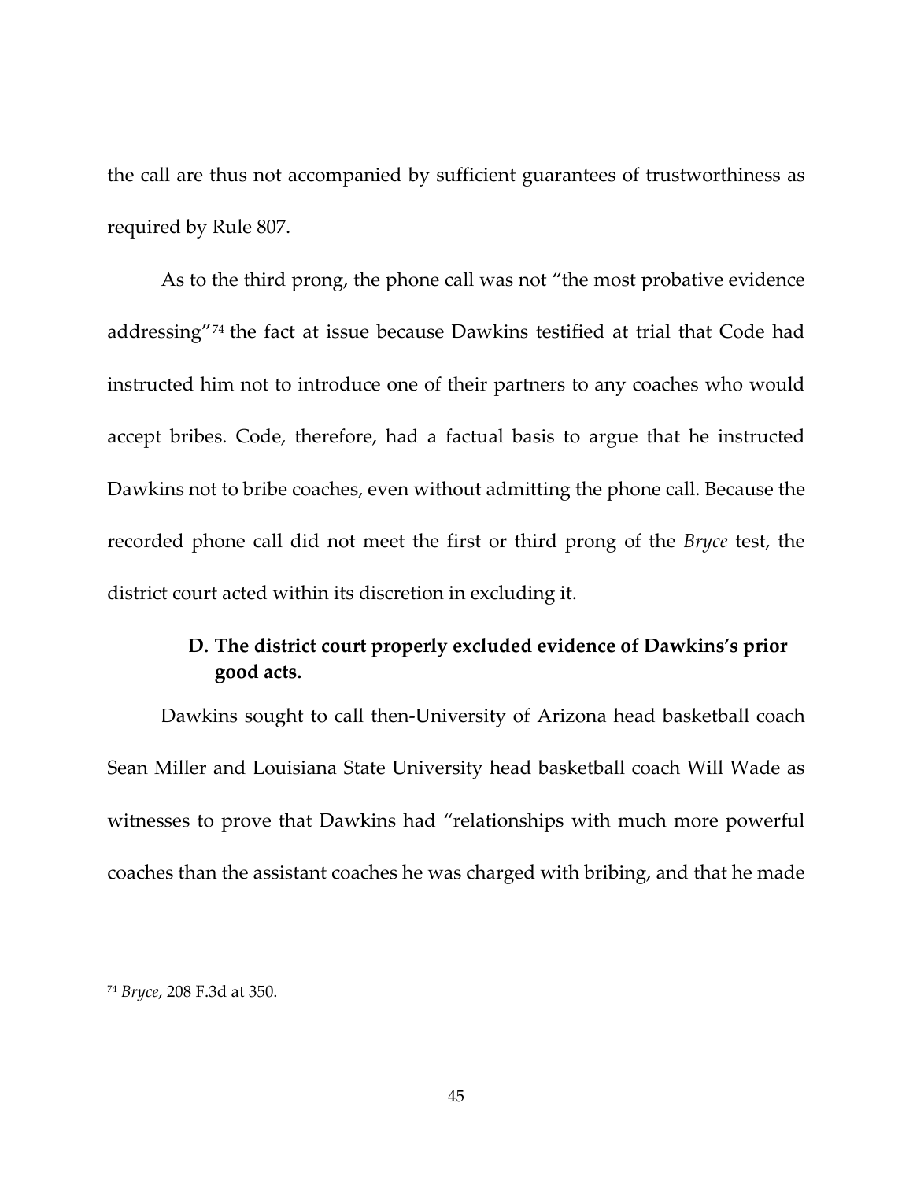the call are thus not accompanied by sufficient guarantees of trustworthiness as required by Rule 807.

As to the third prong, the phone call was not "the most probative evidence addressing"[74] the fact at issue because Dawkins testified at trial that Code had instructed him not to introduce one of their partners to any coaches who would accept bribes. Code, therefore, had a factual basis to argue that he instructed Dawkins not to bribe coaches, even without admitting the phone call. Because the recorded phone call did not meet the first or third prong of the *Bryce* test, the district court acted within its discretion in excluding it.

### D. The district court properly excluded evidence of Dawkins's prior good acts.

Dawkins sought to call then-University of Arizona head basketball coach Sean Miller and Louisiana State University head basketball coach Will Wade as witnesses to prove that Dawkins had "relationships with much more powerful coaches than the assistant coaches he was charged with bribing, and that he made

---

[74] *Bryce*, 208 F.3d at 350.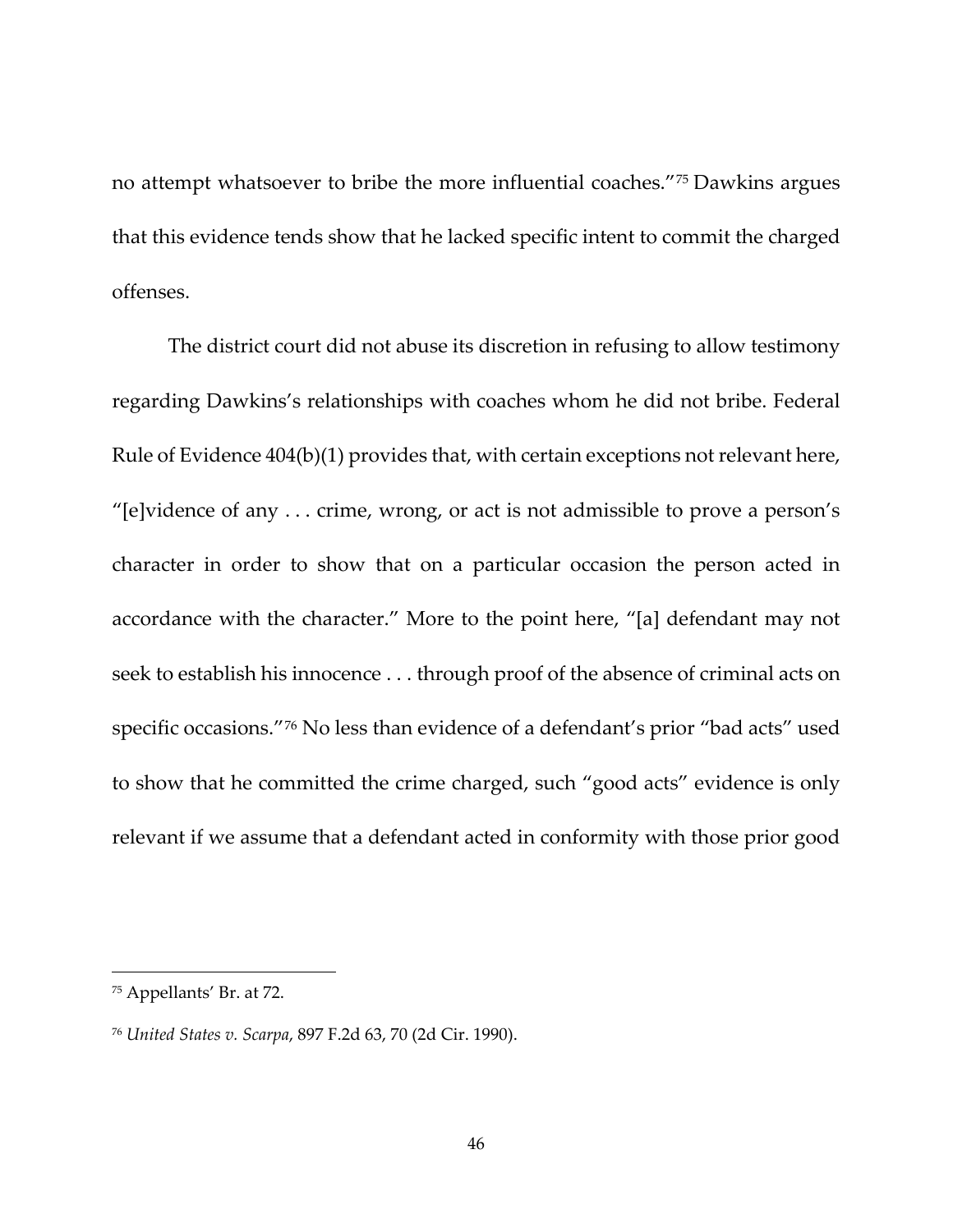no attempt whatsoever to bribe the more influential coaches."[75] Dawkins argues that this evidence tends show that he lacked specific intent to commit the charged offenses.

The district court did not abuse its discretion in refusing to allow testimony regarding Dawkins's relationships with coaches whom he did not bribe. Federal Rule of Evidence 404(b)(1) provides that, with certain exceptions not relevant here, "[e]vidence of any . . . crime, wrong, or act is not admissible to prove a person's character in order to show that on a particular occasion the person acted in accordance with the character." More to the point here, "[a] defendant may not seek to establish his innocence . . . through proof of the absence of criminal acts on specific occasions."[76] No less than evidence of a defendant's prior "bad acts" used to show that he committed the crime charged, such "good acts" evidence is only relevant if we assume that a defendant acted in conformity with those prior good

---

[75] Appellants' Br. at 72.

[76] *United States v. Scarpa*, 897 F.2d 63, 70 (2d Cir. 1990).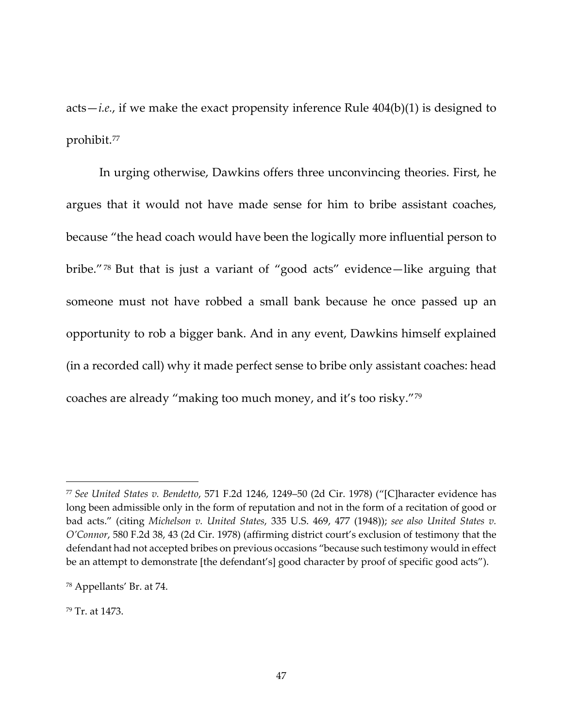acts—*i.e.*, if we make the exact propensity inference Rule 404(b)(1) is designed to prohibit.[77]

In urging otherwise, Dawkins offers three unconvincing theories. First, he argues that it would not have made sense for him to bribe assistant coaches, because "the head coach would have been the logically more influential person to bribe."[78] But that is just a variant of "good acts" evidence—like arguing that someone must not have robbed a small bank because he once passed up an opportunity to rob a bigger bank. And in any event, Dawkins himself explained (in a recorded call) why it made perfect sense to bribe only assistant coaches: head coaches are already "making too much money, and it's too risky."[79]

---

[77] *See United States v. Bendetto*, 571 F.2d 1246, 1249–50 (2d Cir. 1978) ("[C]haracter evidence has long been admissible only in the form of reputation and not in the form of a recitation of good or bad acts." (citing *Michelson v. United States*, 335 U.S. 469, 477 (1948)); *see also United States v. O'Connor*, 580 F.2d 38, 43 (2d Cir. 1978) (affirming district court's exclusion of testimony that the defendant had not accepted bribes on previous occasions "because such testimony would in effect be an attempt to demonstrate [the defendant's] good character by proof of specific good acts").

[78] Appellants' Br. at 74.

[79] Tr. at 1473.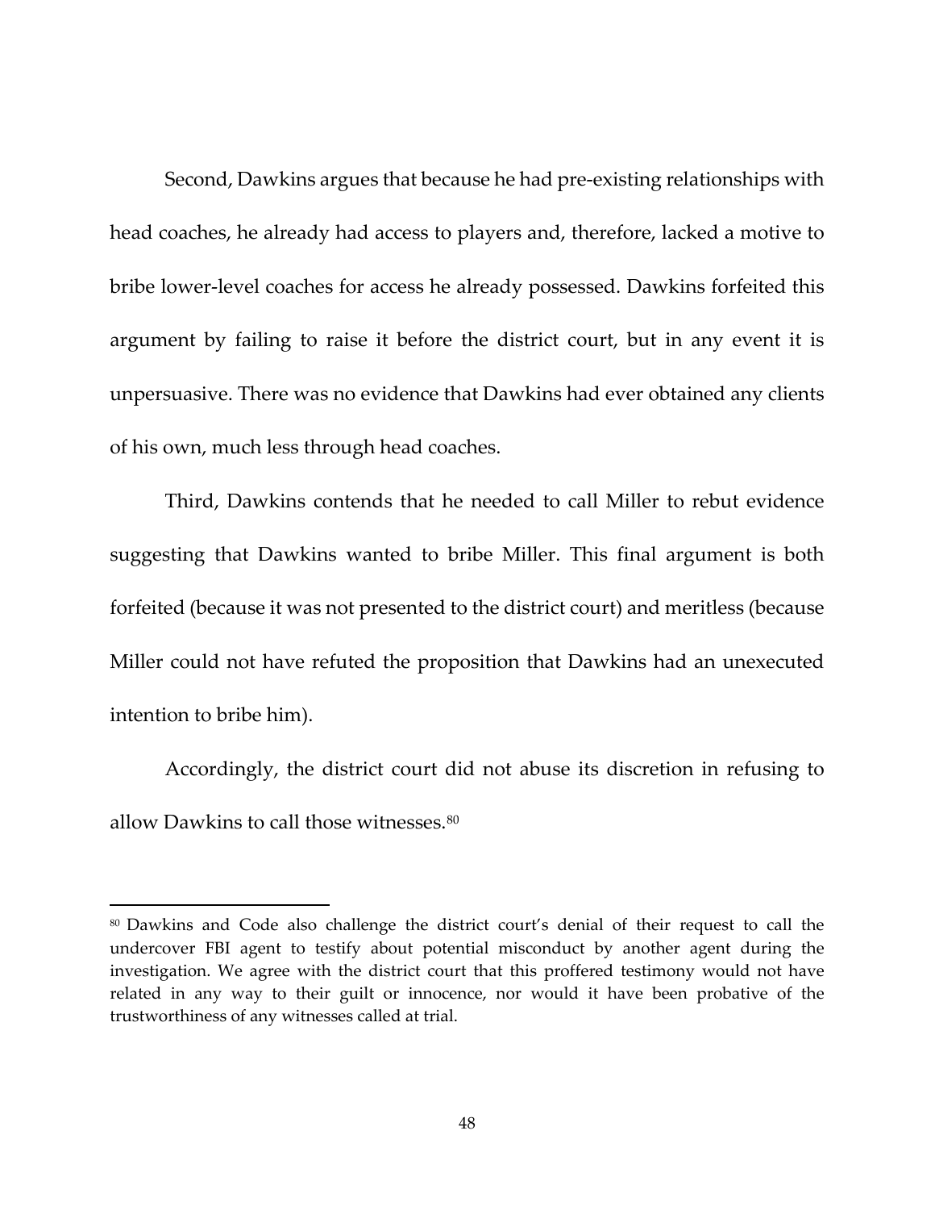Second, Dawkins argues that because he had pre-existing relationships with head coaches, he already had access to players and, therefore, lacked a motive to bribe lower-level coaches for access he already possessed. Dawkins forfeited this argument by failing to raise it before the district court, but in any event it is unpersuasive. There was no evidence that Dawkins had ever obtained any clients of his own, much less through head coaches.

Third, Dawkins contends that he needed to call Miller to rebut evidence suggesting that Dawkins wanted to bribe Miller. This final argument is both forfeited (because it was not presented to the district court) and meritless (because Miller could not have refuted the proposition that Dawkins had an unexecuted intention to bribe him).

Accordingly, the district court did not abuse its discretion in refusing to allow Dawkins to call those witnesses.[80]

---

[80] Dawkins and Code also challenge the district court's denial of their request to call the undercover FBI agent to testify about potential misconduct by another agent during the investigation. We agree with the district court that this proffered testimony would not have related in any way to their guilt or innocence, nor would it have been probative of the trustworthiness of any witnesses called at trial.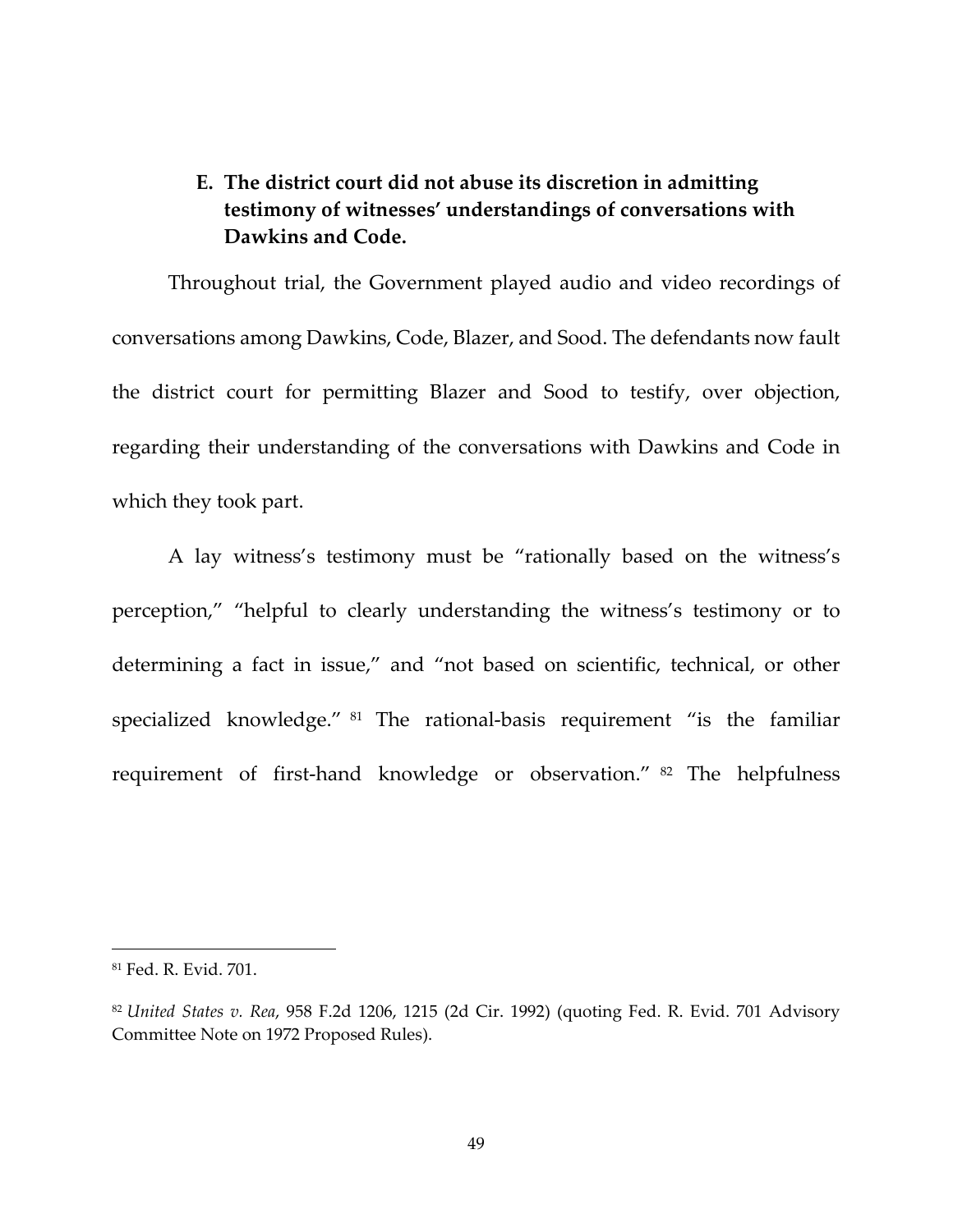### E. The district court did not abuse its discretion in admitting testimony of witnesses' understandings of conversations with Dawkins and Code.

Throughout trial, the Government played audio and video recordings of conversations among Dawkins, Code, Blazer, and Sood. The defendants now fault the district court for permitting Blazer and Sood to testify, over objection, regarding their understanding of the conversations with Dawkins and Code in which they took part.

A lay witness's testimony must be "rationally based on the witness's perception," "helpful to clearly understanding the witness's testimony or to determining a fact in issue," and "not based on scientific, technical, or other specialized knowledge." [81] The rational-basis requirement "is the familiar requirement of first-hand knowledge or observation." [82] The helpfulness

---

[81] Fed. R. Evid. 701.

[82] *United States v. Rea*, 958 F.2d 1206, 1215 (2d Cir. 1992) (quoting Fed. R. Evid. 701 Advisory Committee Note on 1972 Proposed Rules).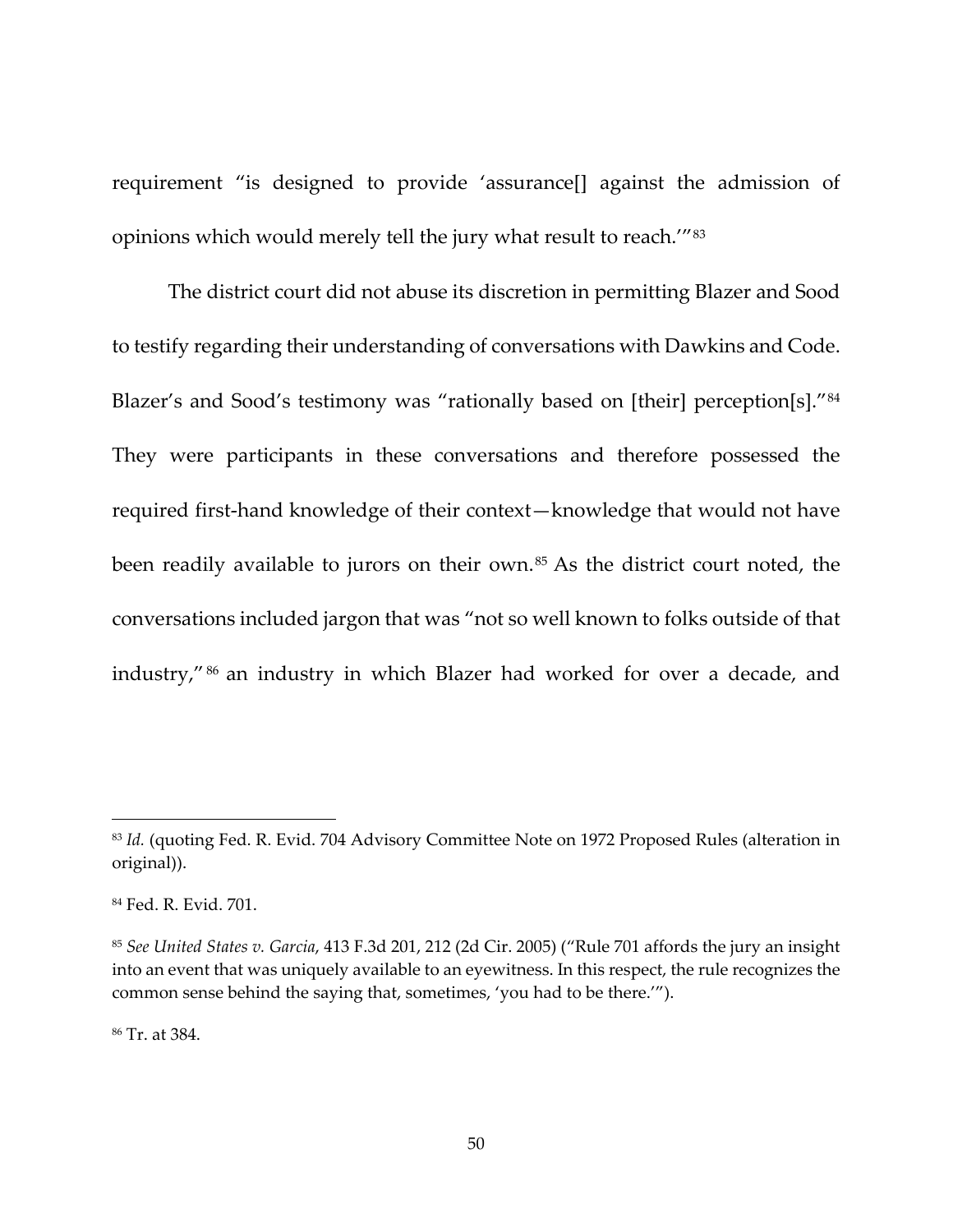requirement "is designed to provide 'assurance[] against the admission of opinions which would merely tell the jury what result to reach.'"[83]

The district court did not abuse its discretion in permitting Blazer and Sood to testify regarding their understanding of conversations with Dawkins and Code. Blazer's and Sood's testimony was "rationally based on [their] perception[s]."[84] They were participants in these conversations and therefore possessed the required first-hand knowledge of their context—knowledge that would not have been readily available to jurors on their own.[85] As the district court noted, the conversations included jargon that was "not so well known to folks outside of that industry,"[86] an industry in which Blazer had worked for over a decade, and

---

[83] *Id.* (quoting Fed. R. Evid. 704 Advisory Committee Note on 1972 Proposed Rules (alteration in original)).

[84] Fed. R. Evid. 701.

[85] *See United States v. Garcia*, 413 F.3d 201, 212 (2d Cir. 2005) ("Rule 701 affords the jury an insight into an event that was uniquely available to an eyewitness. In this respect, the rule recognizes the common sense behind the saying that, sometimes, 'you had to be there.'").

[86] Tr. at 384.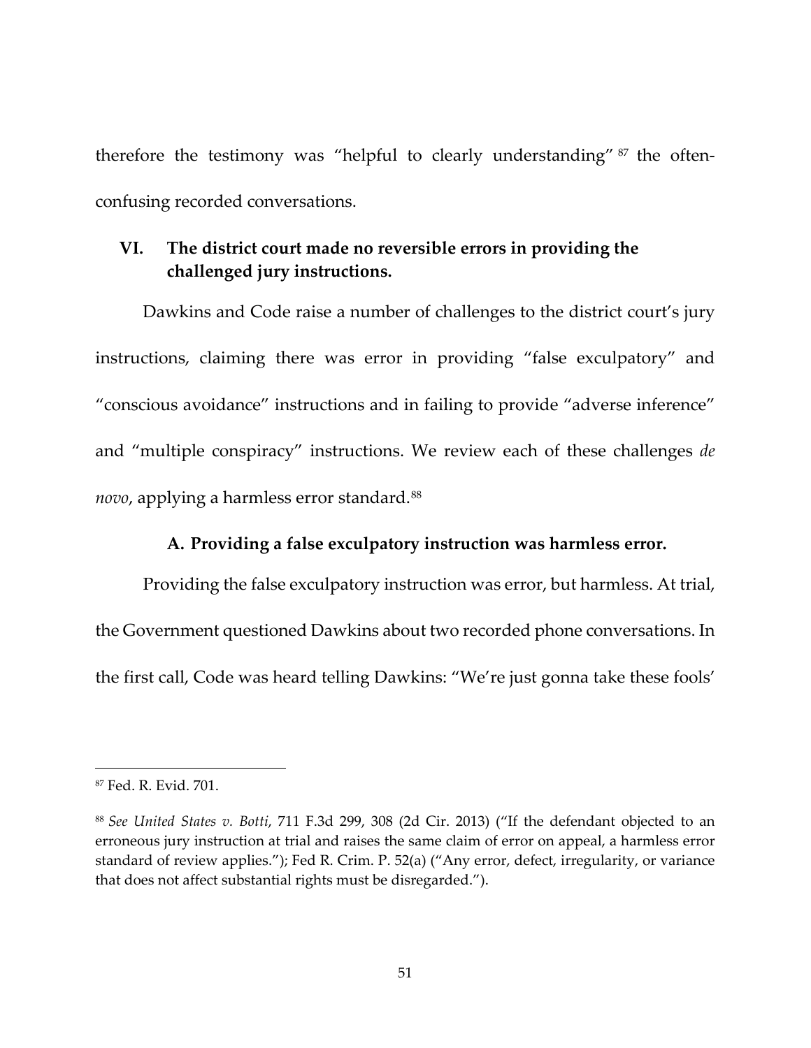therefore the testimony was "helpful to clearly understanding"[87] the often-confusing recorded conversations.

## VI. The district court made no reversible errors in providing the challenged jury instructions.

Dawkins and Code raise a number of challenges to the district court's jury instructions, claiming there was error in providing "false exculpatory" and "conscious avoidance" instructions and in failing to provide "adverse inference" and "multiple conspiracy" instructions. We review each of these challenges *de novo*, applying a harmless error standard.[88]

### A. Providing a false exculpatory instruction was harmless error.

Providing the false exculpatory instruction was error, but harmless. At trial, the Government questioned Dawkins about two recorded phone conversations. In the first call, Code was heard telling Dawkins: "We're just gonna take these fools'

---

[87] Fed. R. Evid. 701.

[88] *See United States v. Botti*, 711 F.3d 299, 308 (2d Cir. 2013) ("If the defendant objected to an erroneous jury instruction at trial and raises the same claim of error on appeal, a harmless error standard of review applies."); Fed R. Crim. P. 52(a) ("Any error, defect, irregularity, or variance that does not affect substantial rights must be disregarded.").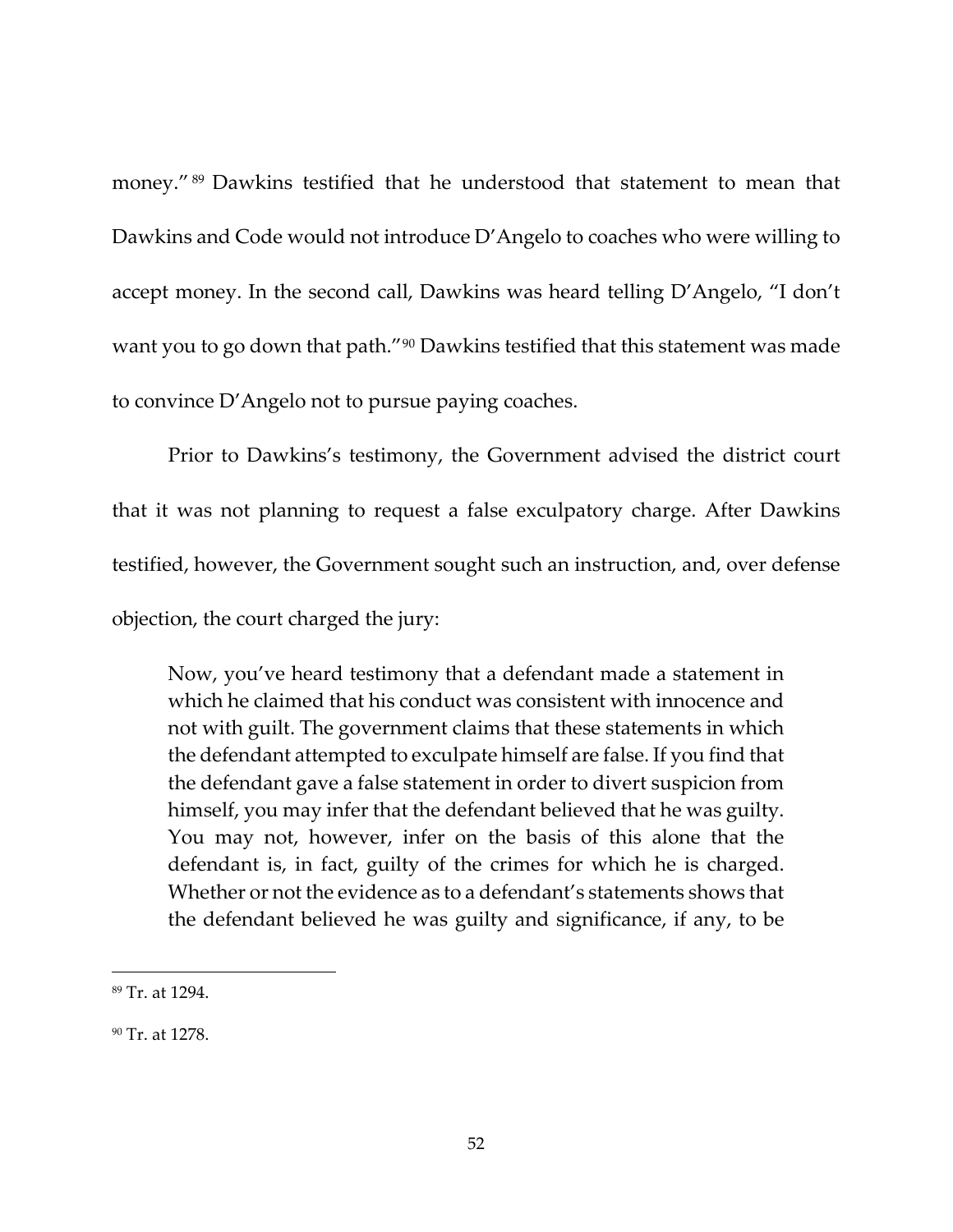money."[89] Dawkins testified that he understood that statement to mean that Dawkins and Code would not introduce D'Angelo to coaches who were willing to accept money. In the second call, Dawkins was heard telling D'Angelo, "I don't want you to go down that path."[90] Dawkins testified that this statement was made to convince D'Angelo not to pursue paying coaches.

Prior to Dawkins's testimony, the Government advised the district court that it was not planning to request a false exculpatory charge. After Dawkins testified, however, the Government sought such an instruction, and, over defense objection, the court charged the jury:

> Now, you've heard testimony that a defendant made a statement in which he claimed that his conduct was consistent with innocence and not with guilt. The government claims that these statements in which the defendant attempted to exculpate himself are false. If you find that the defendant gave a false statement in order to divert suspicion from himself, you may infer that the defendant believed that he was guilty. You may not, however, infer on the basis of this alone that the defendant is, in fact, guilty of the crimes for which he is charged. Whether or not the evidence as to a defendant's statements shows that the defendant believed he was guilty and significance, if any, to be

---

[89] Tr. at 1294.

[90] Tr. at 1278.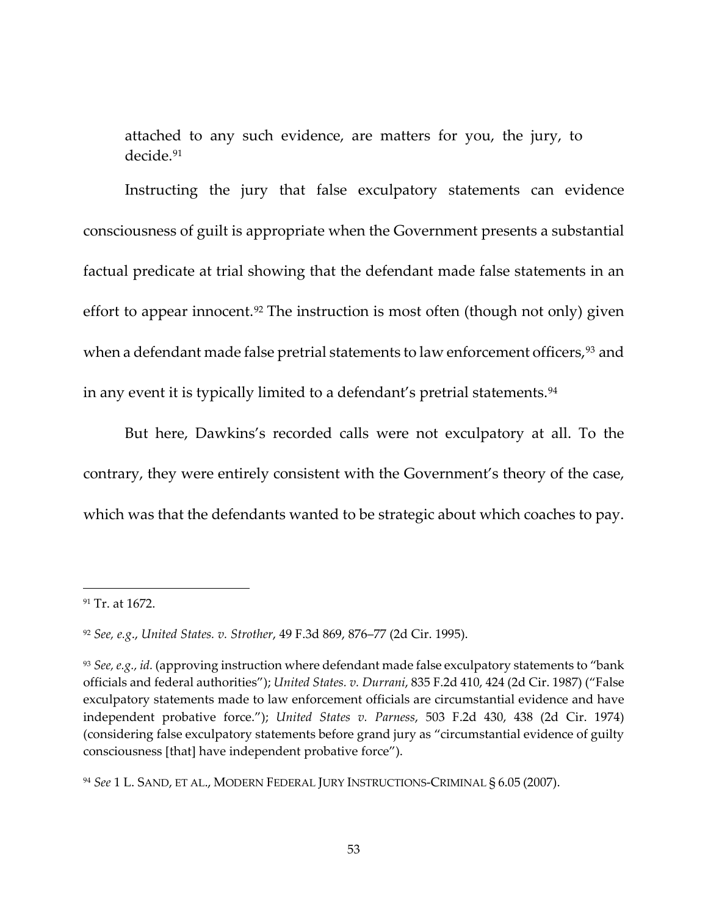> attached to any such evidence, are matters for you, the jury, to decide.[91]

Instructing the jury that false exculpatory statements can evidence consciousness of guilt is appropriate when the Government presents a substantial factual predicate at trial showing that the defendant made false statements in an effort to appear innocent.[92] The instruction is most often (though not only) given when a defendant made false pretrial statements to law enforcement officers,[93] and in any event it is typically limited to a defendant's pretrial statements.[94]

But here, Dawkins's recorded calls were not exculpatory at all. To the contrary, they were entirely consistent with the Government's theory of the case, which was that the defendants wanted to be strategic about which coaches to pay.

---

[91] Tr. at 1672.

[92] *See, e.g.*, *United States. v. Strother*, 49 F.3d 869, 876–77 (2d Cir. 1995).

[93] *See, e.g.*, *id.* (approving instruction where defendant made false exculpatory statements to "bank officials and federal authorities"); *United States. v. Durrani*, 835 F.2d 410, 424 (2d Cir. 1987) ("False exculpatory statements made to law enforcement officials are circumstantial evidence and have independent probative force."); *United States v. Parness*, 503 F.2d 430, 438 (2d Cir. 1974) (considering false exculpatory statements before grand jury as "circumstantial evidence of guilty consciousness [that] have independent probative force").

[94] *See* 1 L. SAND, ET AL., MODERN FEDERAL JURY INSTRUCTIONS-CRIMINAL § 6.05 (2007).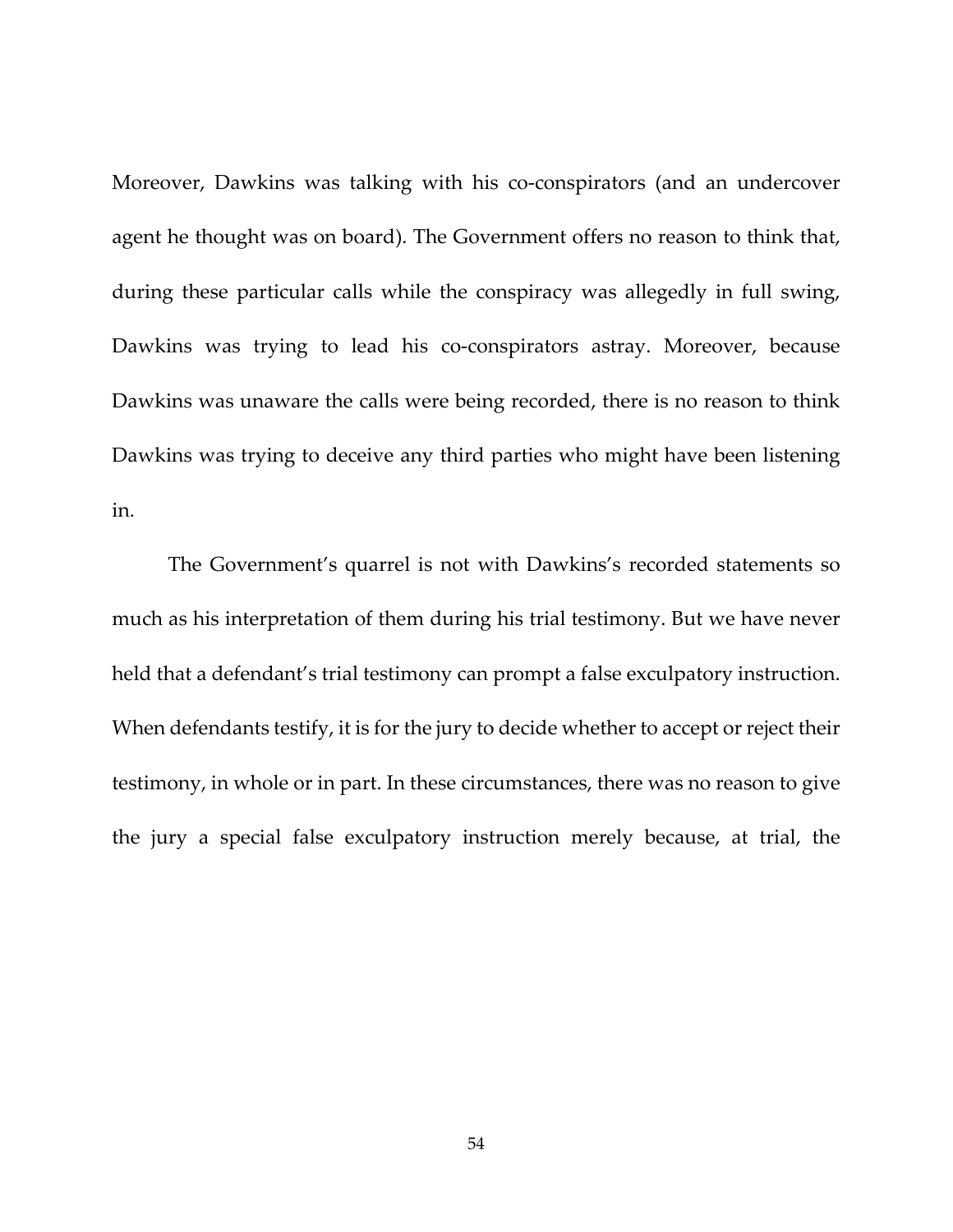Moreover, Dawkins was talking with his co-conspirators (and an undercover agent he thought was on board). The Government offers no reason to think that, during these particular calls while the conspiracy was allegedly in full swing, Dawkins was trying to lead his co-conspirators astray. Moreover, because Dawkins was unaware the calls were being recorded, there is no reason to think Dawkins was trying to deceive any third parties who might have been listening in.

The Government's quarrel is not with Dawkins's recorded statements so much as his interpretation of them during his trial testimony. But we have never held that a defendant's trial testimony can prompt a false exculpatory instruction. When defendants testify, it is for the jury to decide whether to accept or reject their testimony, in whole or in part. In these circumstances, there was no reason to give the jury a special false exculpatory instruction merely because, at trial, the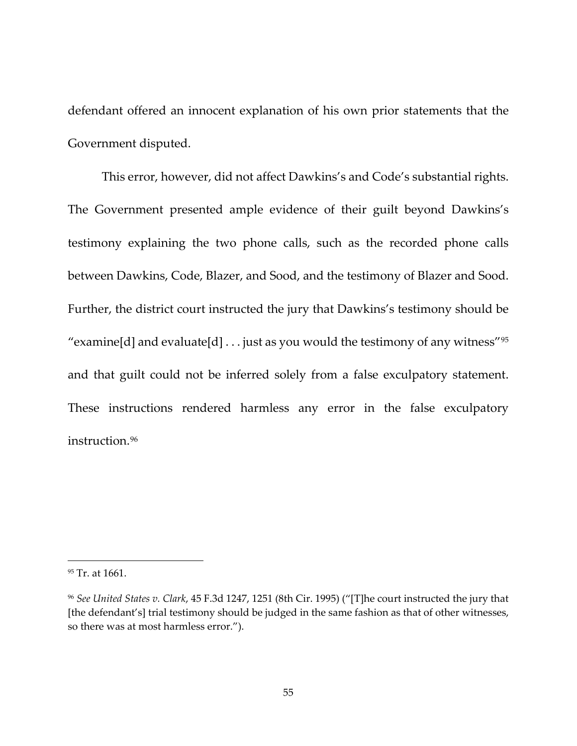defendant offered an innocent explanation of his own prior statements that the Government disputed.

This error, however, did not affect Dawkins's and Code's substantial rights. The Government presented ample evidence of their guilt beyond Dawkins's testimony explaining the two phone calls, such as the recorded phone calls between Dawkins, Code, Blazer, and Sood, and the testimony of Blazer and Sood. Further, the district court instructed the jury that Dawkins's testimony should be "examine[d] and evaluate[d] . . . just as you would the testimony of any witness"[95] and that guilt could not be inferred solely from a false exculpatory statement. These instructions rendered harmless any error in the false exculpatory instruction.[96]

---

[95] Tr. at 1661.

[96] *See United States v. Clark*, 45 F.3d 1247, 1251 (8th Cir. 1995) ("[T]he court instructed the jury that [the defendant's] trial testimony should be judged in the same fashion as that of other witnesses, so there was at most harmless error.").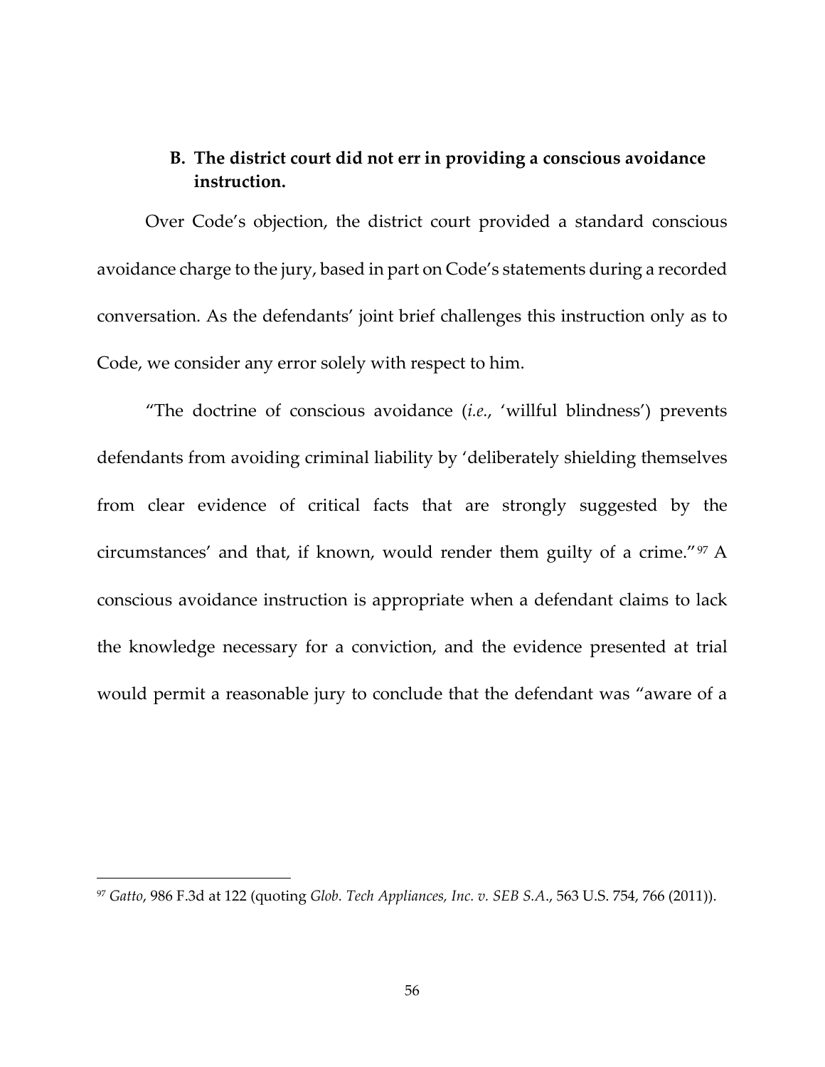### B. The district court did not err in providing a conscious avoidance instruction.

Over Code's objection, the district court provided a standard conscious avoidance charge to the jury, based in part on Code's statements during a recorded conversation. As the defendants' joint brief challenges this instruction only as to Code, we consider any error solely with respect to him.

"The doctrine of conscious avoidance (*i.e.*, 'willful blindness') prevents defendants from avoiding criminal liability by 'deliberately shielding themselves from clear evidence of critical facts that are strongly suggested by the circumstances' and that, if known, would render them guilty of a crime."[97] A conscious avoidance instruction is appropriate when a defendant claims to lack the knowledge necessary for a conviction, and the evidence presented at trial would permit a reasonable jury to conclude that the defendant was "aware of a

---

[97] *Gatto*, 986 F.3d at 122 (quoting *Glob. Tech Appliances, Inc. v. SEB S.A.*, 563 U.S. 754, 766 (2011)).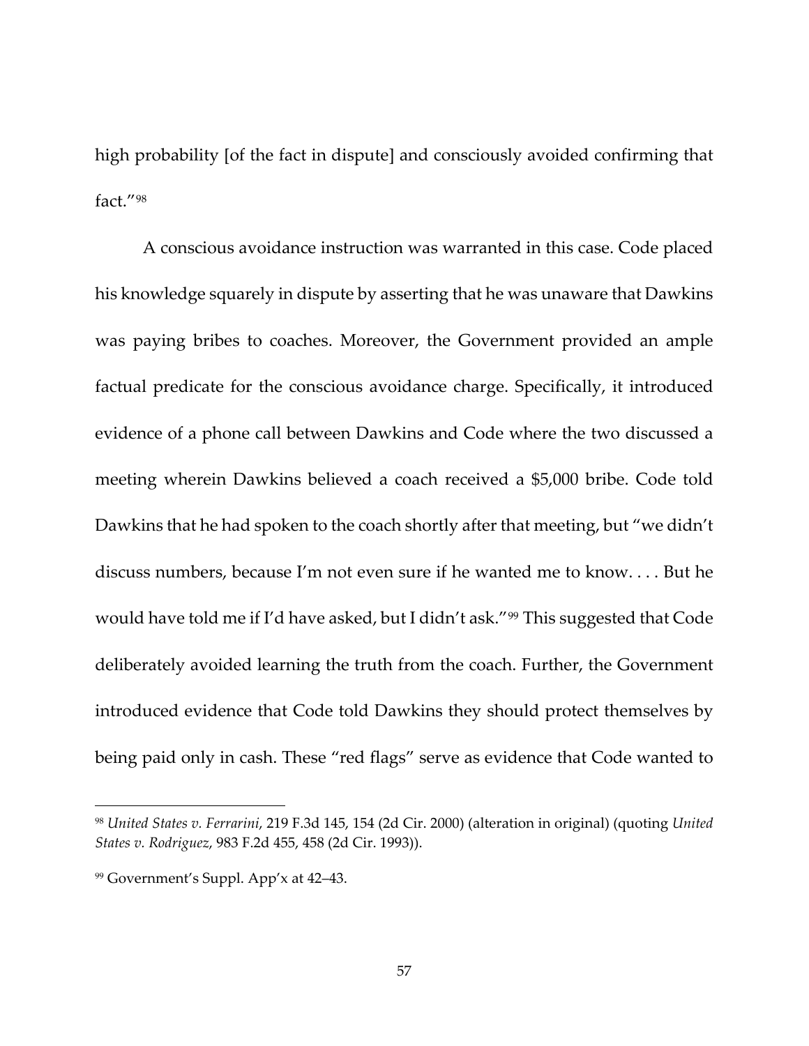high probability [of the fact in dispute] and consciously avoided confirming that fact."[98]

A conscious avoidance instruction was warranted in this case. Code placed his knowledge squarely in dispute by asserting that he was unaware that Dawkins was paying bribes to coaches. Moreover, the Government provided an ample factual predicate for the conscious avoidance charge. Specifically, it introduced evidence of a phone call between Dawkins and Code where the two discussed a meeting wherein Dawkins believed a coach received a $5,000 bribe. Code told Dawkins that he had spoken to the coach shortly after that meeting, but "we didn't discuss numbers, because I'm not even sure if he wanted me to know. . . . But he would have told me if I'd have asked, but I didn't ask."[99] This suggested that Code deliberately avoided learning the truth from the coach. Further, the Government introduced evidence that Code told Dawkins they should protect themselves by being paid only in cash. These "red flags" serve as evidence that Code wanted to

---

[98] *United States v. Ferrarini*, 219 F.3d 145, 154 (2d Cir. 2000) (alteration in original) (quoting *United States v. Rodriguez*, 983 F.2d 455, 458 (2d Cir. 1993)).

[99] Government's Suppl. App'x at 42–43.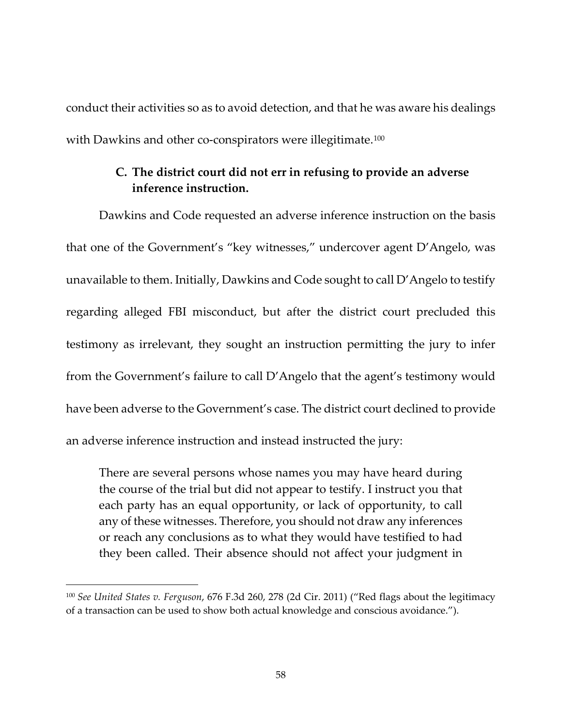conduct their activities so as to avoid detection, and that he was aware his dealings with Dawkins and other co-conspirators were illegitimate.[100]

### C. The district court did not err in refusing to provide an adverse inference instruction.

Dawkins and Code requested an adverse inference instruction on the basis that one of the Government's "key witnesses," undercover agent D'Angelo, was unavailable to them. Initially, Dawkins and Code sought to call D'Angelo to testify regarding alleged FBI misconduct, but after the district court precluded this testimony as irrelevant, they sought an instruction permitting the jury to infer from the Government's failure to call D'Angelo that the agent's testimony would have been adverse to the Government's case. The district court declined to provide an adverse inference instruction and instead instructed the jury:

> There are several persons whose names you may have heard during the course of the trial but did not appear to testify. I instruct you that each party has an equal opportunity, or lack of opportunity, to call any of these witnesses. Therefore, you should not draw any inferences or reach any conclusions as to what they would have testified to had they been called. Their absence should not affect your judgment in

---

[100] *See United States v. Ferguson*, 676 F.3d 260, 278 (2d Cir. 2011) ("Red flags about the legitimacy of a transaction can be used to show both actual knowledge and conscious avoidance.").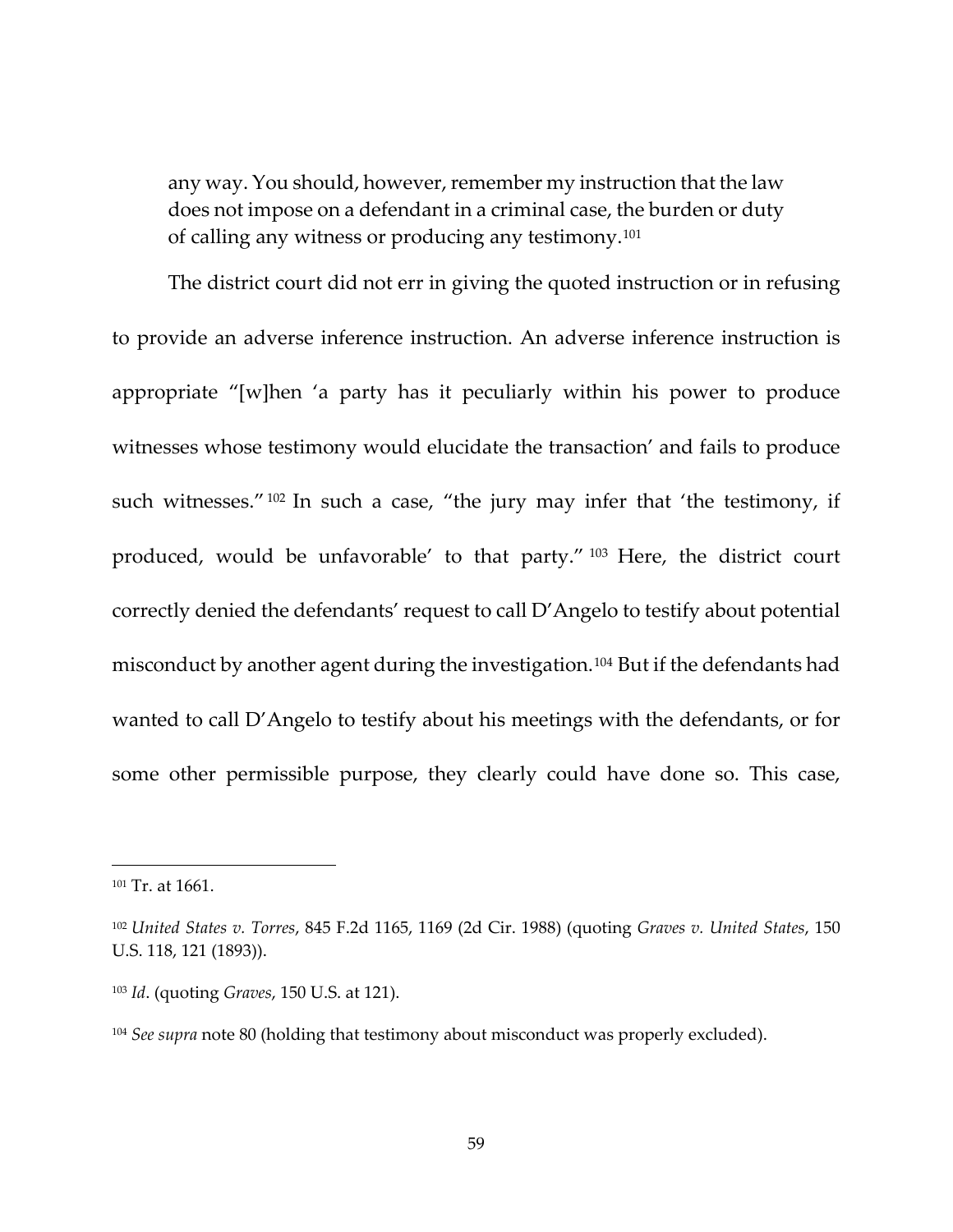> any way. You should, however, remember my instruction that the law does not impose on a defendant in a criminal case, the burden or duty of calling any witness or producing any testimony.[101]

The district court did not err in giving the quoted instruction or in refusing to provide an adverse inference instruction. An adverse inference instruction is appropriate "[w]hen 'a party has it peculiarly within his power to produce witnesses whose testimony would elucidate the transaction' and fails to produce such witnesses."[102] In such a case, "the jury may infer that 'the testimony, if produced, would be unfavorable' to that party."[103] Here, the district court correctly denied the defendants' request to call D'Angelo to testify about potential misconduct by another agent during the investigation.[104] But if the defendants had wanted to call D'Angelo to testify about his meetings with the defendants, or for some other permissible purpose, they clearly could have done so. This case,

---

[101] Tr. at 1661.

[102] *United States v. Torres*, 845 F.2d 1165, 1169 (2d Cir. 1988) (quoting *Graves v. United States*, 150 U.S. 118, 121 (1893)).

[103] *Id*. (quoting *Graves*, 150 U.S. at 121).

[104] *See supra* note 80 (holding that testimony about misconduct was properly excluded).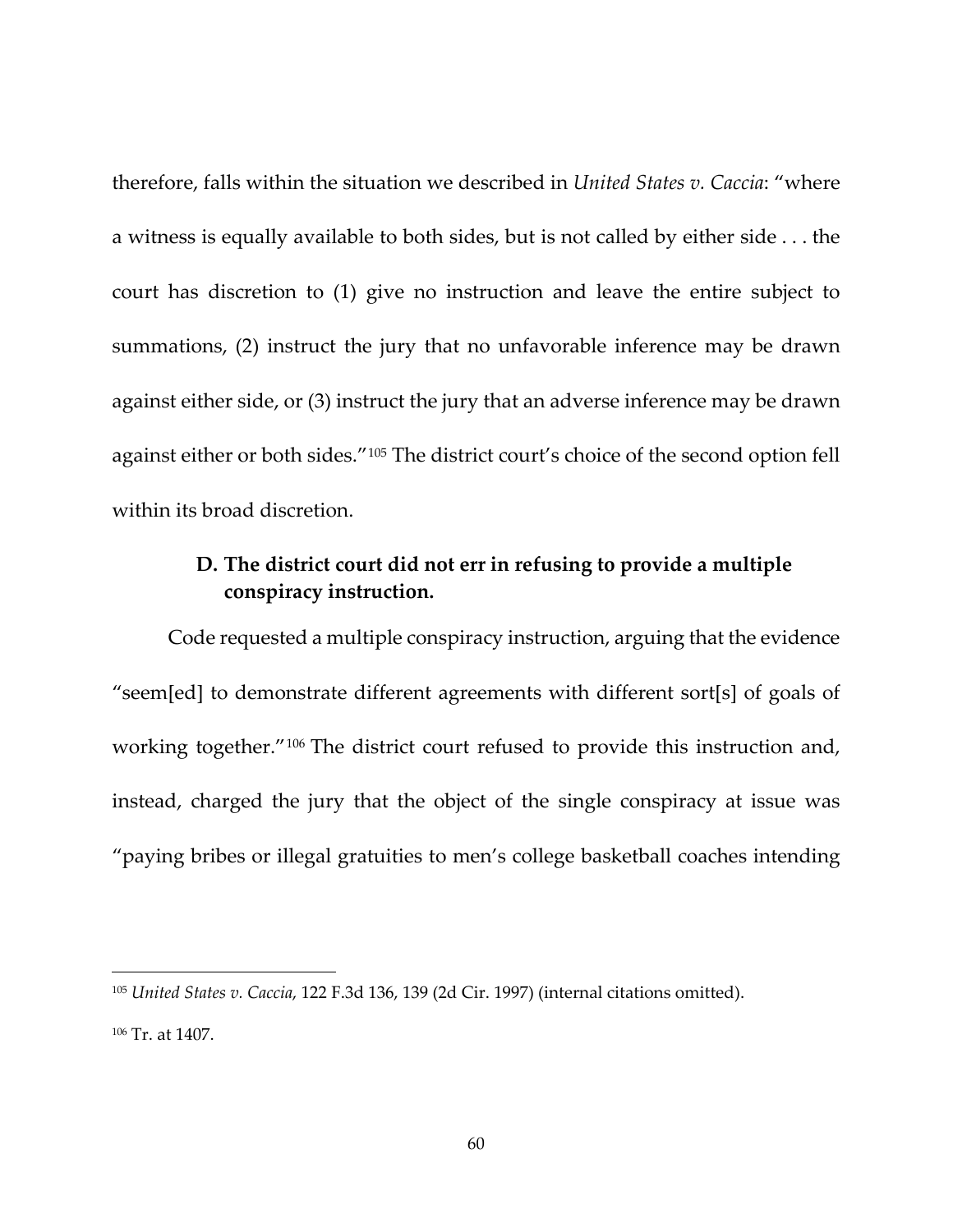therefore, falls within the situation we described in *United States v. Caccia*: "where a witness is equally available to both sides, but is not called by either side . . . the court has discretion to (1) give no instruction and leave the entire subject to summations, (2) instruct the jury that no unfavorable inference may be drawn against either side, or (3) instruct the jury that an adverse inference may be drawn against either or both sides."[105] The district court's choice of the second option fell within its broad discretion.

### D. The district court did not err in refusing to provide a multiple conspiracy instruction.

Code requested a multiple conspiracy instruction, arguing that the evidence "seem[ed] to demonstrate different agreements with different sort[s] of goals of working together."[106] The district court refused to provide this instruction and, instead, charged the jury that the object of the single conspiracy at issue was "paying bribes or illegal gratuities to men's college basketball coaches intending

---

[105] *United States v. Caccia*, 122 F.3d 136, 139 (2d Cir. 1997) (internal citations omitted).

[106] Tr. at 1407.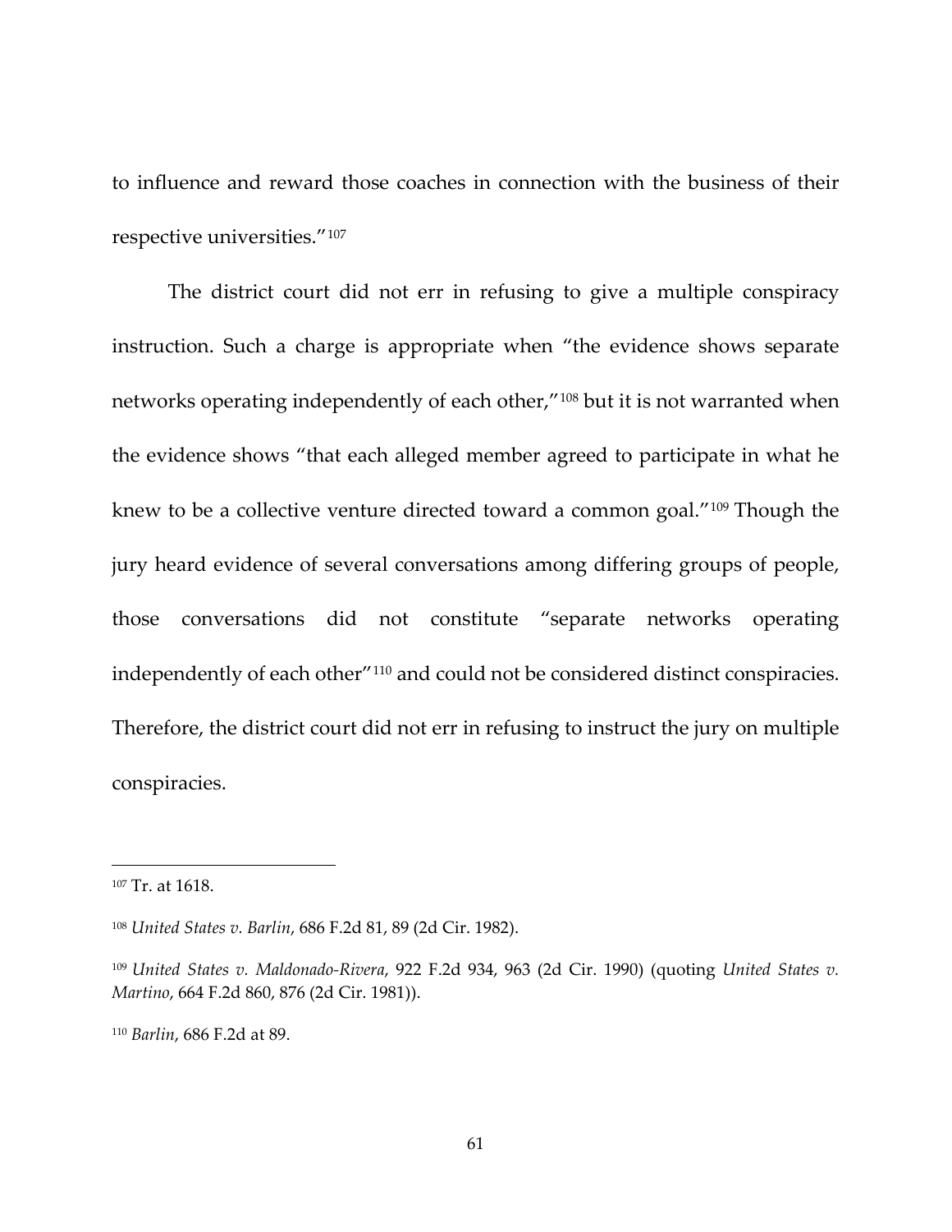to influence and reward those coaches in connection with the business of their respective universities."[107]

The district court did not err in refusing to give a multiple conspiracy instruction. Such a charge is appropriate when "the evidence shows separate networks operating independently of each other,"[108] but it is not warranted when the evidence shows "that each alleged member agreed to participate in what he knew to be a collective venture directed toward a common goal."[109] Though the jury heard evidence of several conversations among differing groups of people, those conversations did not constitute "separate networks operating independently of each other"[110] and could not be considered distinct conspiracies. Therefore, the district court did not err in refusing to instruct the jury on multiple conspiracies.

---

[107] Tr. at 1618.

[108] *United States v. Barlin*, 686 F.2d 81, 89 (2d Cir. 1982).

[109] *United States v. Maldonado-Rivera*, 922 F.2d 934, 963 (2d Cir. 1990) (quoting *United States v. Martino*, 664 F.2d 860, 876 (2d Cir. 1981)).

[110] *Barlin*, 686 F.2d at 89.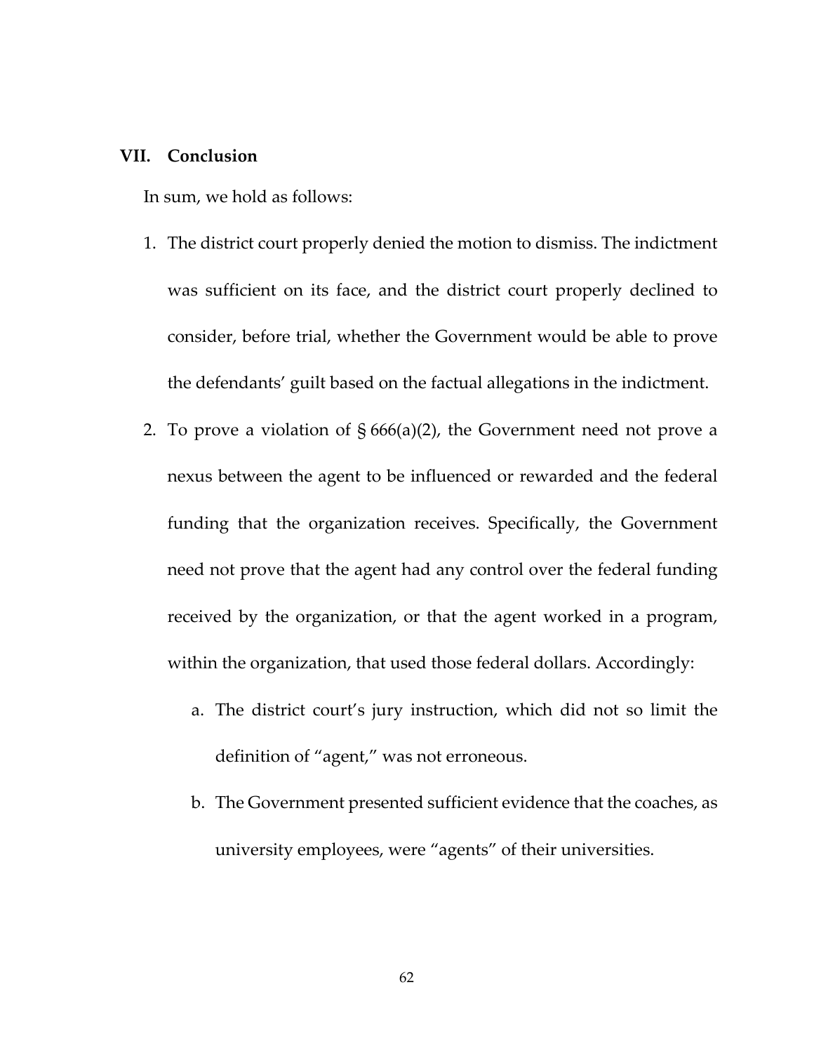## VII. Conclusion

In sum, we hold as follows:

1. The district court properly denied the motion to dismiss. The indictment was sufficient on its face, and the district court properly declined to consider, before trial, whether the Government would be able to prove the defendants' guilt based on the factual allegations in the indictment.
2. To prove a violation of § 666(a)(2), the Government need not prove a nexus between the agent to be influenced or rewarded and the federal funding that the organization receives. Specifically, the Government need not prove that the agent had any control over the federal funding received by the organization, or that the agent worked in a program, within the organization, that used those federal dollars. Accordingly:
   a. The district court's jury instruction, which did not so limit the definition of "agent," was not erroneous.
   b. The Government presented sufficient evidence that the coaches, as university employees, were "agents" of their universities.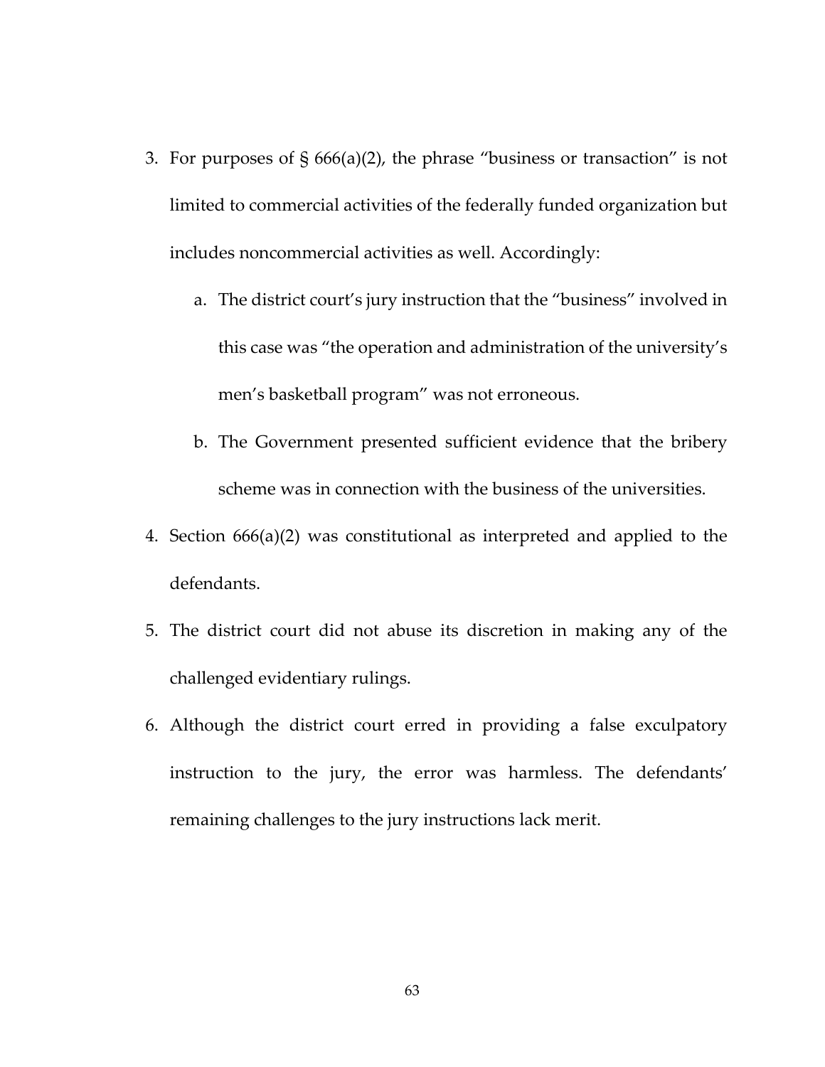3. For purposes of § 666(a)(2), the phrase "business or transaction" is not limited to commercial activities of the federally funded organization but includes noncommercial activities as well. Accordingly:
   a. The district court's jury instruction that the "business" involved in this case was "the operation and administration of the university's men's basketball program" was not erroneous.
   b. The Government presented sufficient evidence that the bribery scheme was in connection with the business of the universities.
4. Section 666(a)(2) was constitutional as interpreted and applied to the defendants.
5. The district court did not abuse its discretion in making any of the challenged evidentiary rulings.
6. Although the district court erred in providing a false exculpatory instruction to the jury, the error was harmless. The defendants' remaining challenges to the jury instructions lack merit.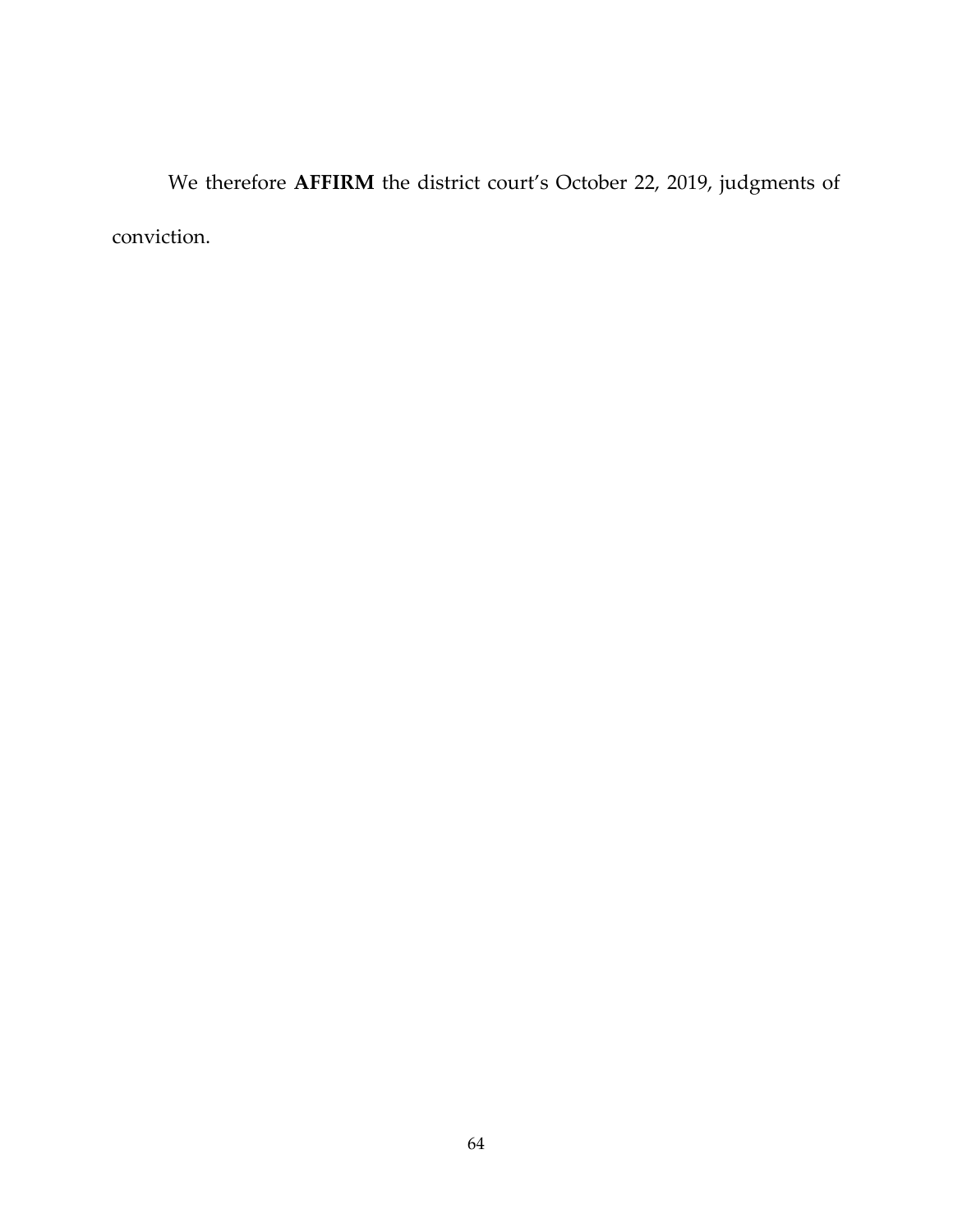We therefore **AFFIRM** the district court's October 22, 2019, judgments of conviction.